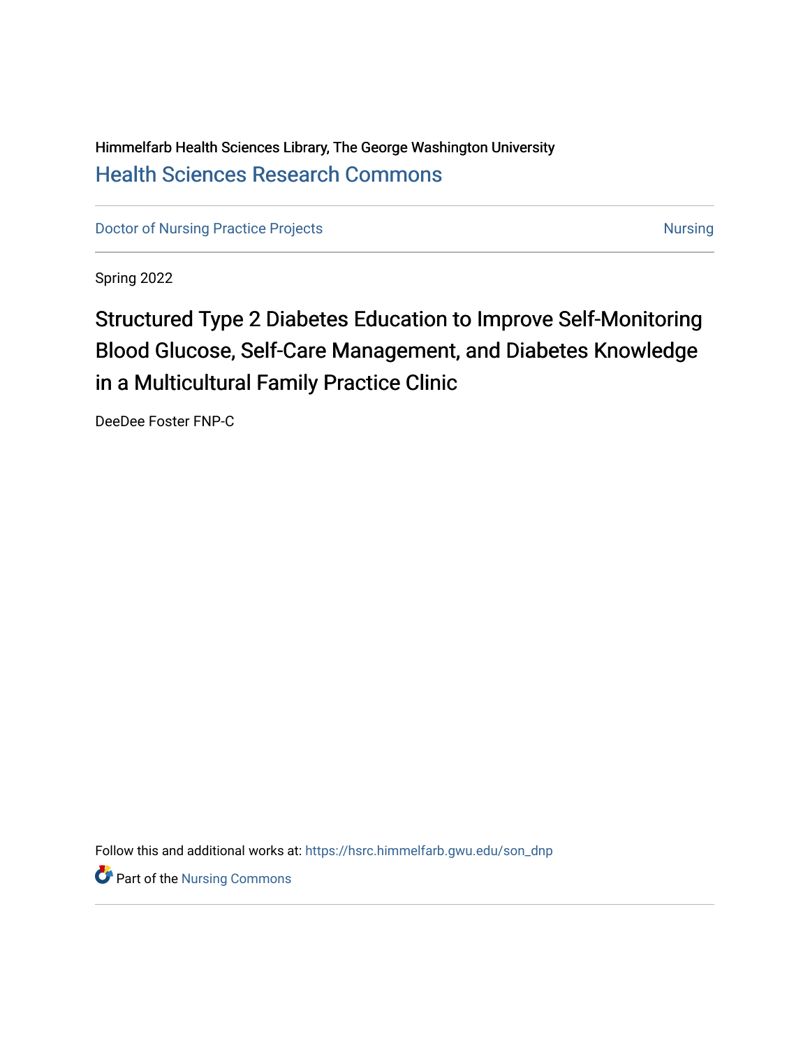Himmelfarb Health Sciences Library, The George Washington University

Health Sciences Research Commons

Doctor of Nursing Practice Projects

Nursing

Spring 2022

# Structured Type 2 Diabetes Education to Improve Self-Monitoring Blood Glucose, Self-Care Management, and Diabetes Knowledge in a Multicultural Family Practice Clinic

DeeDee Foster FNP-C

Follow this and additional works at: https://hsrc.himmelfarb.gwu.edu/son_dnp

Part of the Nursing Commons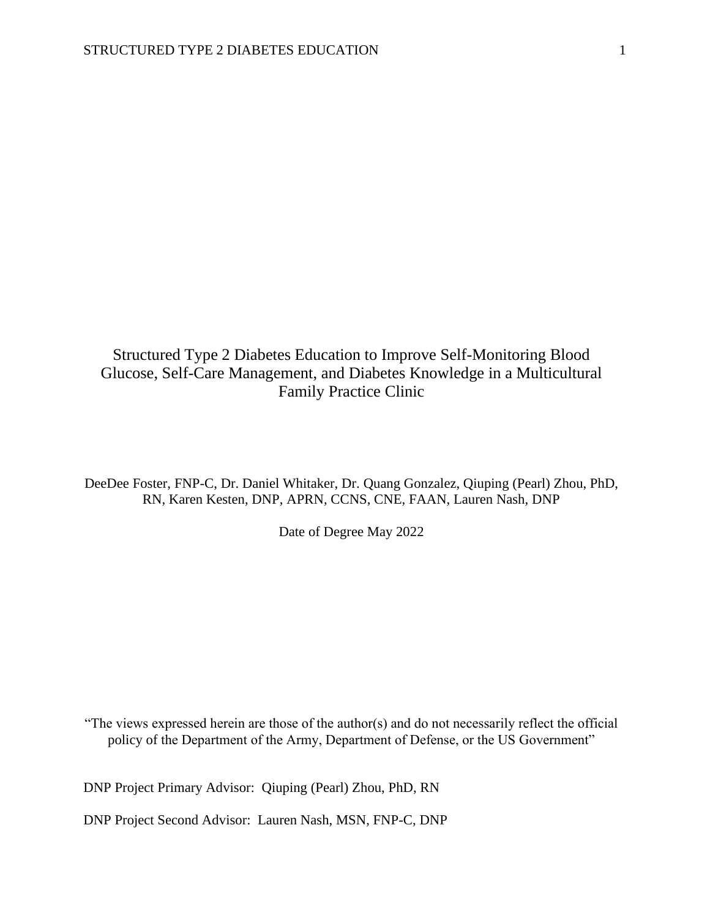# Structured Type 2 Diabetes Education to Improve Self-Monitoring Blood Glucose, Self-Care Management, and Diabetes Knowledge in a Multicultural Family Practice Clinic

DeeDee Foster, FNP-C, Dr. Daniel Whitaker, Dr. Quang Gonzalez, Qiuping (Pearl) Zhou, PhD, RN, Karen Kesten, DNP, APRN, CCNS, CNE, FAAN, Lauren Nash, DNP

Date of Degree May 2022

"The views expressed herein are those of the author(s) and do not necessarily reflect the official policy of the Department of the Army, Department of Defense, or the US Government"

DNP Project Primary Advisor: Qiuping (Pearl) Zhou, PhD, RN

DNP Project Second Advisor: Lauren Nash, MSN, FNP-C, DNP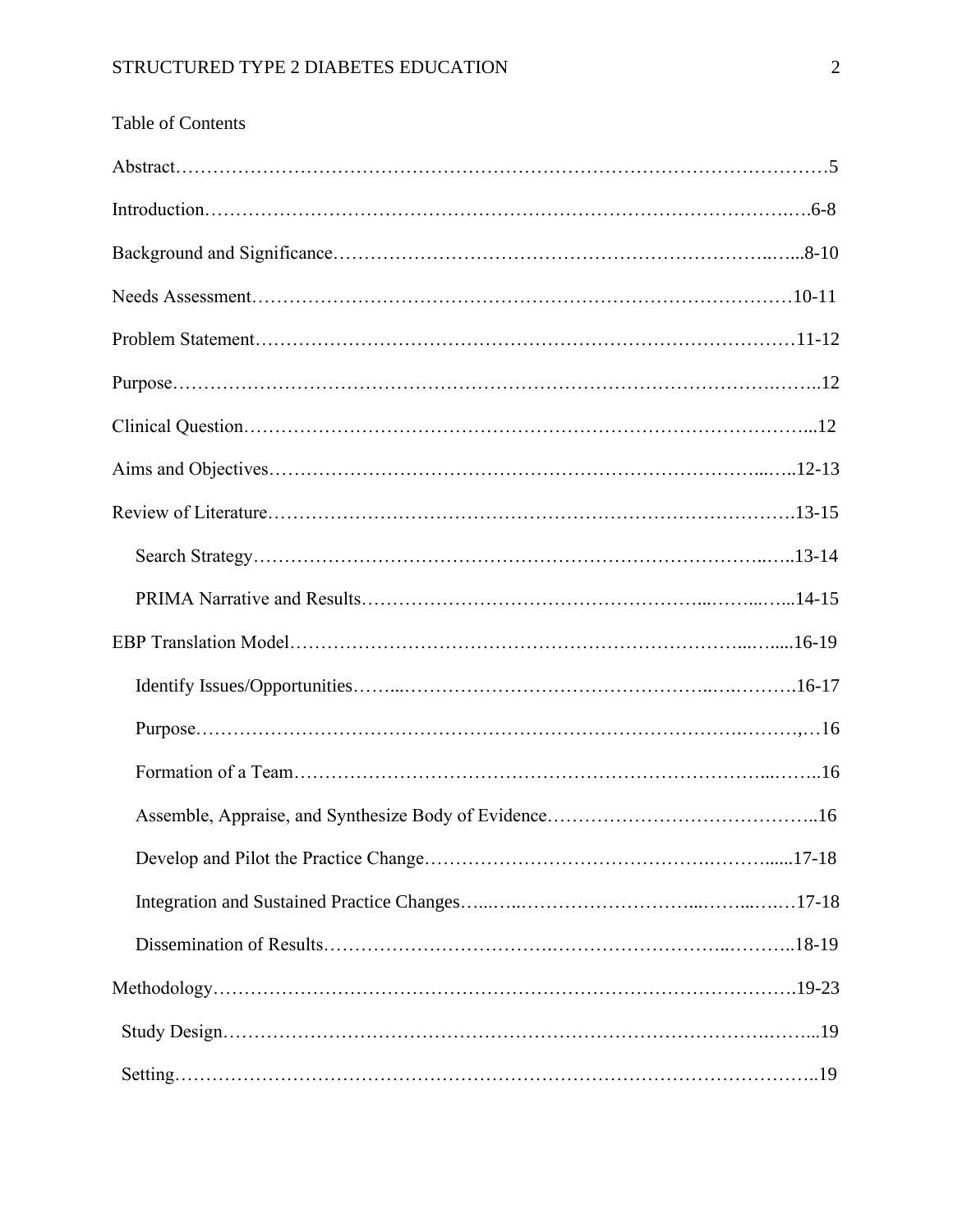Table of Contents

Abstract……………………………………………………………………………………………5

Introduction…………………………………………………………………………………….6-8

Background and Significance…………………………………………………………..…...8-10

Needs Assessment…………………………………………………………………………10-11

Problem Statement…………………………………………………………………………11-12

Purpose…………………………………………………………………………………….…..12

Clinical Question……………………………………………………………………………...12

Aims and Objectives……………………………………………………………………...….12-13

Review of Literature……………………………………………………………………….13-15

- Search Strategy…………………………………………………………………..…..13-14
- PRIMA Narrative and Results……………………………………………...……...…...14-15

EBP Translation Model………………………………………………………………...….....16-19

- Identify Issues/Opportunities……...……………………………………………..…..……….16-17
- Purpose……………………………………………………………………………….………,…16
- Formation of a Team……………………………………………………………………...……..16
- Assemble, Appraise, and Synthesize Body of Evidence……………………………………..16
- Develop and Pilot the Practice Change…………………………………….………......17-18
- Integration and Sustained Practice Changes…...…..………………………...……...….…17-18
- Dissemination of Results…………………………….……………………..………..18-19

Methodology……………………………………………………………………………….19-23

- Study Design……………………………………………………………………….……...19
- Setting……………………………………………………………………………………..19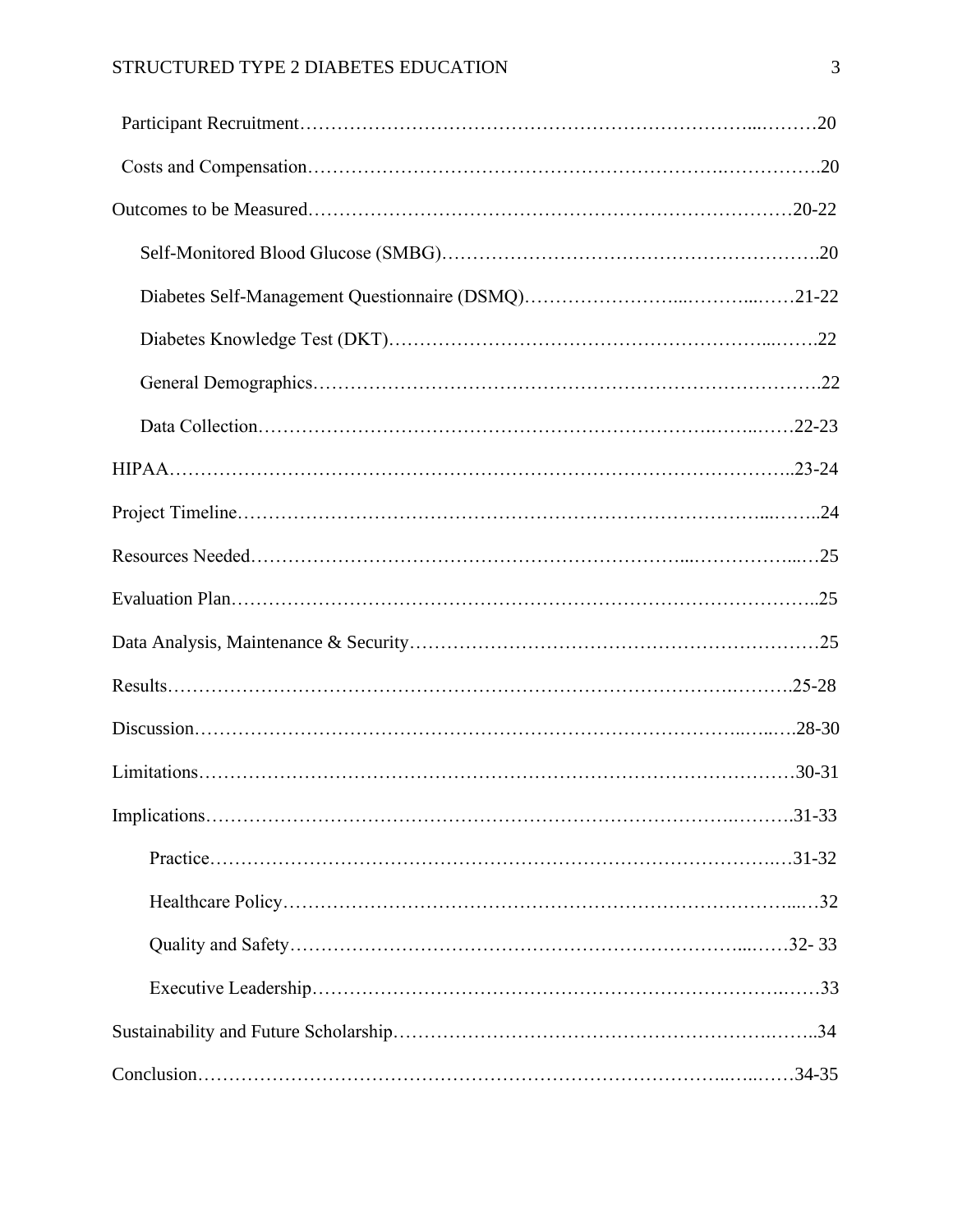Participant Recruitment……………………………………………………………………...………20

Costs and Compensation…………………………………………………………….…………….20

Outcomes to be Measured………………….……………………….……………….……………20-22

Self-Monitored Blood Glucose (SMBG)………………………………………………………….20

Diabetes Self-Management Questionnaire (DSMQ)……………………...………...……21-22

Diabetes Knowledge Test (DKT)…………………………………………………...…….22

General Demographics……………………………………………………………………….22

Data Collection……………………………………………………………….……..……22-23

HIPAA……………………………………………………………………………………..23-24

Project Timeline…………………………………………………………………………...……..24

Resources Needed………………………………………………………...……………...…25

Evaluation Plan…………………………………………………………………………………..25

Data Analysis, Maintenance & Security………………………………………………………25

Results……………….……………………………….…………………….…………….……….25-28

Discussion……………………………………………………………………………...…..….28-30

Limitations…………………………………………………………………………………30-31

Implications……………………………………………………………………….……….31-33

Practice………………………….………………………….……………….………….…31-32

Healthcare Policy…………………………………………………………………………...…32

Quality and Safety……………………………………………………………………...……32- 33

Executive Leadership………………………………………………………………….……33

Sustainability and Future Scholarship………………………………………………….……..34

Conclusion………………………………………………………………………..…..……34-35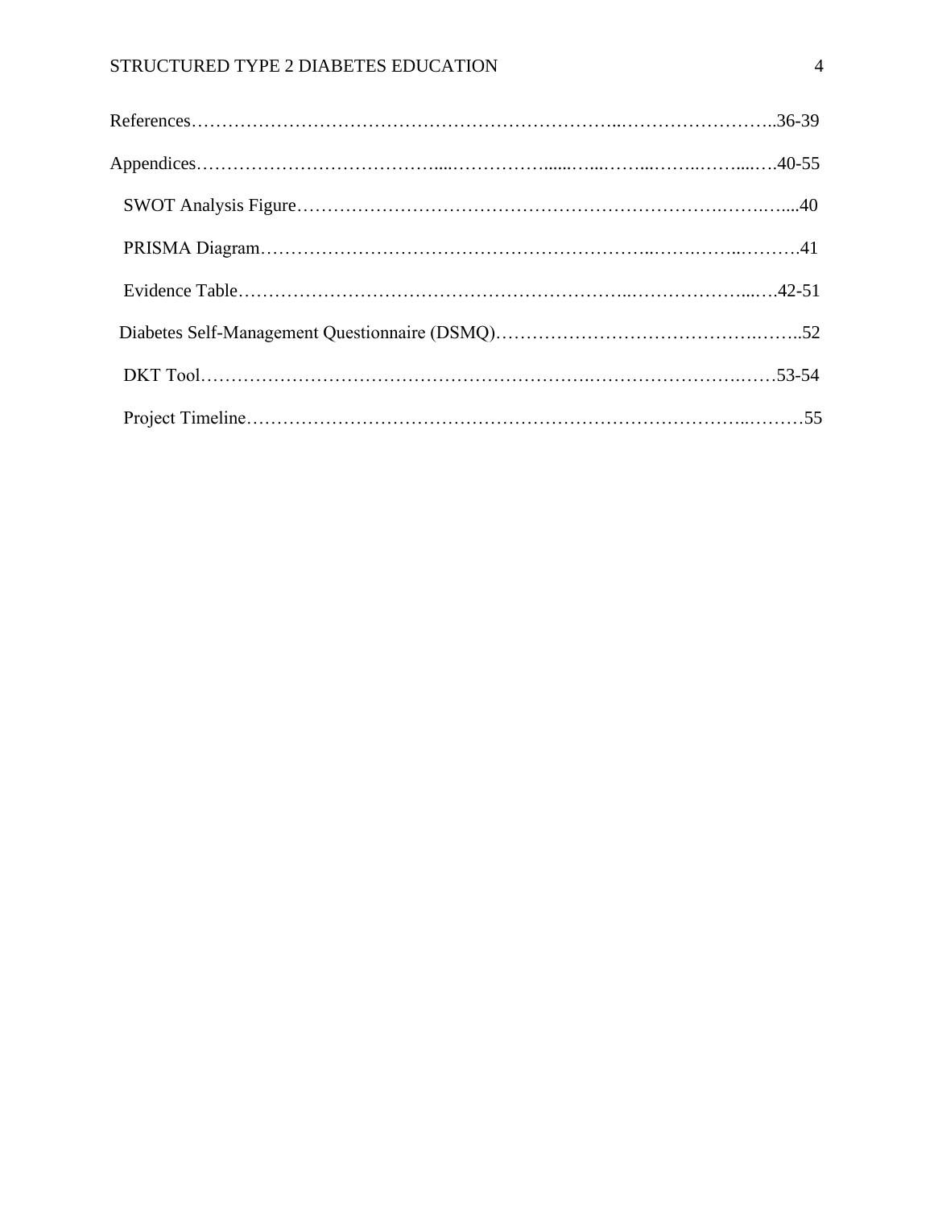References……………………………………………………………..……………………..36-39

Appendices…………………………………....…………….......…...……...……..……...….40-55

SWOT Analysis Figure……….…………………………………………………….…….…....40

PRISMA Diagram……………………………………………………..…….……..……….41

Evidence Table……………………………………………………..………………....….42-51

Diabetes Self-Management Questionnaire (DSMQ)……………………………………….……..52

DKT Tool……………………………………………………..…………………….……53-54

Project Timeline……………………………………………………………………..………55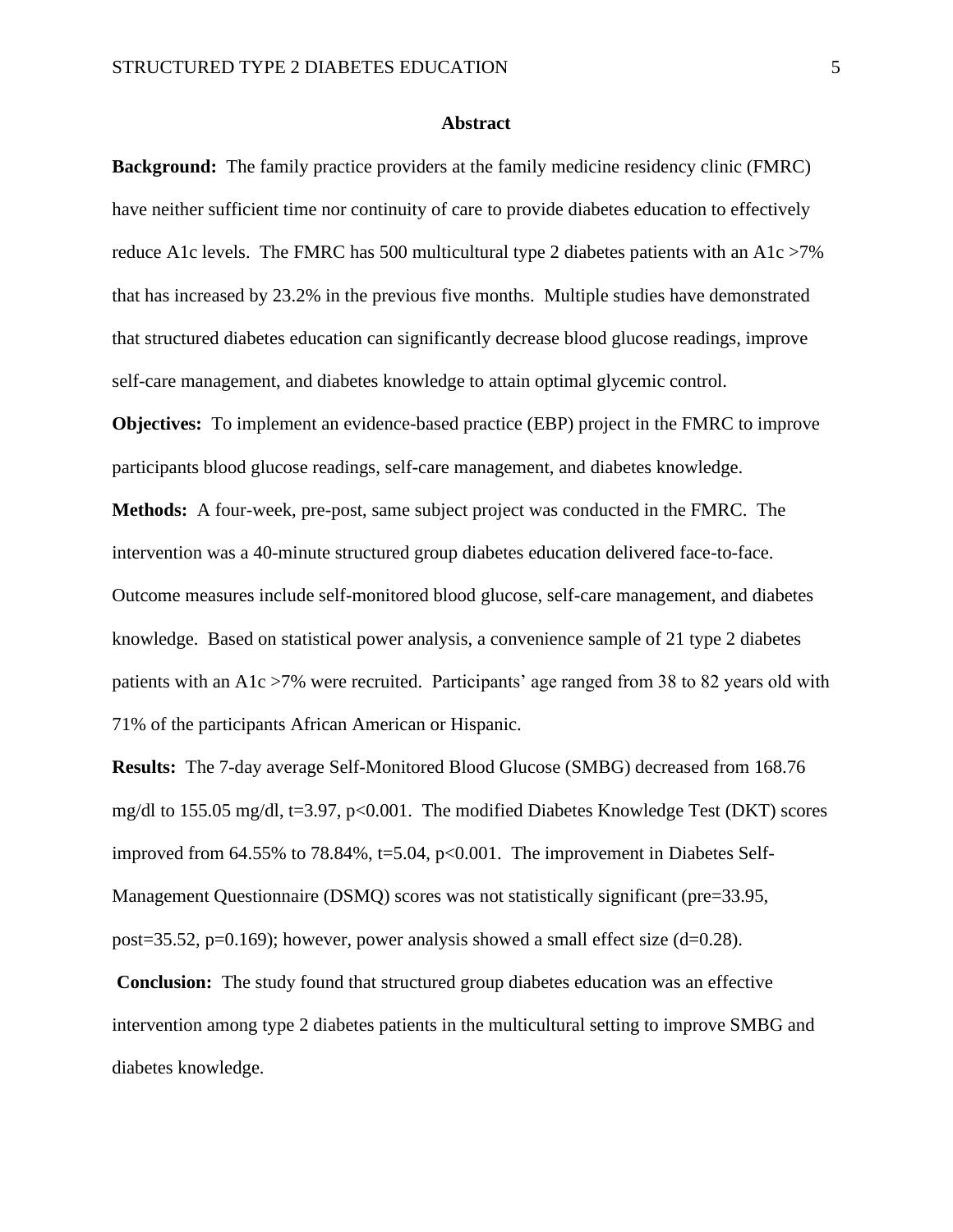## Abstract

**Background:** The family practice providers at the family medicine residency clinic (FMRC) have neither sufficient time nor continuity of care to provide diabetes education to effectively reduce A1c levels. The FMRC has 500 multicultural type 2 diabetes patients with an A1c >7% that has increased by 23.2% in the previous five months. Multiple studies have demonstrated that structured diabetes education can significantly decrease blood glucose readings, improve self-care management, and diabetes knowledge to attain optimal glycemic control.

**Objectives:** To implement an evidence-based practice (EBP) project in the FMRC to improve participants blood glucose readings, self-care management, and diabetes knowledge.

**Methods:** A four-week, pre-post, same subject project was conducted in the FMRC. The intervention was a 40-minute structured group diabetes education delivered face-to-face. Outcome measures include self-monitored blood glucose, self-care management, and diabetes knowledge. Based on statistical power analysis, a convenience sample of 21 type 2 diabetes patients with an A1c >7% were recruited. Participants' age ranged from 38 to 82 years old with 71% of the participants African American or Hispanic.

**Results:** The 7-day average Self-Monitored Blood Glucose (SMBG) decreased from 168.76 mg/dl to 155.05 mg/dl, $t=3.97$, $p<0.001$. The modified Diabetes Knowledge Test (DKT) scores improved from 64.55% to 78.84%, $t=5.04$, $p<0.001$. The improvement in Diabetes Self-Management Questionnaire (DSMQ) scores was not statistically significant (pre=33.95, post=35.52, $p=0.169$); however, power analysis showed a small effect size ($d=0.28$).

**Conclusion:** The study found that structured group diabetes education was an effective intervention among type 2 diabetes patients in the multicultural setting to improve SMBG and diabetes knowledge.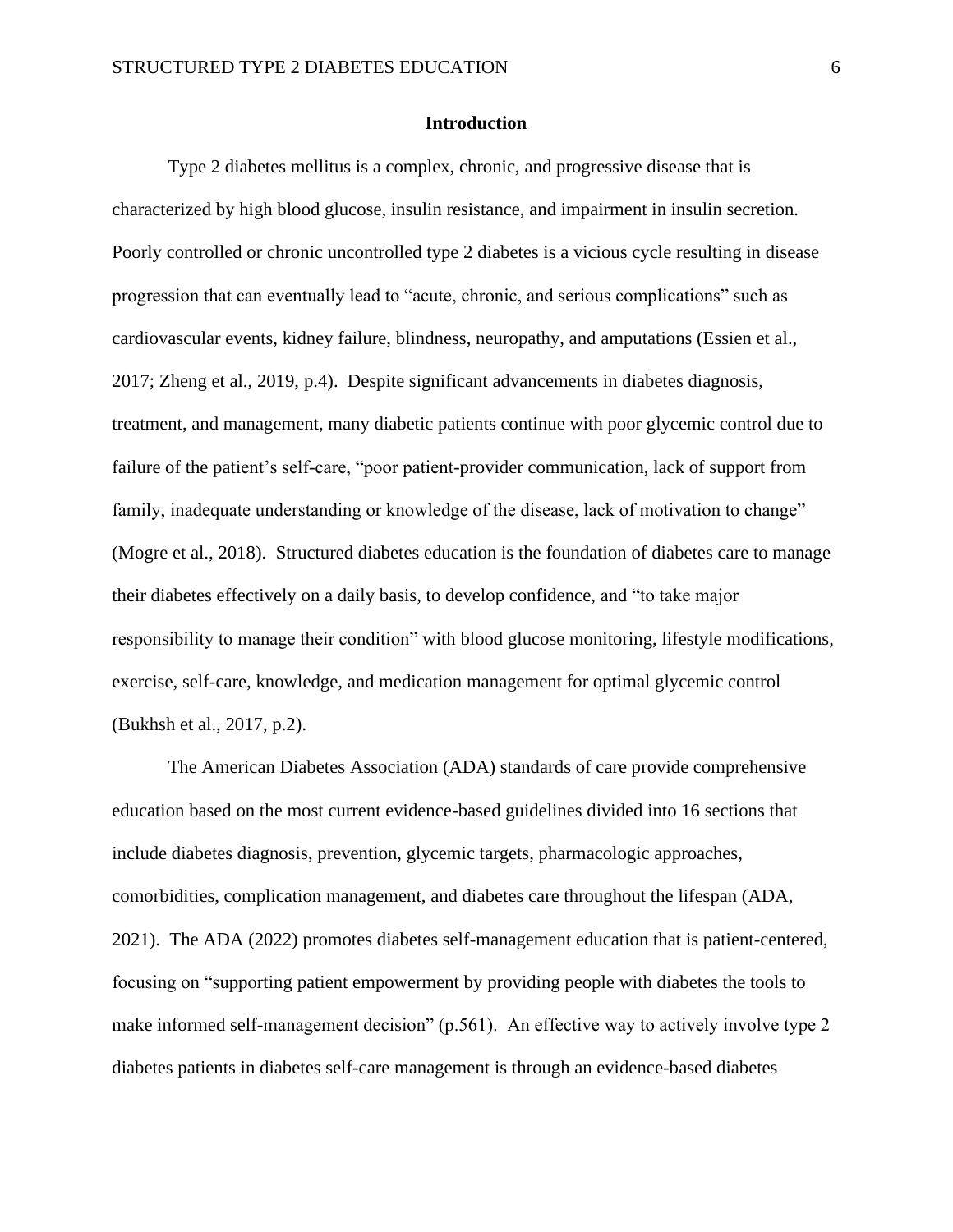## Introduction

Type 2 diabetes mellitus is a complex, chronic, and progressive disease that is characterized by high blood glucose, insulin resistance, and impairment in insulin secretion. Poorly controlled or chronic uncontrolled type 2 diabetes is a vicious cycle resulting in disease progression that can eventually lead to "acute, chronic, and serious complications" such as cardiovascular events, kidney failure, blindness, neuropathy, and amputations (Essien et al., 2017; Zheng et al., 2019, p.4). Despite significant advancements in diabetes diagnosis, treatment, and management, many diabetic patients continue with poor glycemic control due to failure of the patient's self-care, "poor patient-provider communication, lack of support from family, inadequate understanding or knowledge of the disease, lack of motivation to change" (Mogre et al., 2018). Structured diabetes education is the foundation of diabetes care to manage their diabetes effectively on a daily basis, to develop confidence, and "to take major responsibility to manage their condition" with blood glucose monitoring, lifestyle modifications, exercise, self-care, knowledge, and medication management for optimal glycemic control (Bukhsh et al., 2017, p.2).

The American Diabetes Association (ADA) standards of care provide comprehensive education based on the most current evidence-based guidelines divided into 16 sections that include diabetes diagnosis, prevention, glycemic targets, pharmacologic approaches, comorbidities, complication management, and diabetes care throughout the lifespan (ADA, 2021). The ADA (2022) promotes diabetes self-management education that is patient-centered, focusing on "supporting patient empowerment by providing people with diabetes the tools to make informed self-management decision" (p.561). An effective way to actively involve type 2 diabetes patients in diabetes self-care management is through an evidence-based diabetes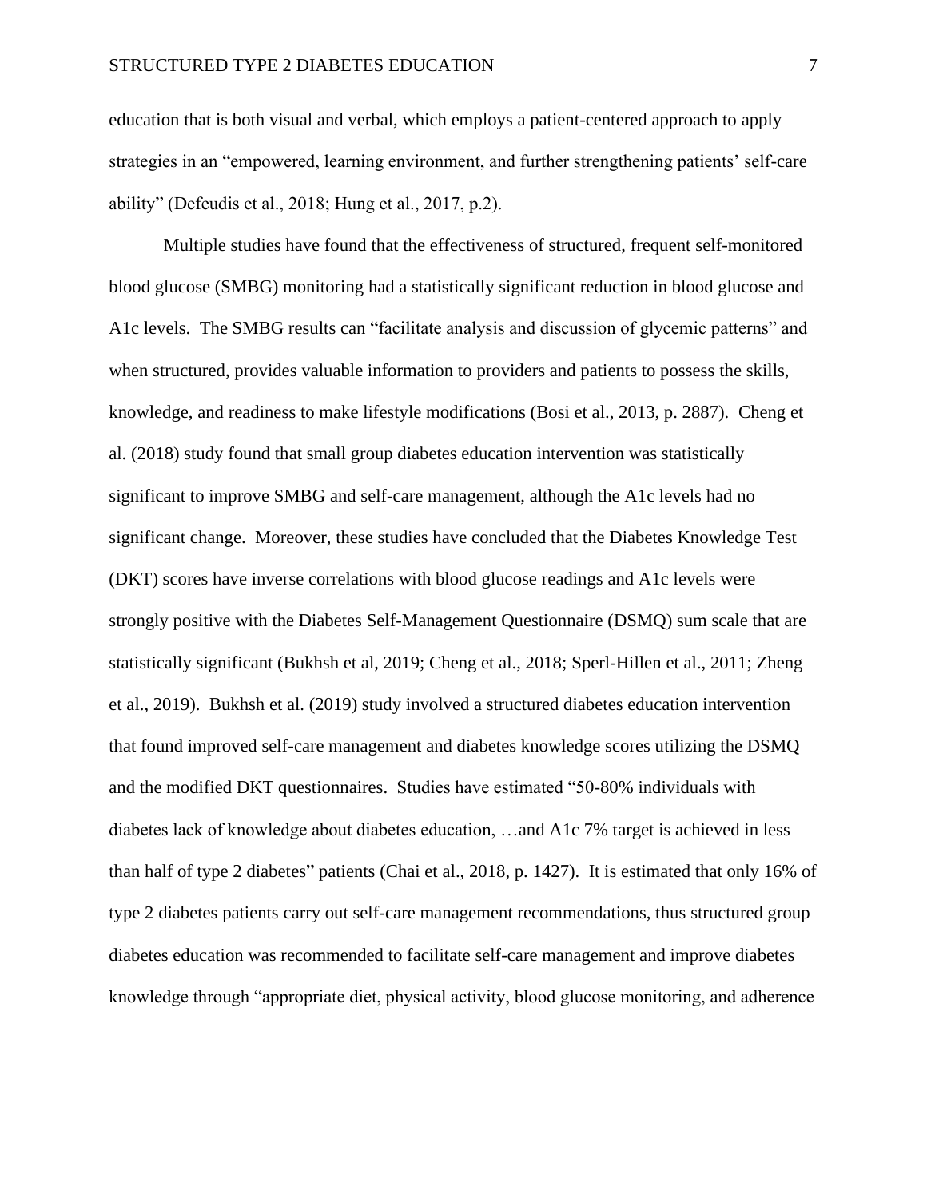education that is both visual and verbal, which employs a patient-centered approach to apply strategies in an "empowered, learning environment, and further strengthening patients' self-care ability" (Defeudis et al., 2018; Hung et al., 2017, p.2).

Multiple studies have found that the effectiveness of structured, frequent self-monitored blood glucose (SMBG) monitoring had a statistically significant reduction in blood glucose and A1c levels. The SMBG results can "facilitate analysis and discussion of glycemic patterns" and when structured, provides valuable information to providers and patients to possess the skills, knowledge, and readiness to make lifestyle modifications (Bosi et al., 2013, p. 2887). Cheng et al. (2018) study found that small group diabetes education intervention was statistically significant to improve SMBG and self-care management, although the A1c levels had no significant change. Moreover, these studies have concluded that the Diabetes Knowledge Test (DKT) scores have inverse correlations with blood glucose readings and A1c levels were strongly positive with the Diabetes Self-Management Questionnaire (DSMQ) sum scale that are statistically significant (Bukhsh et al, 2019; Cheng et al., 2018; Sperl-Hillen et al., 2011; Zheng et al., 2019). Bukhsh et al. (2019) study involved a structured diabetes education intervention that found improved self-care management and diabetes knowledge scores utilizing the DSMQ and the modified DKT questionnaires. Studies have estimated "50-80% individuals with diabetes lack of knowledge about diabetes education, …and A1c 7% target is achieved in less than half of type 2 diabetes" patients (Chai et al., 2018, p. 1427). It is estimated that only 16% of type 2 diabetes patients carry out self-care management recommendations, thus structured group diabetes education was recommended to facilitate self-care management and improve diabetes knowledge through "appropriate diet, physical activity, blood glucose monitoring, and adherence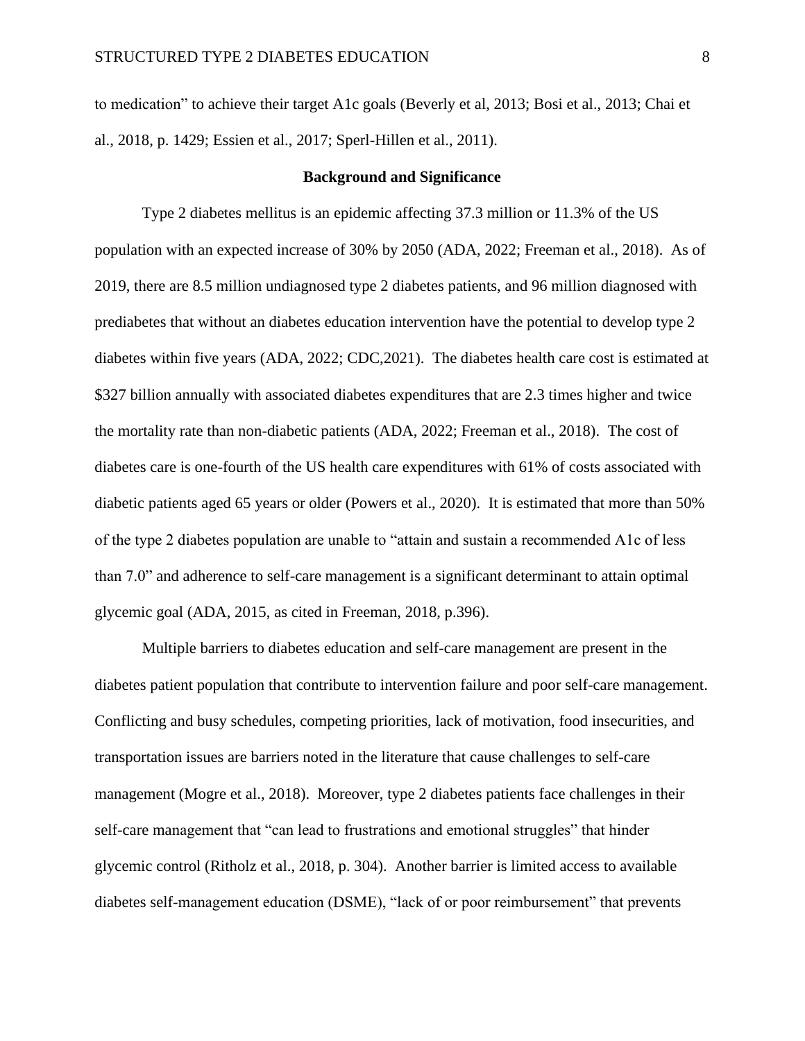to medication" to achieve their target A1c goals (Beverly et al, 2013; Bosi et al., 2013; Chai et al., 2018, p. 1429; Essien et al., 2017; Sperl-Hillen et al., 2011).

## Background and Significance

Type 2 diabetes mellitus is an epidemic affecting 37.3 million or 11.3% of the US population with an expected increase of 30% by 2050 (ADA, 2022; Freeman et al., 2018). As of 2019, there are 8.5 million undiagnosed type 2 diabetes patients, and 96 million diagnosed with prediabetes that without an diabetes education intervention have the potential to develop type 2 diabetes within five years (ADA, 2022; CDC,2021). The diabetes health care cost is estimated at $327 billion annually with associated diabetes expenditures that are 2.3 times higher and twice the mortality rate than non-diabetic patients (ADA, 2022; Freeman et al., 2018). The cost of diabetes care is one-fourth of the US health care expenditures with 61% of costs associated with diabetic patients aged 65 years or older (Powers et al., 2020). It is estimated that more than 50% of the type 2 diabetes population are unable to "attain and sustain a recommended A1c of less than 7.0" and adherence to self-care management is a significant determinant to attain optimal glycemic goal (ADA, 2015, as cited in Freeman, 2018, p.396).

Multiple barriers to diabetes education and self-care management are present in the diabetes patient population that contribute to intervention failure and poor self-care management. Conflicting and busy schedules, competing priorities, lack of motivation, food insecurities, and transportation issues are barriers noted in the literature that cause challenges to self-care management (Mogre et al., 2018). Moreover, type 2 diabetes patients face challenges in their self-care management that "can lead to frustrations and emotional struggles" that hinder glycemic control (Ritholz et al., 2018, p. 304). Another barrier is limited access to available diabetes self-management education (DSME), "lack of or poor reimbursement" that prevents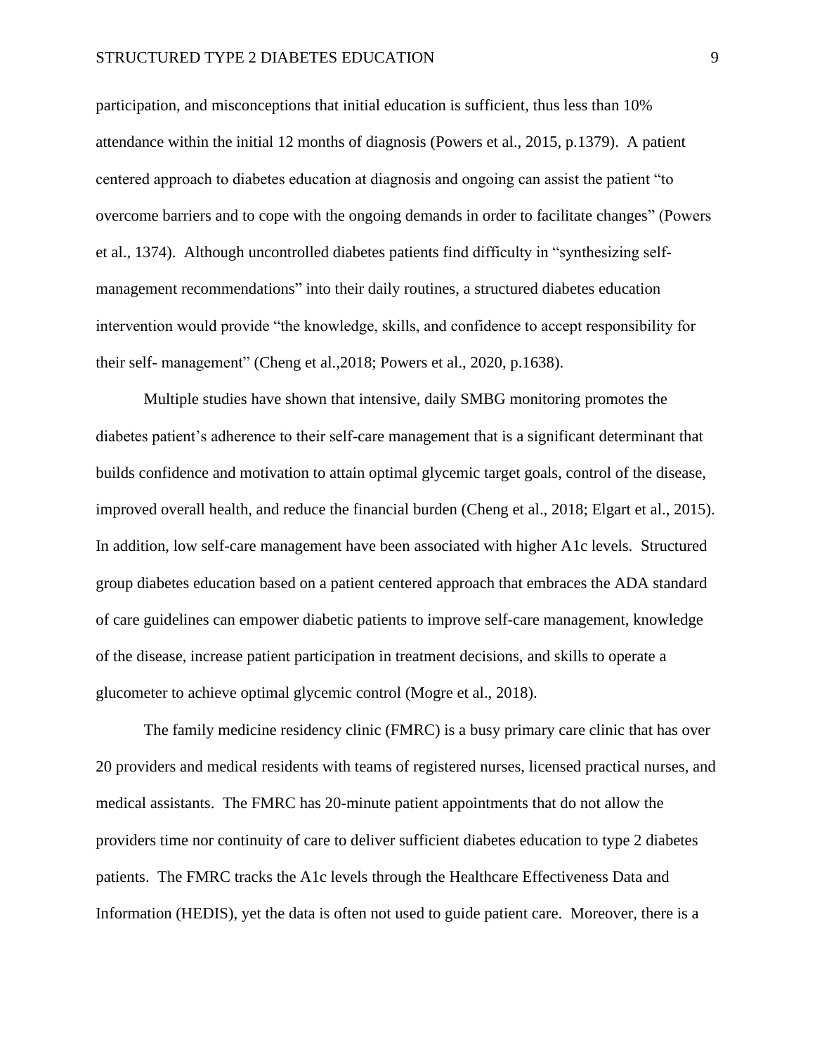participation, and misconceptions that initial education is sufficient, thus less than 10% attendance within the initial 12 months of diagnosis (Powers et al., 2015, p.1379). A patient centered approach to diabetes education at diagnosis and ongoing can assist the patient "to overcome barriers and to cope with the ongoing demands in order to facilitate changes" (Powers et al., 1374). Although uncontrolled diabetes patients find difficulty in "synthesizing self-management recommendations" into their daily routines, a structured diabetes education intervention would provide "the knowledge, skills, and confidence to accept responsibility for their self- management" (Cheng et al.,2018; Powers et al., 2020, p.1638).

Multiple studies have shown that intensive, daily SMBG monitoring promotes the diabetes patient's adherence to their self-care management that is a significant determinant that builds confidence and motivation to attain optimal glycemic target goals, control of the disease, improved overall health, and reduce the financial burden (Cheng et al., 2018; Elgart et al., 2015). In addition, low self-care management have been associated with higher A1c levels. Structured group diabetes education based on a patient centered approach that embraces the ADA standard of care guidelines can empower diabetic patients to improve self-care management, knowledge of the disease, increase patient participation in treatment decisions, and skills to operate a glucometer to achieve optimal glycemic control (Mogre et al., 2018).

The family medicine residency clinic (FMRC) is a busy primary care clinic that has over 20 providers and medical residents with teams of registered nurses, licensed practical nurses, and medical assistants. The FMRC has 20-minute patient appointments that do not allow the providers time nor continuity of care to deliver sufficient diabetes education to type 2 diabetes patients. The FMRC tracks the A1c levels through the Healthcare Effectiveness Data and Information (HEDIS), yet the data is often not used to guide patient care. Moreover, there is a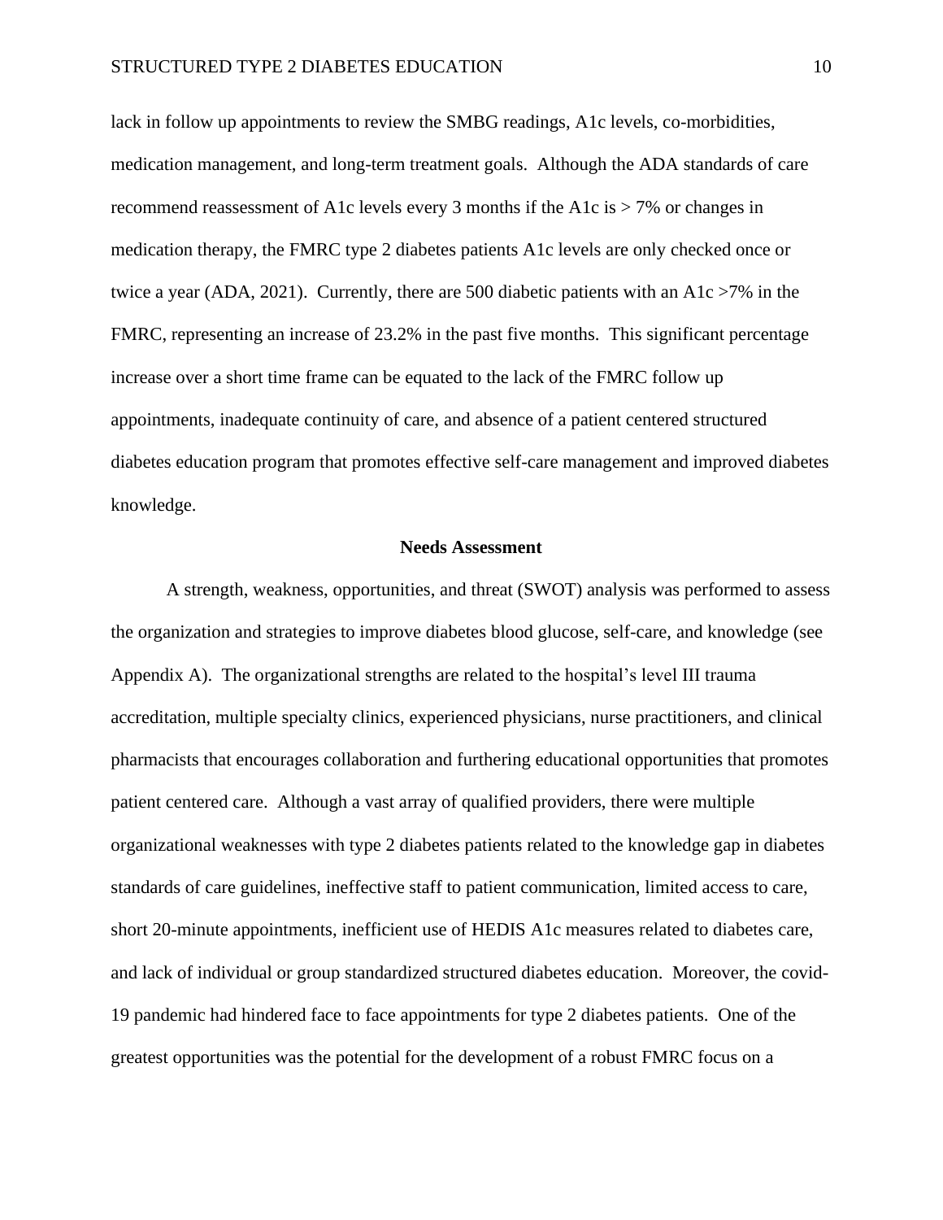lack in follow up appointments to review the SMBG readings, A1c levels, co-morbidities, medication management, and long-term treatment goals. Although the ADA standards of care recommend reassessment of A1c levels every 3 months if the A1c is > 7% or changes in medication therapy, the FMRC type 2 diabetes patients A1c levels are only checked once or twice a year (ADA, 2021). Currently, there are 500 diabetic patients with an A1c >7% in the FMRC, representing an increase of 23.2% in the past five months. This significant percentage increase over a short time frame can be equated to the lack of the FMRC follow up appointments, inadequate continuity of care, and absence of a patient centered structured diabetes education program that promotes effective self-care management and improved diabetes knowledge.

## Needs Assessment

A strength, weakness, opportunities, and threat (SWOT) analysis was performed to assess the organization and strategies to improve diabetes blood glucose, self-care, and knowledge (see Appendix A). The organizational strengths are related to the hospital's level III trauma accreditation, multiple specialty clinics, experienced physicians, nurse practitioners, and clinical pharmacists that encourages collaboration and furthering educational opportunities that promotes patient centered care. Although a vast array of qualified providers, there were multiple organizational weaknesses with type 2 diabetes patients related to the knowledge gap in diabetes standards of care guidelines, ineffective staff to patient communication, limited access to care, short 20-minute appointments, inefficient use of HEDIS A1c measures related to diabetes care, and lack of individual or group standardized structured diabetes education. Moreover, the covid-19 pandemic had hindered face to face appointments for type 2 diabetes patients. One of the greatest opportunities was the potential for the development of a robust FMRC focus on a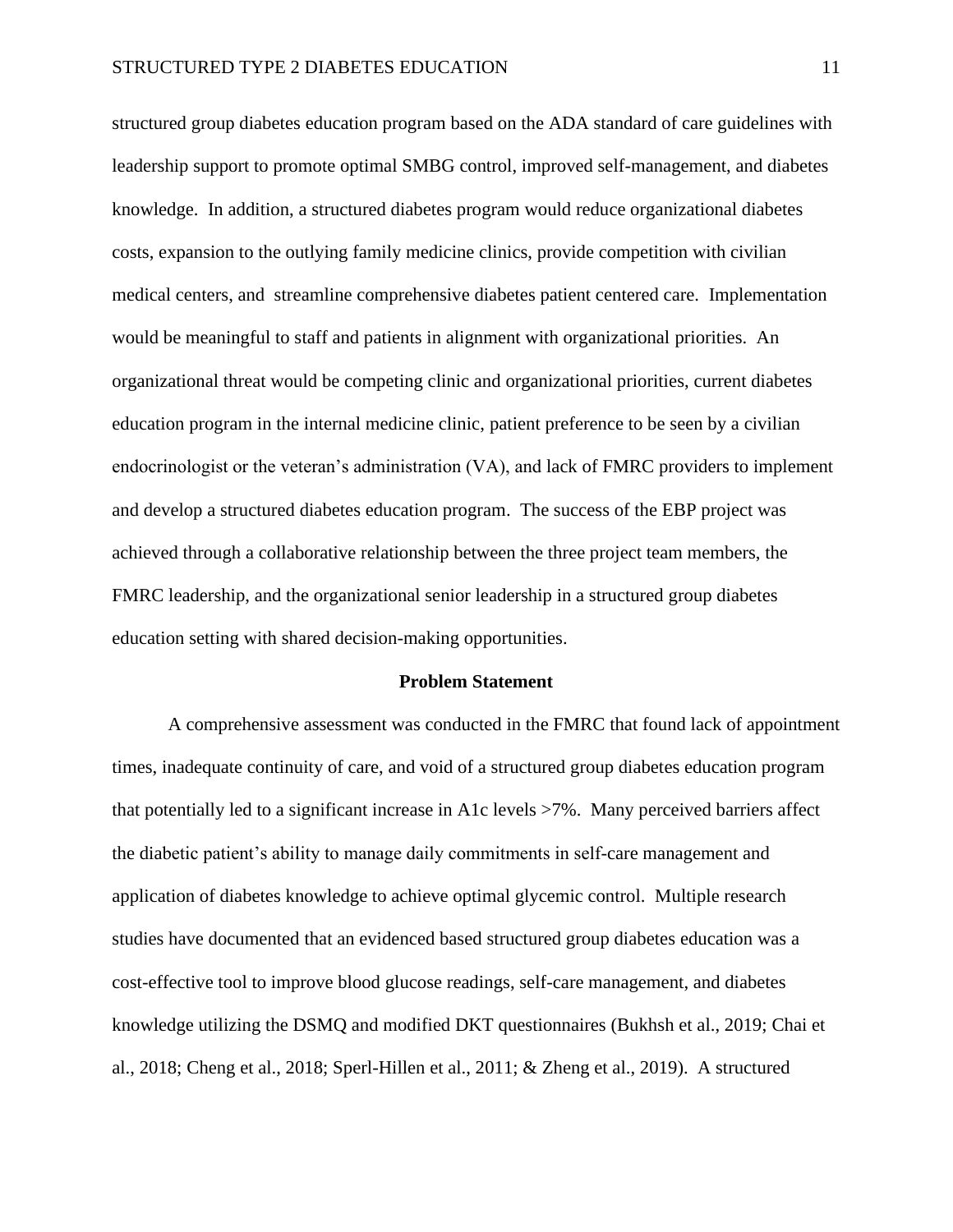structured group diabetes education program based on the ADA standard of care guidelines with leadership support to promote optimal SMBG control, improved self-management, and diabetes knowledge. In addition, a structured diabetes program would reduce organizational diabetes costs, expansion to the outlying family medicine clinics, provide competition with civilian medical centers, and streamline comprehensive diabetes patient centered care. Implementation would be meaningful to staff and patients in alignment with organizational priorities. An organizational threat would be competing clinic and organizational priorities, current diabetes education program in the internal medicine clinic, patient preference to be seen by a civilian endocrinologist or the veteran's administration (VA), and lack of FMRC providers to implement and develop a structured diabetes education program. The success of the EBP project was achieved through a collaborative relationship between the three project team members, the FMRC leadership, and the organizational senior leadership in a structured group diabetes education setting with shared decision-making opportunities.

## Problem Statement

A comprehensive assessment was conducted in the FMRC that found lack of appointment times, inadequate continuity of care, and void of a structured group diabetes education program that potentially led to a significant increase in A1c levels >7%. Many perceived barriers affect the diabetic patient's ability to manage daily commitments in self-care management and application of diabetes knowledge to achieve optimal glycemic control. Multiple research studies have documented that an evidenced based structured group diabetes education was a cost-effective tool to improve blood glucose readings, self-care management, and diabetes knowledge utilizing the DSMQ and modified DKT questionnaires (Bukhsh et al., 2019; Chai et al., 2018; Cheng et al., 2018; Sperl-Hillen et al., 2011; & Zheng et al., 2019). A structured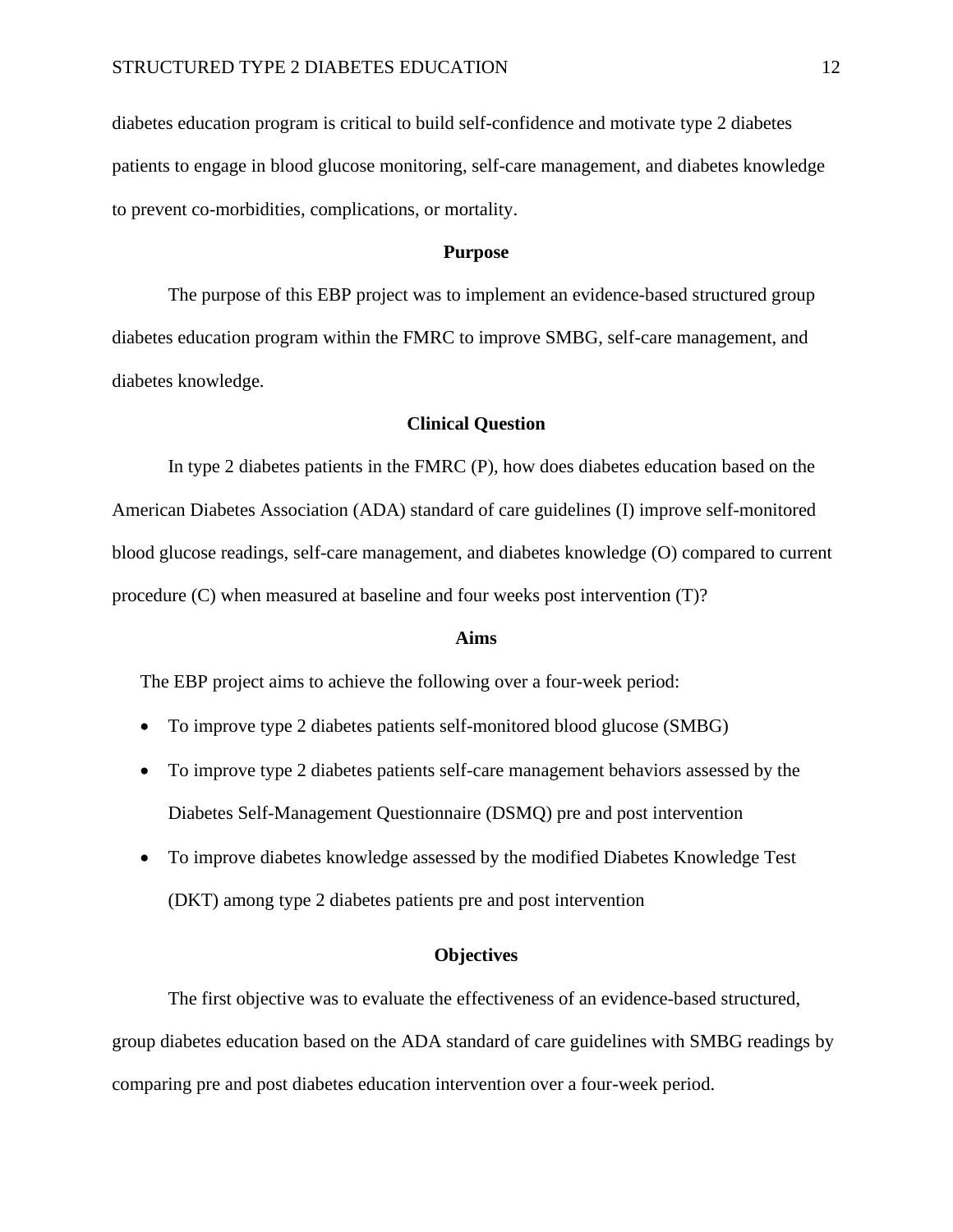diabetes education program is critical to build self-confidence and motivate type 2 diabetes patients to engage in blood glucose monitoring, self-care management, and diabetes knowledge to prevent co-morbidities, complications, or mortality.

## Purpose

The purpose of this EBP project was to implement an evidence-based structured group diabetes education program within the FMRC to improve SMBG, self-care management, and diabetes knowledge.

## Clinical Question

In type 2 diabetes patients in the FMRC (P), how does diabetes education based on the American Diabetes Association (ADA) standard of care guidelines (I) improve self-monitored blood glucose readings, self-care management, and diabetes knowledge (O) compared to current procedure (C) when measured at baseline and four weeks post intervention (T)?

## Aims

The EBP project aims to achieve the following over a four-week period:

- To improve type 2 diabetes patients self-monitored blood glucose (SMBG)
- To improve type 2 diabetes patients self-care management behaviors assessed by the Diabetes Self-Management Questionnaire (DSMQ) pre and post intervention
- To improve diabetes knowledge assessed by the modified Diabetes Knowledge Test (DKT) among type 2 diabetes patients pre and post intervention

## Objectives

The first objective was to evaluate the effectiveness of an evidence-based structured, group diabetes education based on the ADA standard of care guidelines with SMBG readings by comparing pre and post diabetes education intervention over a four-week period.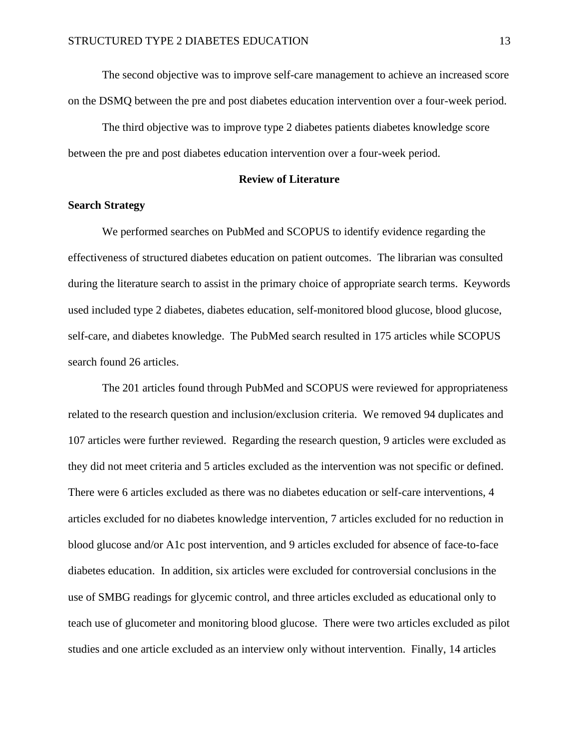The second objective was to improve self-care management to achieve an increased score on the DSMQ between the pre and post diabetes education intervention over a four-week period.

The third objective was to improve type 2 diabetes patients diabetes knowledge score between the pre and post diabetes education intervention over a four-week period.

## Review of Literature

### Search Strategy

We performed searches on PubMed and SCOPUS to identify evidence regarding the effectiveness of structured diabetes education on patient outcomes. The librarian was consulted during the literature search to assist in the primary choice of appropriate search terms. Keywords used included type 2 diabetes, diabetes education, self-monitored blood glucose, blood glucose, self-care, and diabetes knowledge. The PubMed search resulted in 175 articles while SCOPUS search found 26 articles.

The 201 articles found through PubMed and SCOPUS were reviewed for appropriateness related to the research question and inclusion/exclusion criteria. We removed 94 duplicates and 107 articles were further reviewed. Regarding the research question, 9 articles were excluded as they did not meet criteria and 5 articles excluded as the intervention was not specific or defined. There were 6 articles excluded as there was no diabetes education or self-care interventions, 4 articles excluded for no diabetes knowledge intervention, 7 articles excluded for no reduction in blood glucose and/or A1c post intervention, and 9 articles excluded for absence of face-to-face diabetes education. In addition, six articles were excluded for controversial conclusions in the use of SMBG readings for glycemic control, and three articles excluded as educational only to teach use of glucometer and monitoring blood glucose. There were two articles excluded as pilot studies and one article excluded as an interview only without intervention. Finally, 14 articles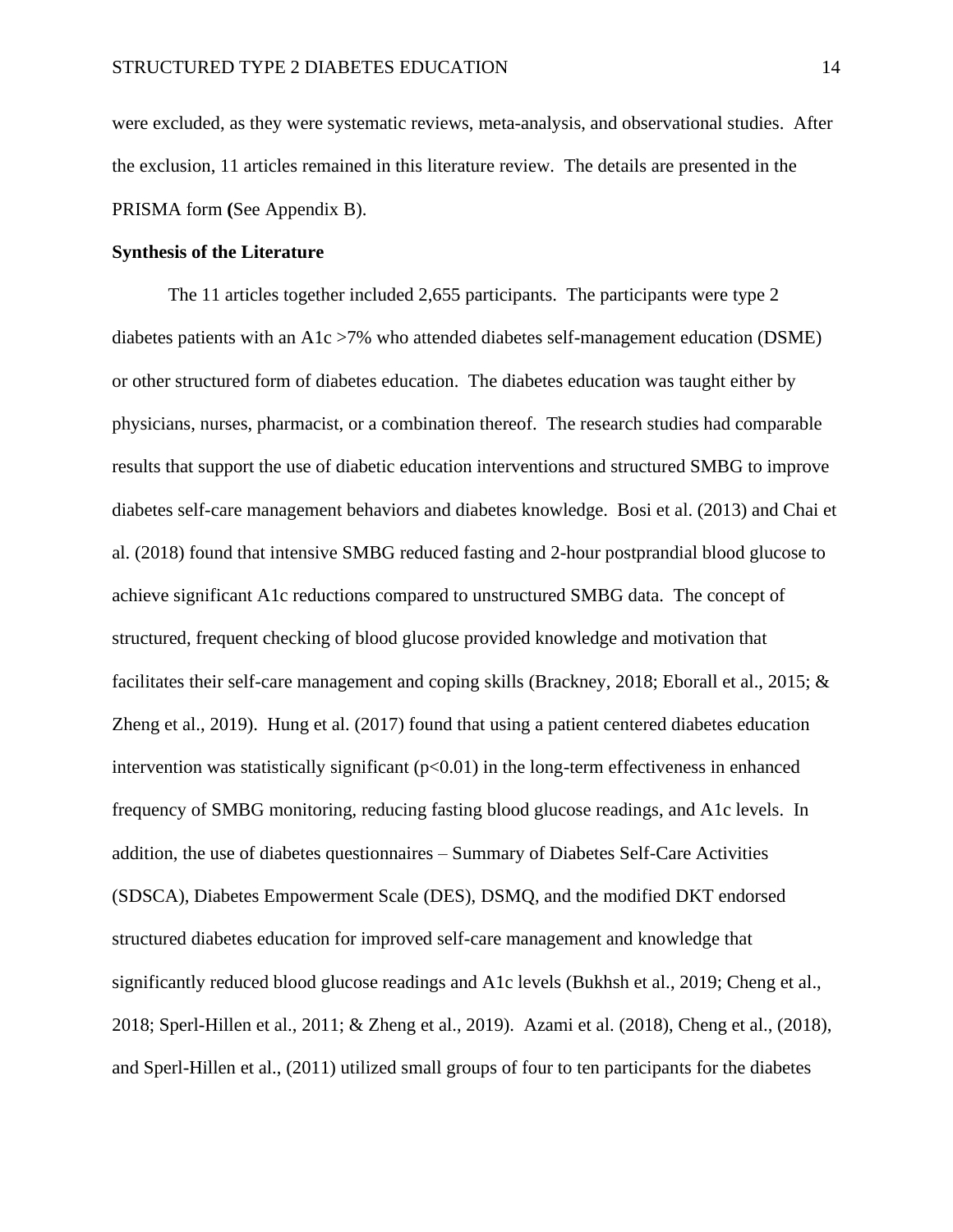were excluded, as they were systematic reviews, meta-analysis, and observational studies. After the exclusion, 11 articles remained in this literature review. The details are presented in the PRISMA form **(**See Appendix B).

**Synthesis of the Literature**

The 11 articles together included 2,655 participants. The participants were type 2 diabetes patients with an A1c >7% who attended diabetes self-management education (DSME) or other structured form of diabetes education. The diabetes education was taught either by physicians, nurses, pharmacist, or a combination thereof. The research studies had comparable results that support the use of diabetic education interventions and structured SMBG to improve diabetes self-care management behaviors and diabetes knowledge. Bosi et al. (2013) and Chai et al. (2018) found that intensive SMBG reduced fasting and 2-hour postprandial blood glucose to achieve significant A1c reductions compared to unstructured SMBG data. The concept of structured, frequent checking of blood glucose provided knowledge and motivation that facilitates their self-care management and coping skills (Brackney, 2018; Eborall et al., 2015; & Zheng et al., 2019). Hung et al. (2017) found that using a patient centered diabetes education intervention was statistically significant ($p<0.01$) in the long-term effectiveness in enhanced frequency of SMBG monitoring, reducing fasting blood glucose readings, and A1c levels. In addition, the use of diabetes questionnaires – Summary of Diabetes Self-Care Activities (SDSCA), Diabetes Empowerment Scale (DES), DSMQ, and the modified DKT endorsed structured diabetes education for improved self-care management and knowledge that significantly reduced blood glucose readings and A1c levels (Bukhsh et al., 2019; Cheng et al., 2018; Sperl-Hillen et al., 2011; & Zheng et al., 2019). Azami et al. (2018), Cheng et al., (2018), and Sperl-Hillen et al., (2011) utilized small groups of four to ten participants for the diabetes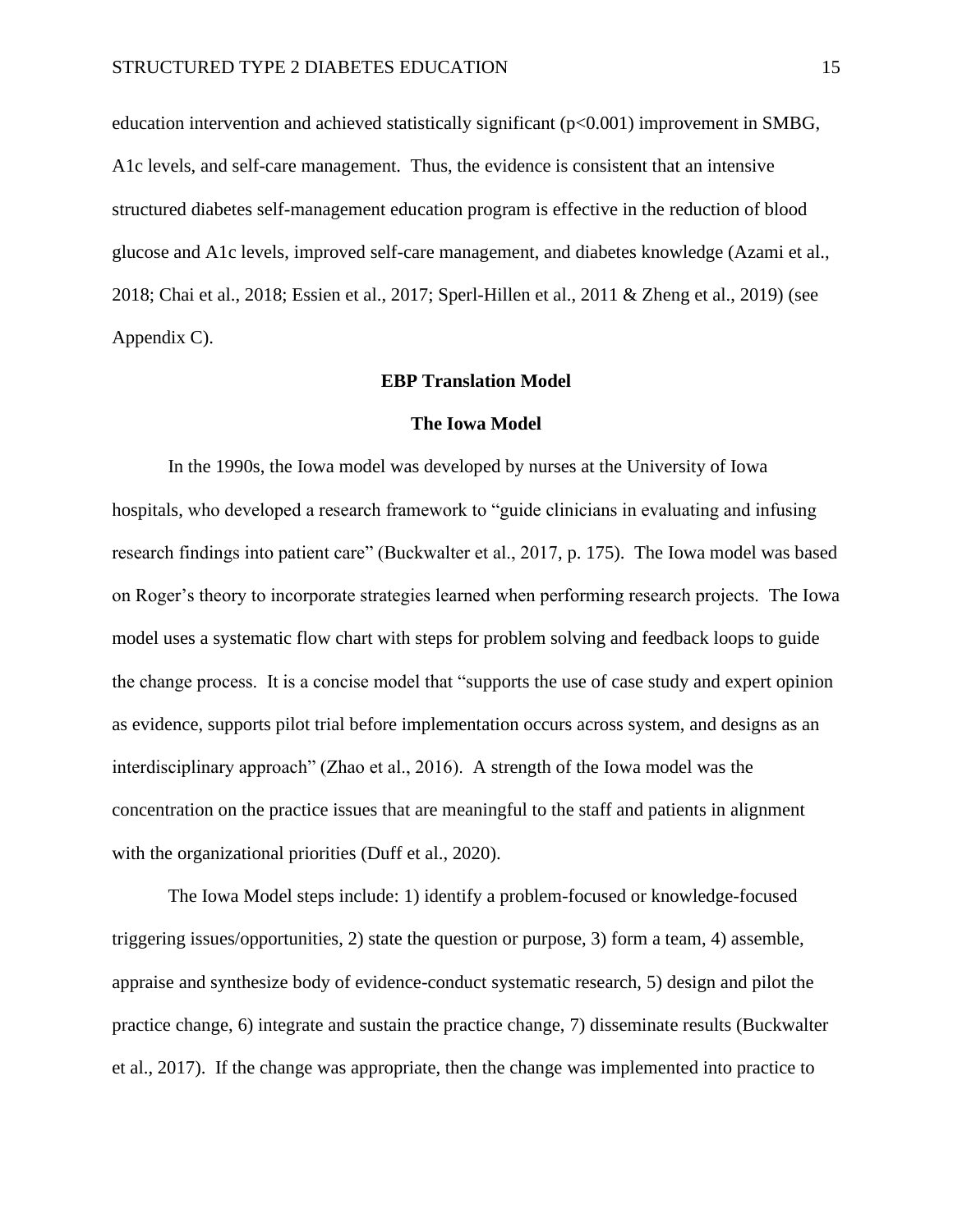education intervention and achieved statistically significant ($p<0.001$) improvement in SMBG, A1c levels, and self-care management. Thus, the evidence is consistent that an intensive structured diabetes self-management education program is effective in the reduction of blood glucose and A1c levels, improved self-care management, and diabetes knowledge (Azami et al., 2018; Chai et al., 2018; Essien et al., 2017; Sperl-Hillen et al., 2011 & Zheng et al., 2019) (see Appendix C).

## EBP Translation Model

### The Iowa Model

In the 1990s, the Iowa model was developed by nurses at the University of Iowa hospitals, who developed a research framework to "guide clinicians in evaluating and infusing research findings into patient care" (Buckwalter et al., 2017, p. 175). The Iowa model was based on Roger's theory to incorporate strategies learned when performing research projects. The Iowa model uses a systematic flow chart with steps for problem solving and feedback loops to guide the change process. It is a concise model that "supports the use of case study and expert opinion as evidence, supports pilot trial before implementation occurs across system, and designs as an interdisciplinary approach" (Zhao et al., 2016). A strength of the Iowa model was the concentration on the practice issues that are meaningful to the staff and patients in alignment with the organizational priorities (Duff et al., 2020).

The Iowa Model steps include: 1) identify a problem-focused or knowledge-focused triggering issues/opportunities, 2) state the question or purpose, 3) form a team, 4) assemble, appraise and synthesize body of evidence-conduct systematic research, 5) design and pilot the practice change, 6) integrate and sustain the practice change, 7) disseminate results (Buckwalter et al., 2017). If the change was appropriate, then the change was implemented into practice to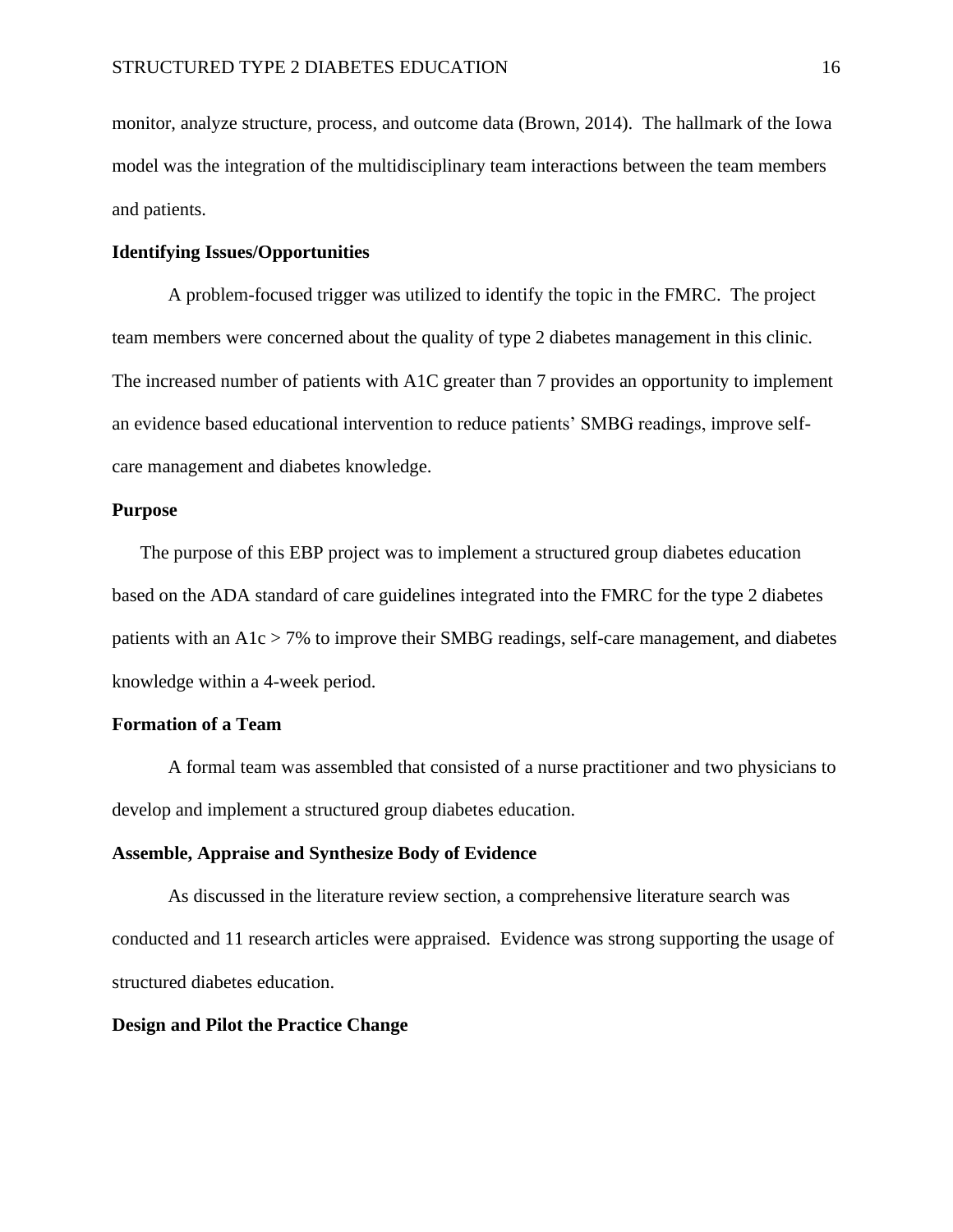monitor, analyze structure, process, and outcome data (Brown, 2014). The hallmark of the Iowa model was the integration of the multidisciplinary team interactions between the team members and patients.

**Identifying Issues/Opportunities**

A problem-focused trigger was utilized to identify the topic in the FMRC. The project team members were concerned about the quality of type 2 diabetes management in this clinic. The increased number of patients with A1C greater than 7 provides an opportunity to implement an evidence based educational intervention to reduce patients' SMBG readings, improve self-care management and diabetes knowledge.

**Purpose**

The purpose of this EBP project was to implement a structured group diabetes education based on the ADA standard of care guidelines integrated into the FMRC for the type 2 diabetes patients with an A1c > 7% to improve their SMBG readings, self-care management, and diabetes knowledge within a 4-week period.

**Formation of a Team**

A formal team was assembled that consisted of a nurse practitioner and two physicians to develop and implement a structured group diabetes education.

**Assemble, Appraise and Synthesize Body of Evidence**

As discussed in the literature review section, a comprehensive literature search was conducted and 11 research articles were appraised. Evidence was strong supporting the usage of structured diabetes education.

**Design and Pilot the Practice Change**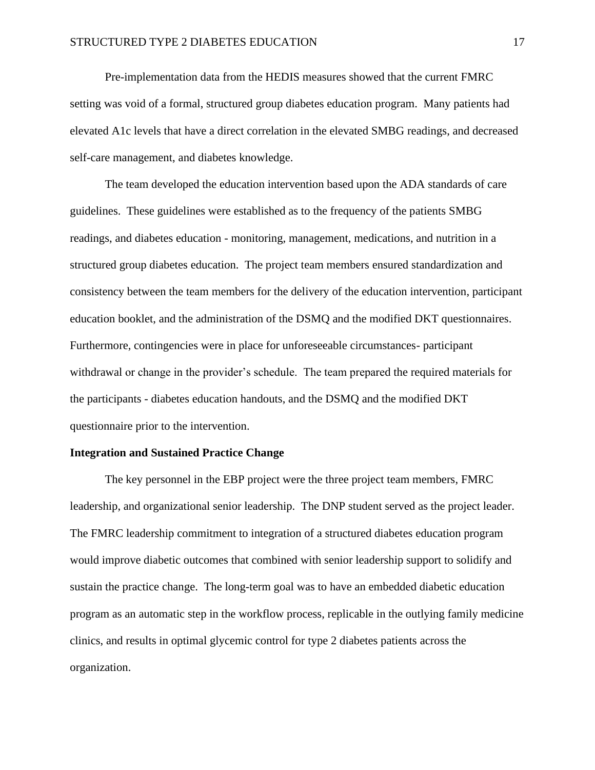Pre-implementation data from the HEDIS measures showed that the current FMRC setting was void of a formal, structured group diabetes education program. Many patients had elevated A1c levels that have a direct correlation in the elevated SMBG readings, and decreased self-care management, and diabetes knowledge.

The team developed the education intervention based upon the ADA standards of care guidelines. These guidelines were established as to the frequency of the patients SMBG readings, and diabetes education - monitoring, management, medications, and nutrition in a structured group diabetes education. The project team members ensured standardization and consistency between the team members for the delivery of the education intervention, participant education booklet, and the administration of the DSMQ and the modified DKT questionnaires. Furthermore, contingencies were in place for unforeseeable circumstances- participant withdrawal or change in the provider's schedule. The team prepared the required materials for the participants - diabetes education handouts, and the DSMQ and the modified DKT questionnaire prior to the intervention.

**Integration and Sustained Practice Change**

The key personnel in the EBP project were the three project team members, FMRC leadership, and organizational senior leadership. The DNP student served as the project leader. The FMRC leadership commitment to integration of a structured diabetes education program would improve diabetic outcomes that combined with senior leadership support to solidify and sustain the practice change. The long-term goal was to have an embedded diabetic education program as an automatic step in the workflow process, replicable in the outlying family medicine clinics, and results in optimal glycemic control for type 2 diabetes patients across the organization.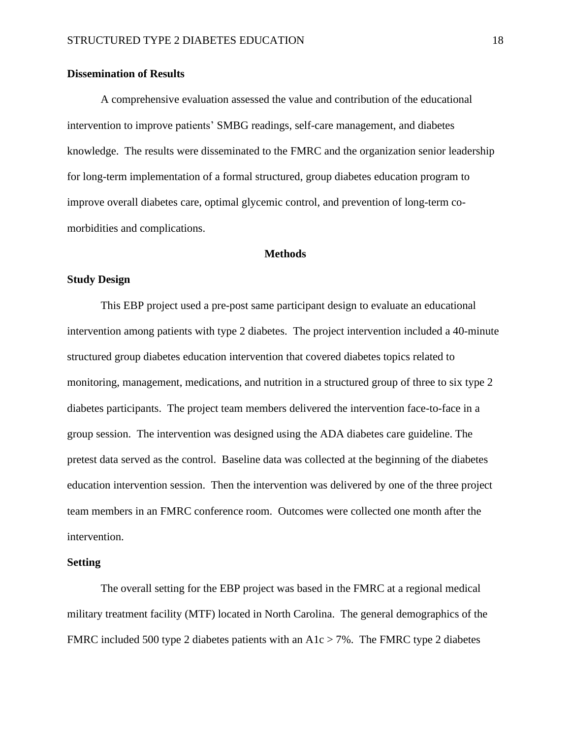## Dissemination of Results

A comprehensive evaluation assessed the value and contribution of the educational intervention to improve patients' SMBG readings, self-care management, and diabetes knowledge. The results were disseminated to the FMRC and the organization senior leadership for long-term implementation of a formal structured, group diabetes education program to improve overall diabetes care, optimal glycemic control, and prevention of long-term co-morbidities and complications.

# Methods

## Study Design

This EBP project used a pre-post same participant design to evaluate an educational intervention among patients with type 2 diabetes. The project intervention included a 40-minute structured group diabetes education intervention that covered diabetes topics related to monitoring, management, medications, and nutrition in a structured group of three to six type 2 diabetes participants. The project team members delivered the intervention face-to-face in a group session. The intervention was designed using the ADA diabetes care guideline. The pretest data served as the control. Baseline data was collected at the beginning of the diabetes education intervention session. Then the intervention was delivered by one of the three project team members in an FMRC conference room. Outcomes were collected one month after the intervention.

## Setting

The overall setting for the EBP project was based in the FMRC at a regional medical military treatment facility (MTF) located in North Carolina. The general demographics of the FMRC included 500 type 2 diabetes patients with an A1c > 7%. The FMRC type 2 diabetes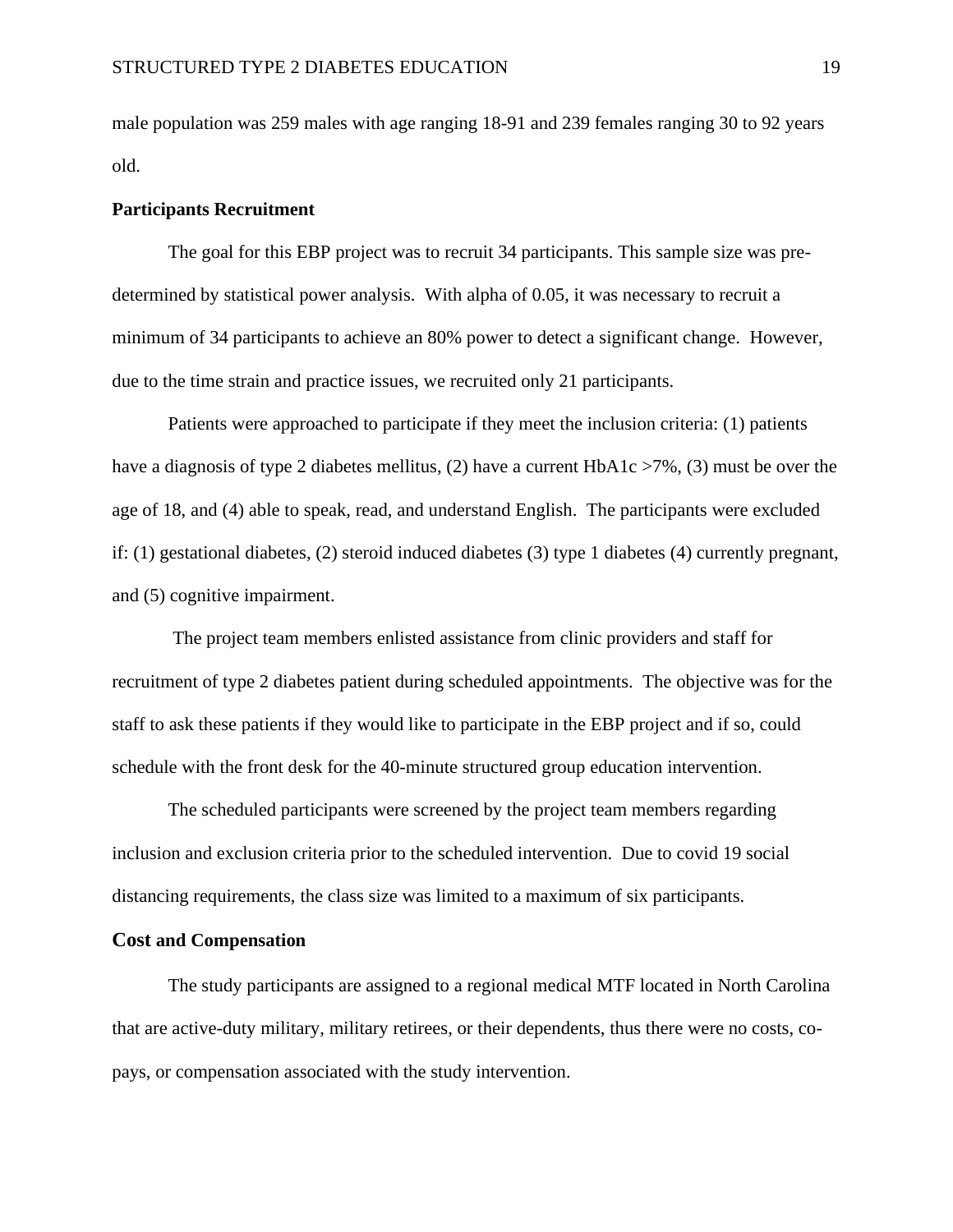male population was 259 males with age ranging 18-91 and 239 females ranging 30 to 92 years old.

**Participants Recruitment**

The goal for this EBP project was to recruit 34 participants. This sample size was pre-determined by statistical power analysis. With alpha of 0.05, it was necessary to recruit a minimum of 34 participants to achieve an 80% power to detect a significant change. However, due to the time strain and practice issues, we recruited only 21 participants.

Patients were approached to participate if they meet the inclusion criteria: (1) patients have a diagnosis of type 2 diabetes mellitus, (2) have a current HbA1c >7%, (3) must be over the age of 18, and (4) able to speak, read, and understand English. The participants were excluded if: (1) gestational diabetes, (2) steroid induced diabetes (3) type 1 diabetes (4) currently pregnant, and (5) cognitive impairment.

The project team members enlisted assistance from clinic providers and staff for recruitment of type 2 diabetes patient during scheduled appointments. The objective was for the staff to ask these patients if they would like to participate in the EBP project and if so, could schedule with the front desk for the 40-minute structured group education intervention.

The scheduled participants were screened by the project team members regarding inclusion and exclusion criteria prior to the scheduled intervention. Due to covid 19 social distancing requirements, the class size was limited to a maximum of six participants.

**Cost and Compensation**

The study participants are assigned to a regional medical MTF located in North Carolina that are active-duty military, military retirees, or their dependents, thus there were no costs, co-pays, or compensation associated with the study intervention.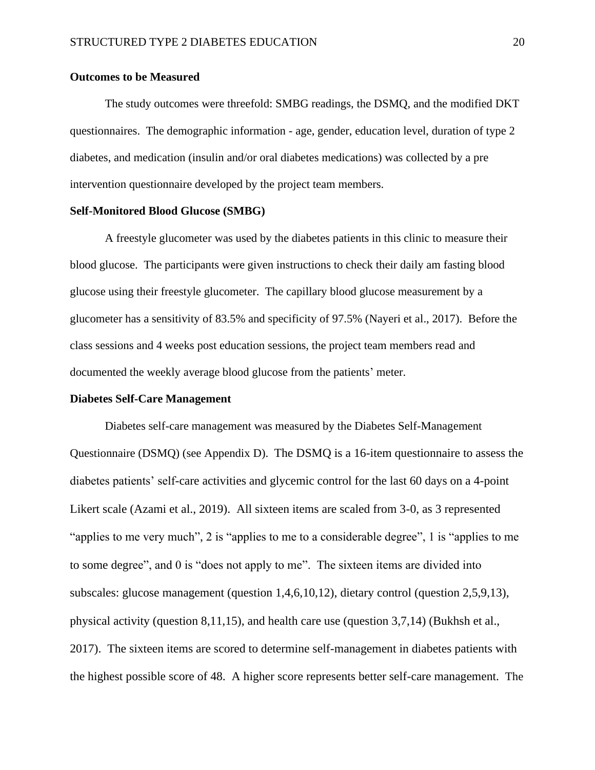**Outcomes to be Measured**

The study outcomes were threefold: SMBG readings, the DSMQ, and the modified DKT questionnaires. The demographic information - age, gender, education level, duration of type 2 diabetes, and medication (insulin and/or oral diabetes medications) was collected by a pre intervention questionnaire developed by the project team members.

**Self-Monitored Blood Glucose (SMBG)**

A freestyle glucometer was used by the diabetes patients in this clinic to measure their blood glucose. The participants were given instructions to check their daily am fasting blood glucose using their freestyle glucometer. The capillary blood glucose measurement by a glucometer has a sensitivity of 83.5% and specificity of 97.5% (Nayeri et al., 2017). Before the class sessions and 4 weeks post education sessions, the project team members read and documented the weekly average blood glucose from the patients' meter.

**Diabetes Self-Care Management**

Diabetes self-care management was measured by the Diabetes Self-Management Questionnaire (DSMQ) (see Appendix D). The DSMQ is a 16-item questionnaire to assess the diabetes patients' self-care activities and glycemic control for the last 60 days on a 4-point Likert scale (Azami et al., 2019). All sixteen items are scaled from 3-0, as 3 represented "applies to me very much", 2 is "applies to me to a considerable degree", 1 is "applies to me to some degree", and 0 is "does not apply to me". The sixteen items are divided into subscales: glucose management (question 1,4,6,10,12), dietary control (question 2,5,9,13), physical activity (question 8,11,15), and health care use (question 3,7,14) (Bukhsh et al., 2017). The sixteen items are scored to determine self-management in diabetes patients with the highest possible score of 48. A higher score represents better self-care management. The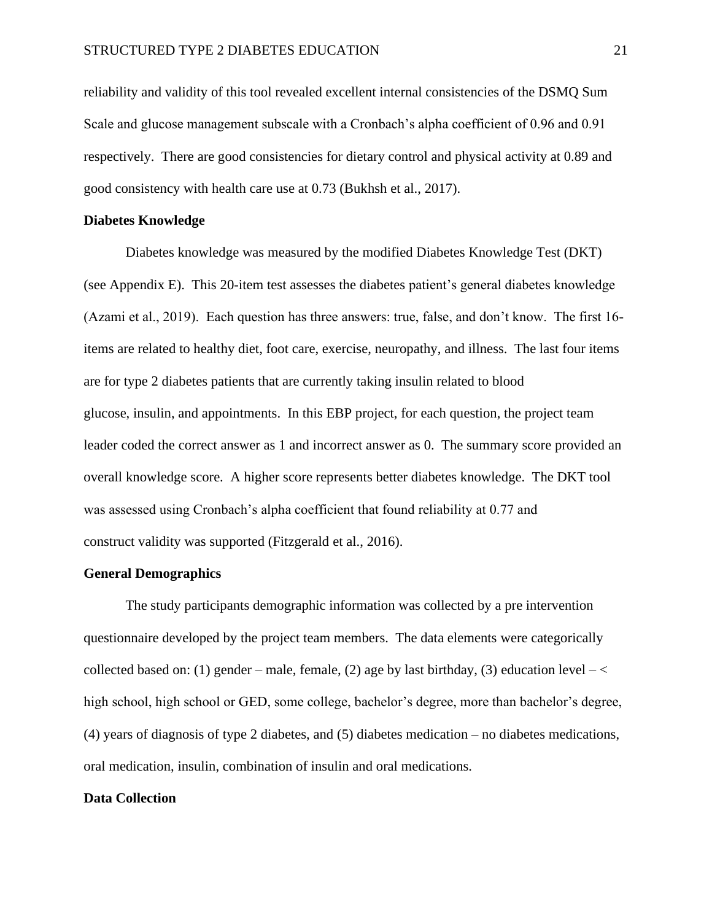reliability and validity of this tool revealed excellent internal consistencies of the DSMQ Sum Scale and glucose management subscale with a Cronbach's alpha coefficient of 0.96 and 0.91 respectively. There are good consistencies for dietary control and physical activity at 0.89 and good consistency with health care use at 0.73 (Bukhsh et al., 2017).

### Diabetes Knowledge

Diabetes knowledge was measured by the modified Diabetes Knowledge Test (DKT) (see Appendix E). This 20-item test assesses the diabetes patient's general diabetes knowledge (Azami et al., 2019). Each question has three answers: true, false, and don't know. The first 16-items are related to healthy diet, foot care, exercise, neuropathy, and illness. The last four items are for type 2 diabetes patients that are currently taking insulin related to blood glucose, insulin, and appointments. In this EBP project, for each question, the project team leader coded the correct answer as 1 and incorrect answer as 0. The summary score provided an overall knowledge score. A higher score represents better diabetes knowledge. The DKT tool was assessed using Cronbach's alpha coefficient that found reliability at 0.77 and construct validity was supported (Fitzgerald et al., 2016).

### General Demographics

The study participants demographic information was collected by a pre intervention questionnaire developed by the project team members. The data elements were categorically collected based on: (1) gender – male, female, (2) age by last birthday, (3) education level – < high school, high school or GED, some college, bachelor's degree, more than bachelor's degree, (4) years of diagnosis of type 2 diabetes, and (5) diabetes medication – no diabetes medications, oral medication, insulin, combination of insulin and oral medications.

### Data Collection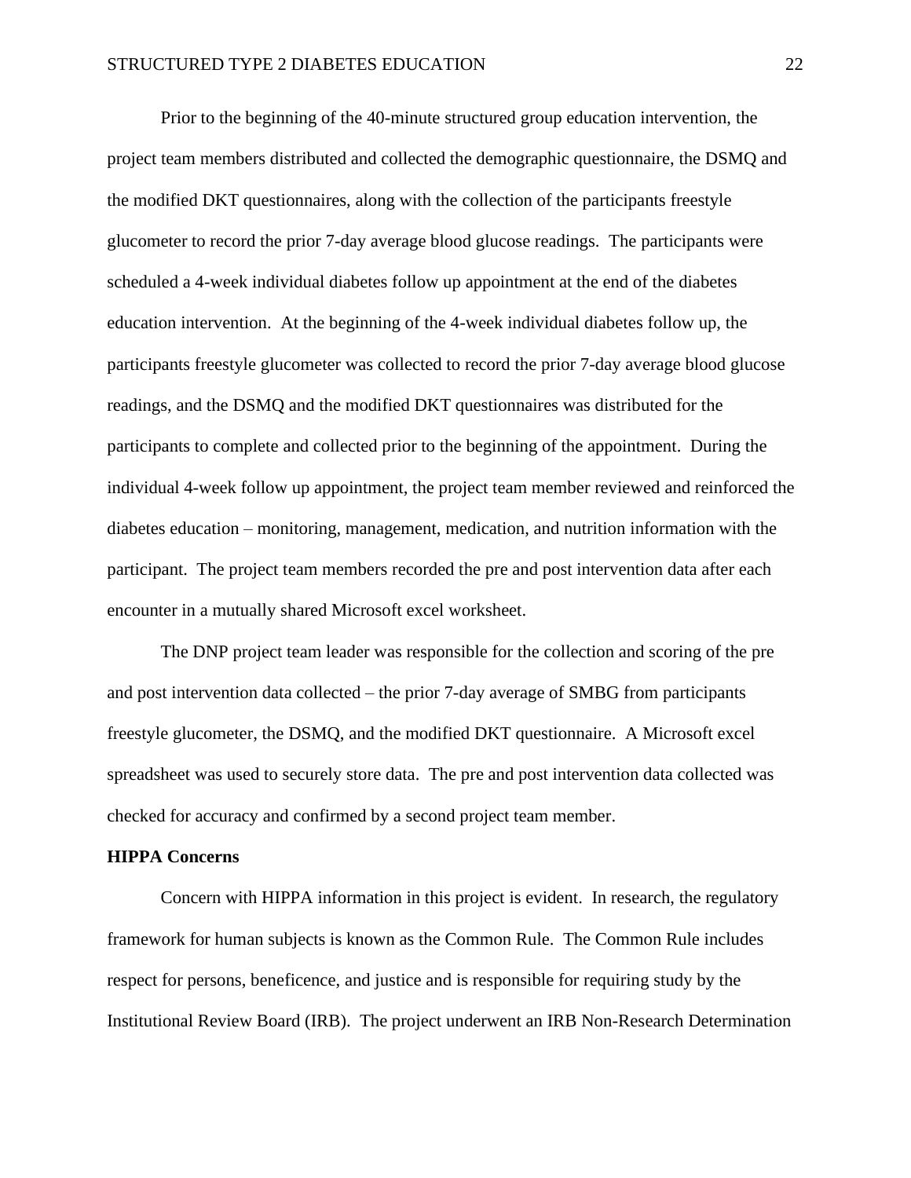Prior to the beginning of the 40-minute structured group education intervention, the project team members distributed and collected the demographic questionnaire, the DSMQ and the modified DKT questionnaires, along with the collection of the participants freestyle glucometer to record the prior 7-day average blood glucose readings. The participants were scheduled a 4-week individual diabetes follow up appointment at the end of the diabetes education intervention. At the beginning of the 4-week individual diabetes follow up, the participants freestyle glucometer was collected to record the prior 7-day average blood glucose readings, and the DSMQ and the modified DKT questionnaires was distributed for the participants to complete and collected prior to the beginning of the appointment. During the individual 4-week follow up appointment, the project team member reviewed and reinforced the diabetes education – monitoring, management, medication, and nutrition information with the participant. The project team members recorded the pre and post intervention data after each encounter in a mutually shared Microsoft excel worksheet.

The DNP project team leader was responsible for the collection and scoring of the pre and post intervention data collected – the prior 7-day average of SMBG from participants freestyle glucometer, the DSMQ, and the modified DKT questionnaire. A Microsoft excel spreadsheet was used to securely store data. The pre and post intervention data collected was checked for accuracy and confirmed by a second project team member.

**HIPPA Concerns**

Concern with HIPPA information in this project is evident. In research, the regulatory framework for human subjects is known as the Common Rule. The Common Rule includes respect for persons, beneficence, and justice and is responsible for requiring study by the Institutional Review Board (IRB). The project underwent an IRB Non-Research Determination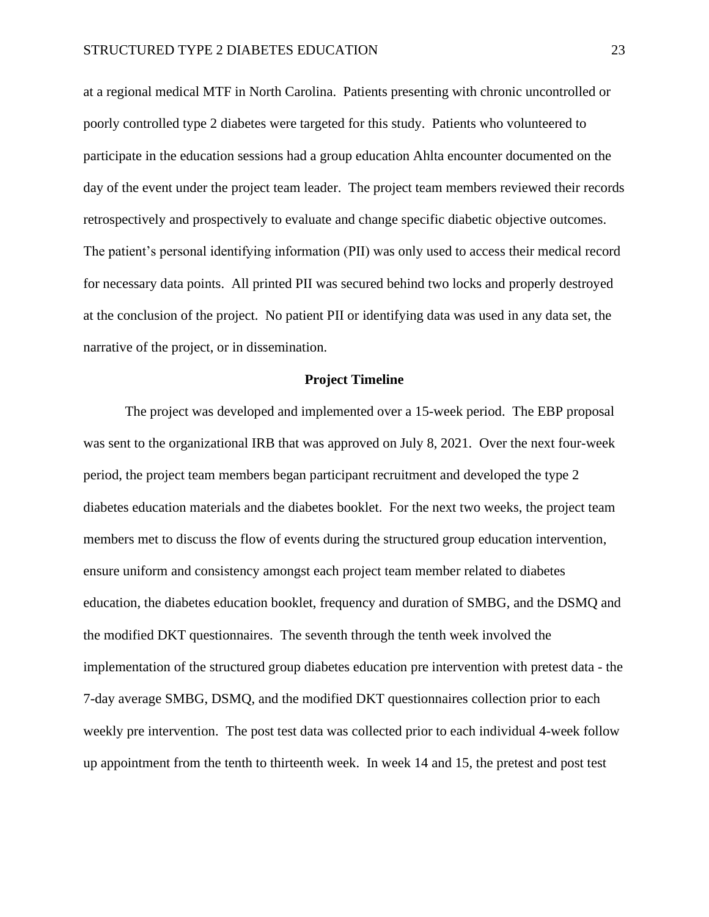at a regional medical MTF in North Carolina. Patients presenting with chronic uncontrolled or poorly controlled type 2 diabetes were targeted for this study. Patients who volunteered to participate in the education sessions had a group education Ahlta encounter documented on the day of the event under the project team leader. The project team members reviewed their records retrospectively and prospectively to evaluate and change specific diabetic objective outcomes. The patient's personal identifying information (PII) was only used to access their medical record for necessary data points. All printed PII was secured behind two locks and properly destroyed at the conclusion of the project. No patient PII or identifying data was used in any data set, the narrative of the project, or in dissemination.

## Project Timeline

The project was developed and implemented over a 15-week period. The EBP proposal was sent to the organizational IRB that was approved on July 8, 2021. Over the next four-week period, the project team members began participant recruitment and developed the type 2 diabetes education materials and the diabetes booklet. For the next two weeks, the project team members met to discuss the flow of events during the structured group education intervention, ensure uniform and consistency amongst each project team member related to diabetes education, the diabetes education booklet, frequency and duration of SMBG, and the DSMQ and the modified DKT questionnaires. The seventh through the tenth week involved the implementation of the structured group diabetes education pre intervention with pretest data - the 7-day average SMBG, DSMQ, and the modified DKT questionnaires collection prior to each weekly pre intervention. The post test data was collected prior to each individual 4-week follow up appointment from the tenth to thirteenth week. In week 14 and 15, the pretest and post test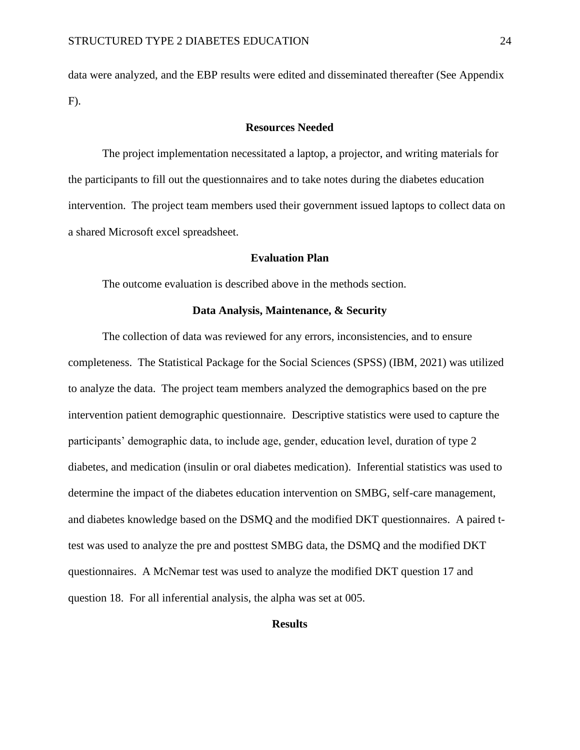data were analyzed, and the EBP results were edited and disseminated thereafter (See Appendix F).

## Resources Needed

The project implementation necessitated a laptop, a projector, and writing materials for the participants to fill out the questionnaires and to take notes during the diabetes education intervention. The project team members used their government issued laptops to collect data on a shared Microsoft excel spreadsheet.

## Evaluation Plan

The outcome evaluation is described above in the methods section.

## Data Analysis, Maintenance, & Security

The collection of data was reviewed for any errors, inconsistencies, and to ensure completeness. The Statistical Package for the Social Sciences (SPSS) (IBM, 2021) was utilized to analyze the data. The project team members analyzed the demographics based on the pre intervention patient demographic questionnaire. Descriptive statistics were used to capture the participants' demographic data, to include age, gender, education level, duration of type 2 diabetes, and medication (insulin or oral diabetes medication). Inferential statistics was used to determine the impact of the diabetes education intervention on SMBG, self-care management, and diabetes knowledge based on the DSMQ and the modified DKT questionnaires. A paired t-test was used to analyze the pre and posttest SMBG data, the DSMQ and the modified DKT questionnaires. A McNemar test was used to analyze the modified DKT question 17 and question 18. For all inferential analysis, the alpha was set at 005.

## Results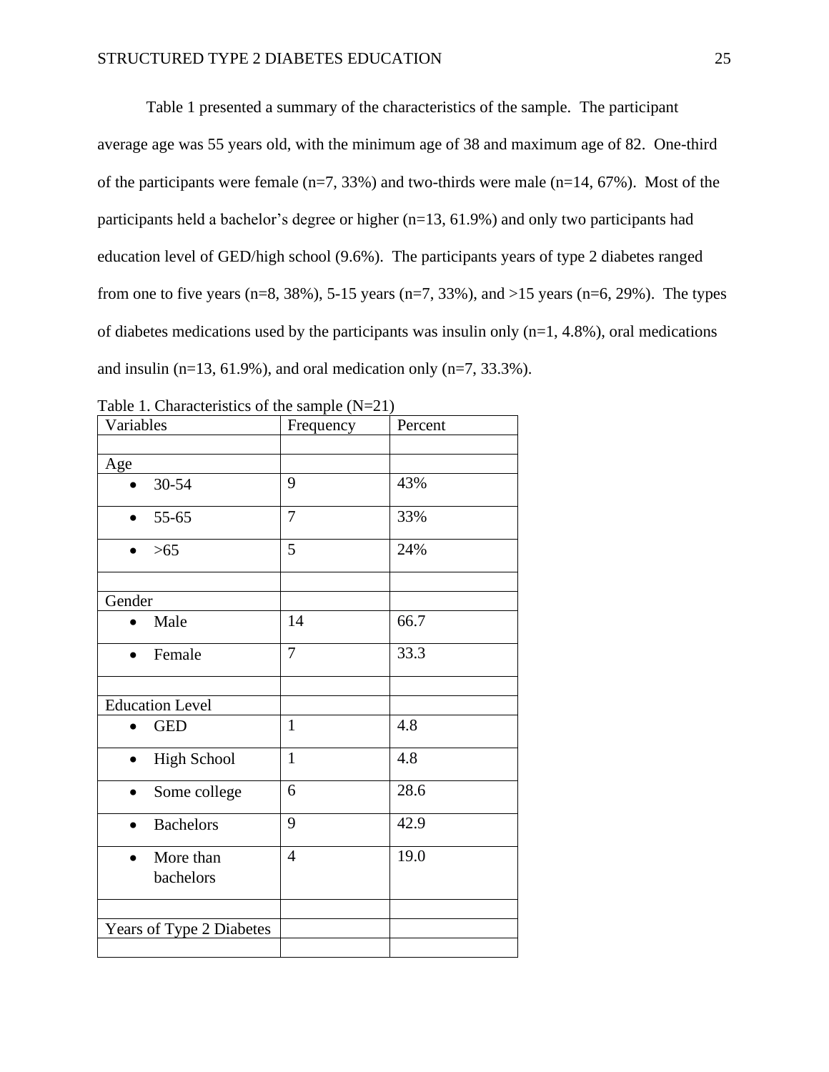Table 1 presented a summary of the characteristics of the sample. The participant average age was 55 years old, with the minimum age of 38 and maximum age of 82. One-third of the participants were female (n=7, 33%) and two-thirds were male (n=14, 67%). Most of the participants held a bachelor's degree or higher (n=13, 61.9%) and only two participants had education level of GED/high school (9.6%). The participants years of type 2 diabetes ranged from one to five years (n=8, 38%), 5-15 years (n=7, 33%), and >15 years (n=6, 29%). The types of diabetes medications used by the participants was insulin only (n=1, 4.8%), oral medications and insulin (n=13, 61.9%), and oral medication only (n=7, 33.3%).

Table 1. Characteristics of the sample (N=21)

| Variables | Frequency | Percent |
|---|---|---|
| | | |
| Age | | |
| • 30-54 | 9 | 43% |
| • 55-65 | 7 | 33% |
| • >65 | 5 | 24% |
| | | |
| Gender | | |
| • Male | 14 | 66.7 |
| • Female | 7 | 33.3 |
| | | |
| Education Level | | |
| • GED | 1 | 4.8 |
| • High School | 1 | 4.8 |
| • Some college | 6 | 28.6 |
| • Bachelors | 9 | 42.9 |
| • More than bachelors | 4 | 19.0 |
| | | |
| Years of Type 2 Diabetes | | |
| | | |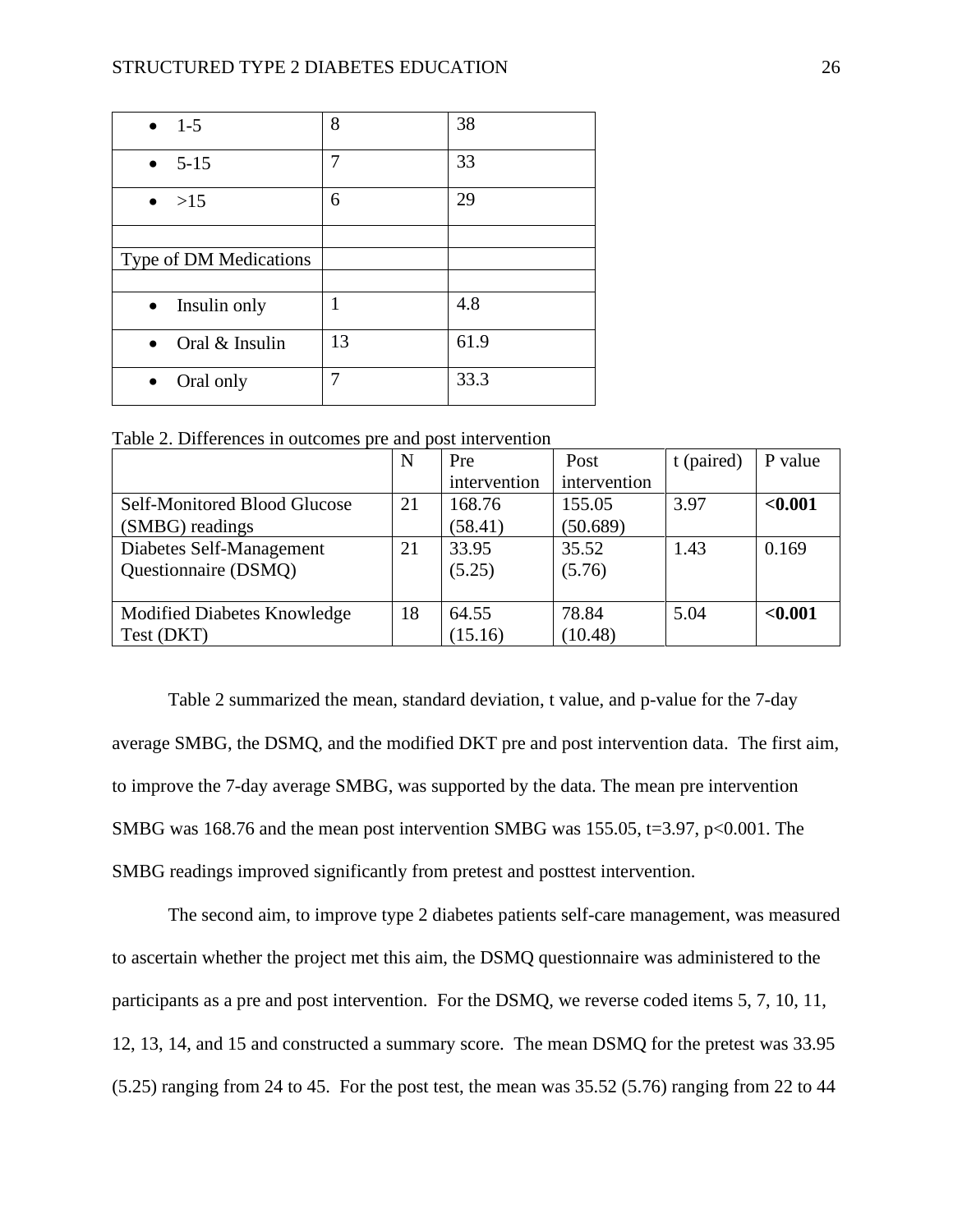| | | |
|---|---|---|
| • 1-5 | 8 | 38 |
| • 5-15 | 7 | 33 |
| • >15 | 6 | 29 |
| | | |
| Type of DM Medications | | |
| | | |
| • Insulin only | 1 | 4.8 |
| • Oral & Insulin | 13 | 61.9 |
| • Oral only | 7 | 33.3 |

Table 2. Differences in outcomes pre and post intervention

| | N | Pre intervention | Post intervention | t (paired) | P value |
|---|---|---|---|---|---|
| Self-Monitored Blood Glucose (SMBG) readings | 21 | 168.76 (58.41) | 155.05 (50.689) | 3.97 | **<0.001** |
| Diabetes Self-Management Questionnaire (DSMQ) | 21 | 33.95 (5.25) | 35.52 (5.76) | 1.43 | 0.169 |
| Modified Diabetes Knowledge Test (DKT) | 18 | 64.55 (15.16) | 78.84 (10.48) | 5.04 | **<0.001** |

Table 2 summarized the mean, standard deviation, t value, and p-value for the 7-day average SMBG, the DSMQ, and the modified DKT pre and post intervention data. The first aim, to improve the 7-day average SMBG, was supported by the data. The mean pre intervention SMBG was 168.76 and the mean post intervention SMBG was 155.05, $t=3.97$, $p<0.001$. The SMBG readings improved significantly from pretest and posttest intervention.

The second aim, to improve type 2 diabetes patients self-care management, was measured to ascertain whether the project met this aim, the DSMQ questionnaire was administered to the participants as a pre and post intervention. For the DSMQ, we reverse coded items 5, 7, 10, 11, 12, 13, 14, and 15 and constructed a summary score. The mean DSMQ for the pretest was 33.95 (5.25) ranging from 24 to 45. For the post test, the mean was 35.52 (5.76) ranging from 22 to 44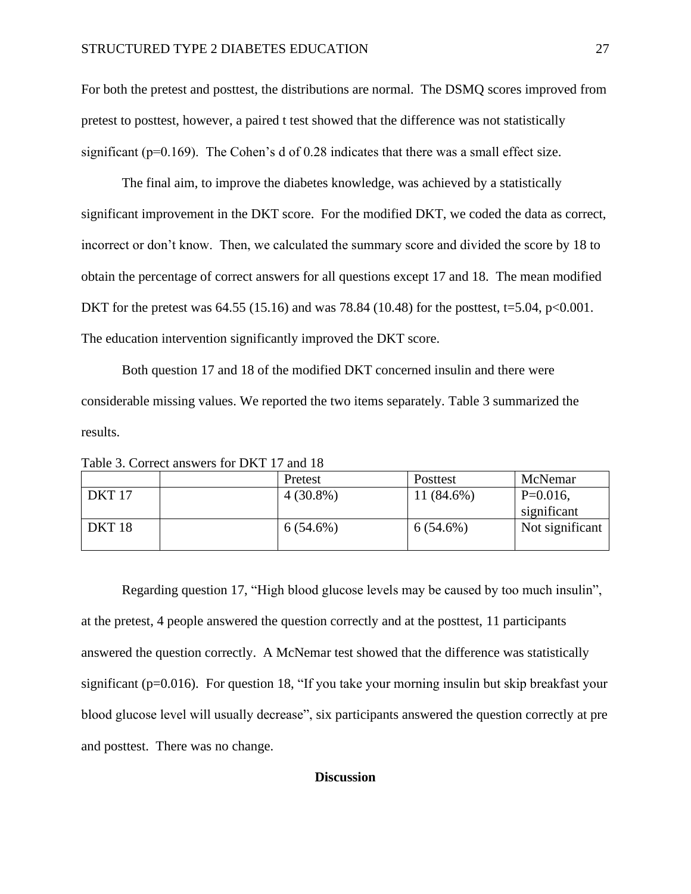For both the pretest and posttest, the distributions are normal. The DSMQ scores improved from pretest to posttest, however, a paired t test showed that the difference was not statistically significant ($p=0.169$). The Cohen's d of 0.28 indicates that there was a small effect size.

The final aim, to improve the diabetes knowledge, was achieved by a statistically significant improvement in the DKT score. For the modified DKT, we coded the data as correct, incorrect or don't know. Then, we calculated the summary score and divided the score by 18 to obtain the percentage of correct answers for all questions except 17 and 18. The mean modified DKT for the pretest was 64.55 (15.16) and was 78.84 (10.48) for the posttest, $t=5.04$, $p<0.001$. The education intervention significantly improved the DKT score.

Both question 17 and 18 of the modified DKT concerned insulin and there were considerable missing values. We reported the two items separately. Table 3 summarized the results.

Table 3. Correct answers for DKT 17 and 18

| | | Pretest | Posttest | McNemar |
|---|---|---|---|---|
| DKT 17 | | 4 (30.8%) | 11 (84.6%) | P=0.016, significant |
| DKT 18 | | 6 (54.6%) | 6 (54.6%) | Not significant |

Regarding question 17, "High blood glucose levels may be caused by too much insulin", at the pretest, 4 people answered the question correctly and at the posttest, 11 participants answered the question correctly. A McNemar test showed that the difference was statistically significant ($p=0.016$). For question 18, "If you take your morning insulin but skip breakfast your blood glucose level will usually decrease", six participants answered the question correctly at pre and posttest. There was no change.

## Discussion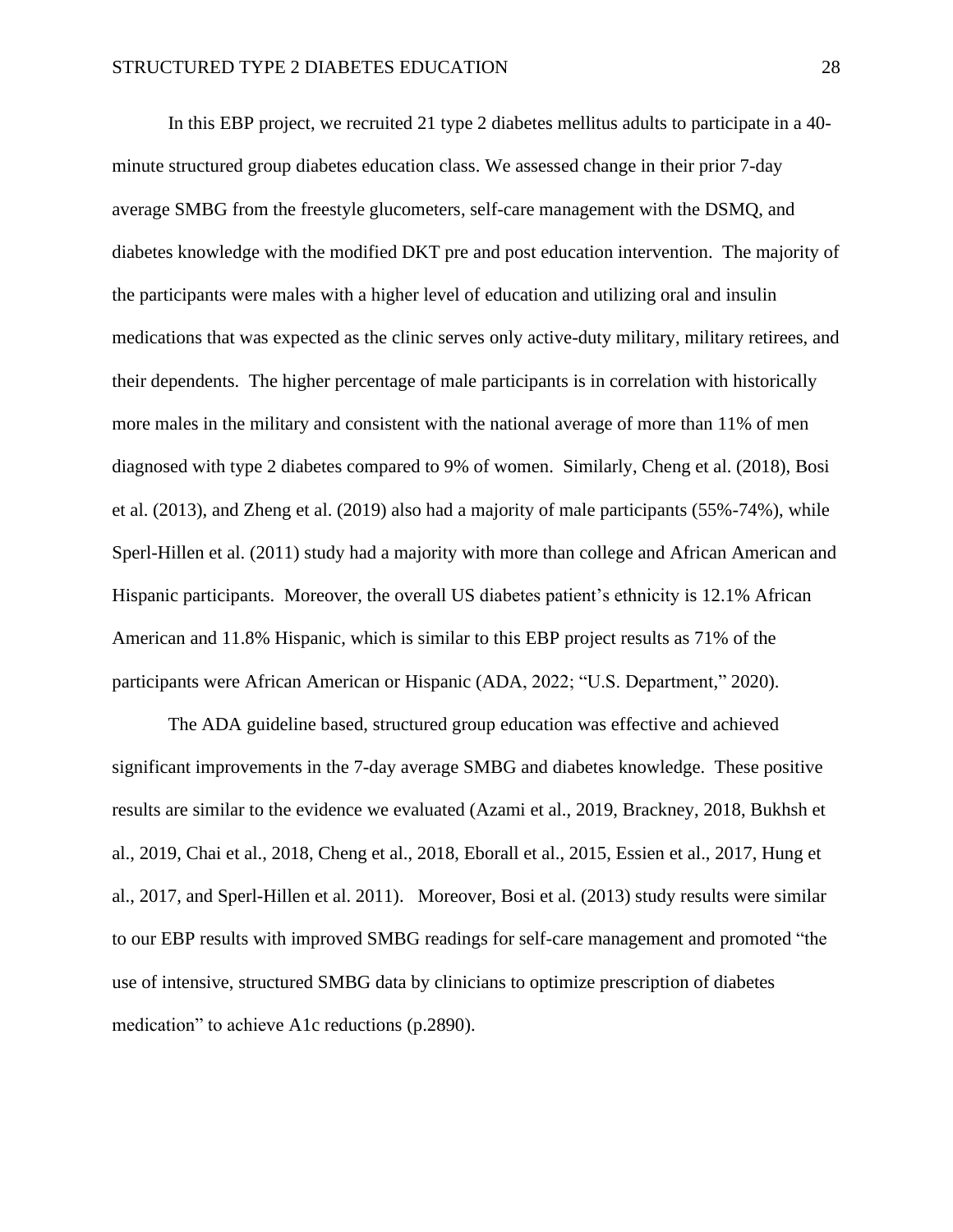In this EBP project, we recruited 21 type 2 diabetes mellitus adults to participate in a 40-minute structured group diabetes education class. We assessed change in their prior 7-day average SMBG from the freestyle glucometers, self-care management with the DSMQ, and diabetes knowledge with the modified DKT pre and post education intervention. The majority of the participants were males with a higher level of education and utilizing oral and insulin medications that was expected as the clinic serves only active-duty military, military retirees, and their dependents. The higher percentage of male participants is in correlation with historically more males in the military and consistent with the national average of more than 11% of men diagnosed with type 2 diabetes compared to 9% of women. Similarly, Cheng et al. (2018), Bosi et al. (2013), and Zheng et al. (2019) also had a majority of male participants (55%-74%), while Sperl-Hillen et al. (2011) study had a majority with more than college and African American and Hispanic participants. Moreover, the overall US diabetes patient's ethnicity is 12.1% African American and 11.8% Hispanic, which is similar to this EBP project results as 71% of the participants were African American or Hispanic (ADA, 2022; "U.S. Department," 2020).

The ADA guideline based, structured group education was effective and achieved significant improvements in the 7-day average SMBG and diabetes knowledge. These positive results are similar to the evidence we evaluated (Azami et al., 2019, Brackney, 2018, Bukhsh et al., 2019, Chai et al., 2018, Cheng et al., 2018, Eborall et al., 2015, Essien et al., 2017, Hung et al., 2017, and Sperl-Hillen et al. 2011). Moreover, Bosi et al. (2013) study results were similar to our EBP results with improved SMBG readings for self-care management and promoted "the use of intensive, structured SMBG data by clinicians to optimize prescription of diabetes medication" to achieve A1c reductions (p.2890).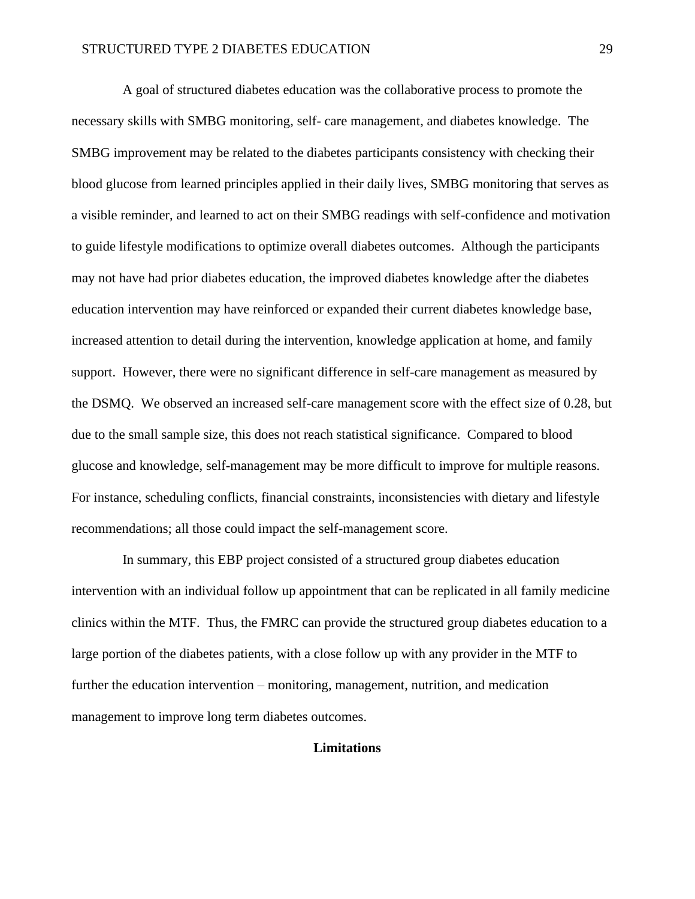A goal of structured diabetes education was the collaborative process to promote the necessary skills with SMBG monitoring, self- care management, and diabetes knowledge. The SMBG improvement may be related to the diabetes participants consistency with checking their blood glucose from learned principles applied in their daily lives, SMBG monitoring that serves as a visible reminder, and learned to act on their SMBG readings with self-confidence and motivation to guide lifestyle modifications to optimize overall diabetes outcomes. Although the participants may not have had prior diabetes education, the improved diabetes knowledge after the diabetes education intervention may have reinforced or expanded their current diabetes knowledge base, increased attention to detail during the intervention, knowledge application at home, and family support. However, there were no significant difference in self-care management as measured by the DSMQ. We observed an increased self-care management score with the effect size of 0.28, but due to the small sample size, this does not reach statistical significance. Compared to blood glucose and knowledge, self-management may be more difficult to improve for multiple reasons. For instance, scheduling conflicts, financial constraints, inconsistencies with dietary and lifestyle recommendations; all those could impact the self-management score.

In summary, this EBP project consisted of a structured group diabetes education intervention with an individual follow up appointment that can be replicated in all family medicine clinics within the MTF. Thus, the FMRC can provide the structured group diabetes education to a large portion of the diabetes patients, with a close follow up with any provider in the MTF to further the education intervention – monitoring, management, nutrition, and medication management to improve long term diabetes outcomes.

## Limitations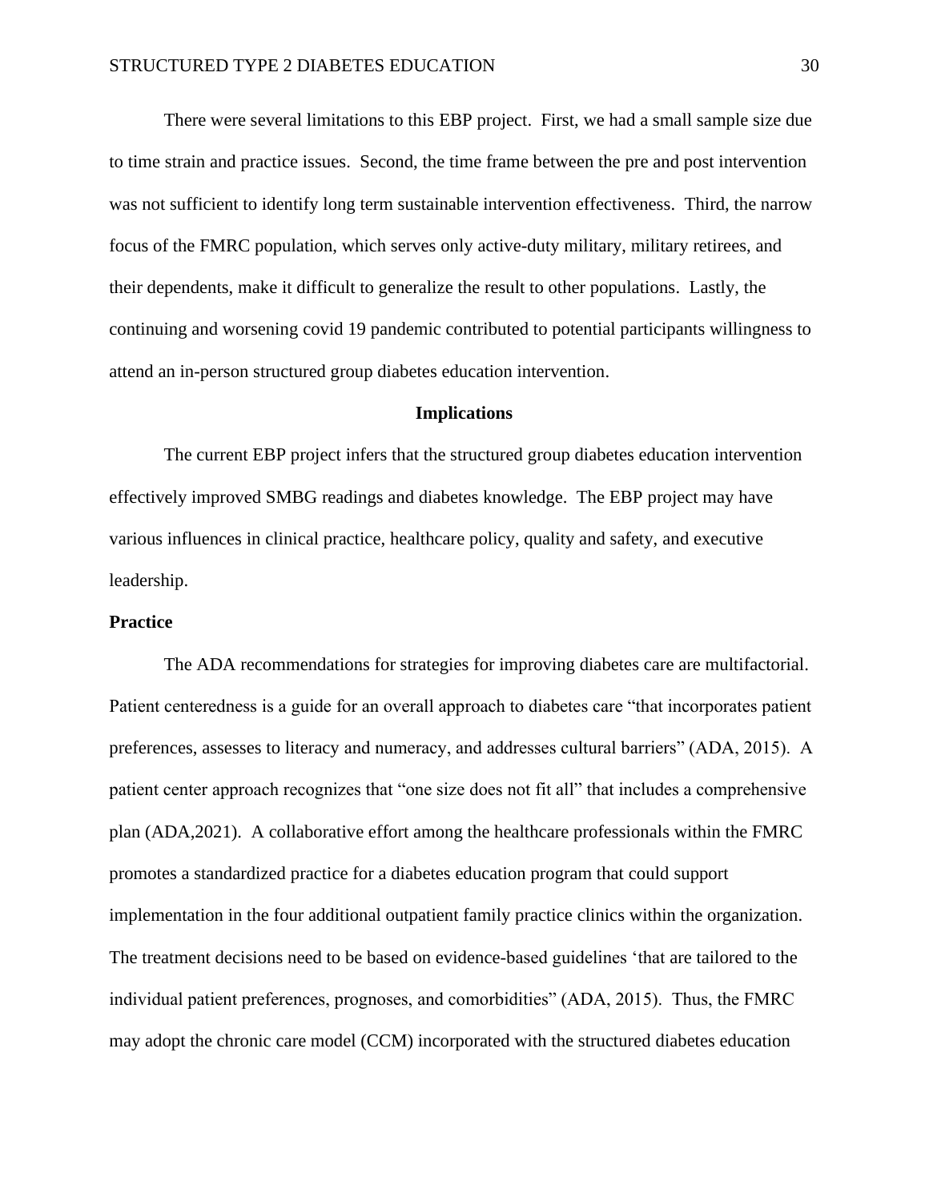There were several limitations to this EBP project. First, we had a small sample size due to time strain and practice issues. Second, the time frame between the pre and post intervention was not sufficient to identify long term sustainable intervention effectiveness. Third, the narrow focus of the FMRC population, which serves only active-duty military, military retirees, and their dependents, make it difficult to generalize the result to other populations. Lastly, the continuing and worsening covid 19 pandemic contributed to potential participants willingness to attend an in-person structured group diabetes education intervention.

## Implications

The current EBP project infers that the structured group diabetes education intervention effectively improved SMBG readings and diabetes knowledge. The EBP project may have various influences in clinical practice, healthcare policy, quality and safety, and executive leadership.

### Practice

The ADA recommendations for strategies for improving diabetes care are multifactorial. Patient centeredness is a guide for an overall approach to diabetes care "that incorporates patient preferences, assesses to literacy and numeracy, and addresses cultural barriers" (ADA, 2015). A patient center approach recognizes that "one size does not fit all" that includes a comprehensive plan (ADA,2021). A collaborative effort among the healthcare professionals within the FMRC promotes a standardized practice for a diabetes education program that could support implementation in the four additional outpatient family practice clinics within the organization. The treatment decisions need to be based on evidence-based guidelines 'that are tailored to the individual patient preferences, prognoses, and comorbidities" (ADA, 2015). Thus, the FMRC may adopt the chronic care model (CCM) incorporated with the structured diabetes education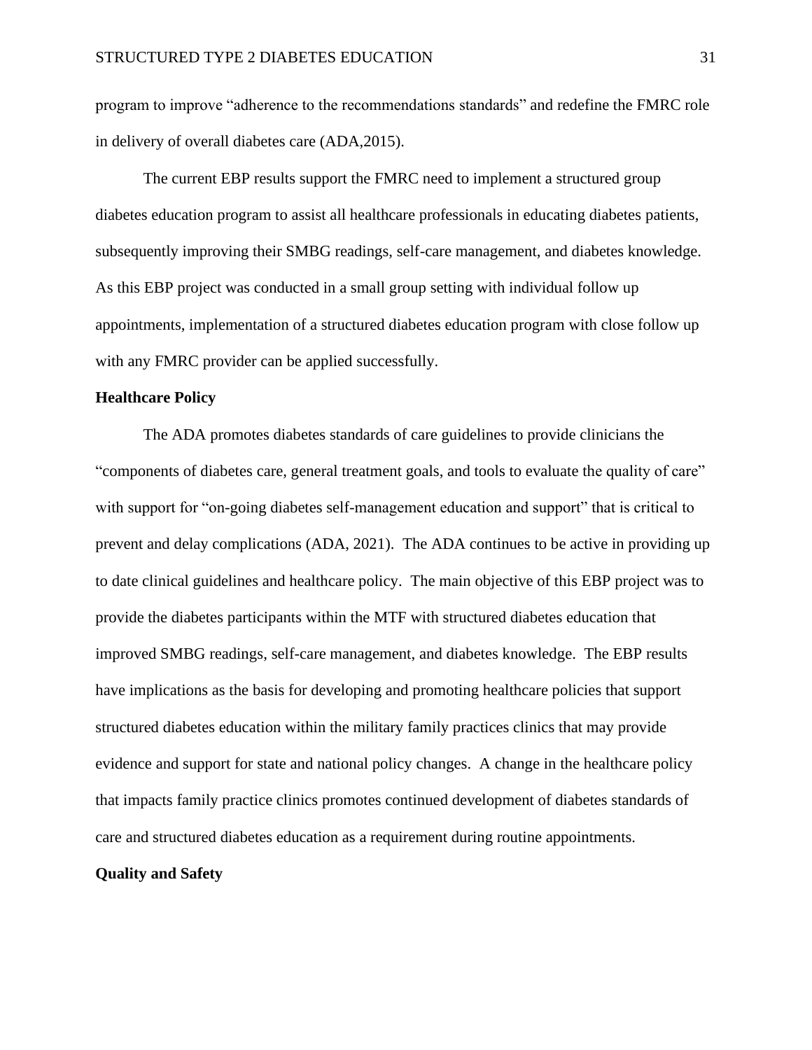program to improve "adherence to the recommendations standards" and redefine the FMRC role in delivery of overall diabetes care (ADA,2015).

The current EBP results support the FMRC need to implement a structured group diabetes education program to assist all healthcare professionals in educating diabetes patients, subsequently improving their SMBG readings, self-care management, and diabetes knowledge. As this EBP project was conducted in a small group setting with individual follow up appointments, implementation of a structured diabetes education program with close follow up with any FMRC provider can be applied successfully.

**Healthcare Policy**

The ADA promotes diabetes standards of care guidelines to provide clinicians the "components of diabetes care, general treatment goals, and tools to evaluate the quality of care" with support for "on-going diabetes self-management education and support" that is critical to prevent and delay complications (ADA, 2021). The ADA continues to be active in providing up to date clinical guidelines and healthcare policy. The main objective of this EBP project was to provide the diabetes participants within the MTF with structured diabetes education that improved SMBG readings, self-care management, and diabetes knowledge. The EBP results have implications as the basis for developing and promoting healthcare policies that support structured diabetes education within the military family practices clinics that may provide evidence and support for state and national policy changes. A change in the healthcare policy that impacts family practice clinics promotes continued development of diabetes standards of care and structured diabetes education as a requirement during routine appointments.

**Quality and Safety**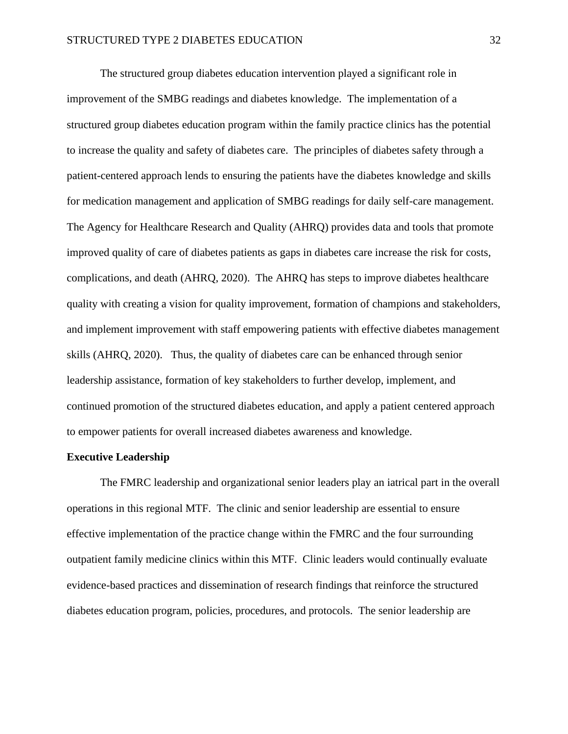The structured group diabetes education intervention played a significant role in improvement of the SMBG readings and diabetes knowledge. The implementation of a structured group diabetes education program within the family practice clinics has the potential to increase the quality and safety of diabetes care. The principles of diabetes safety through a patient-centered approach lends to ensuring the patients have the diabetes knowledge and skills for medication management and application of SMBG readings for daily self-care management. The Agency for Healthcare Research and Quality (AHRQ) provides data and tools that promote improved quality of care of diabetes patients as gaps in diabetes care increase the risk for costs, complications, and death (AHRQ, 2020). The AHRQ has steps to improve diabetes healthcare quality with creating a vision for quality improvement, formation of champions and stakeholders, and implement improvement with staff empowering patients with effective diabetes management skills (AHRQ, 2020). Thus, the quality of diabetes care can be enhanced through senior leadership assistance, formation of key stakeholders to further develop, implement, and continued promotion of the structured diabetes education, and apply a patient centered approach to empower patients for overall increased diabetes awareness and knowledge.

**Executive Leadership**

The FMRC leadership and organizational senior leaders play an iatrical part in the overall operations in this regional MTF. The clinic and senior leadership are essential to ensure effective implementation of the practice change within the FMRC and the four surrounding outpatient family medicine clinics within this MTF. Clinic leaders would continually evaluate evidence-based practices and dissemination of research findings that reinforce the structured diabetes education program, policies, procedures, and protocols. The senior leadership are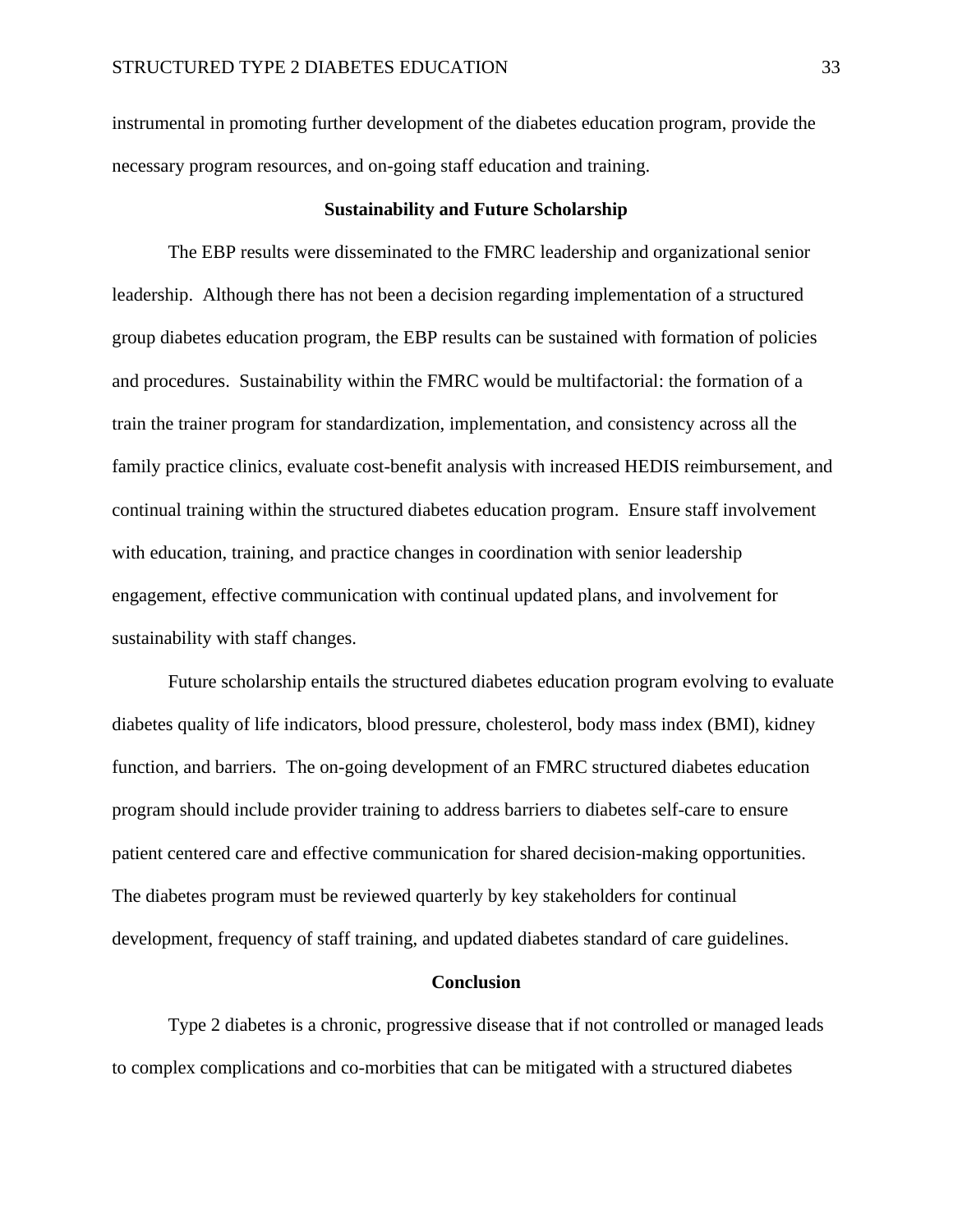instrumental in promoting further development of the diabetes education program, provide the necessary program resources, and on-going staff education and training.

## Sustainability and Future Scholarship

The EBP results were disseminated to the FMRC leadership and organizational senior leadership. Although there has not been a decision regarding implementation of a structured group diabetes education program, the EBP results can be sustained with formation of policies and procedures. Sustainability within the FMRC would be multifactorial: the formation of a train the trainer program for standardization, implementation, and consistency across all the family practice clinics, evaluate cost-benefit analysis with increased HEDIS reimbursement, and continual training within the structured diabetes education program. Ensure staff involvement with education, training, and practice changes in coordination with senior leadership engagement, effective communication with continual updated plans, and involvement for sustainability with staff changes.

Future scholarship entails the structured diabetes education program evolving to evaluate diabetes quality of life indicators, blood pressure, cholesterol, body mass index (BMI), kidney function, and barriers. The on-going development of an FMRC structured diabetes education program should include provider training to address barriers to diabetes self-care to ensure patient centered care and effective communication for shared decision-making opportunities. The diabetes program must be reviewed quarterly by key stakeholders for continual development, frequency of staff training, and updated diabetes standard of care guidelines.

## Conclusion

Type 2 diabetes is a chronic, progressive disease that if not controlled or managed leads to complex complications and co-morbities that can be mitigated with a structured diabetes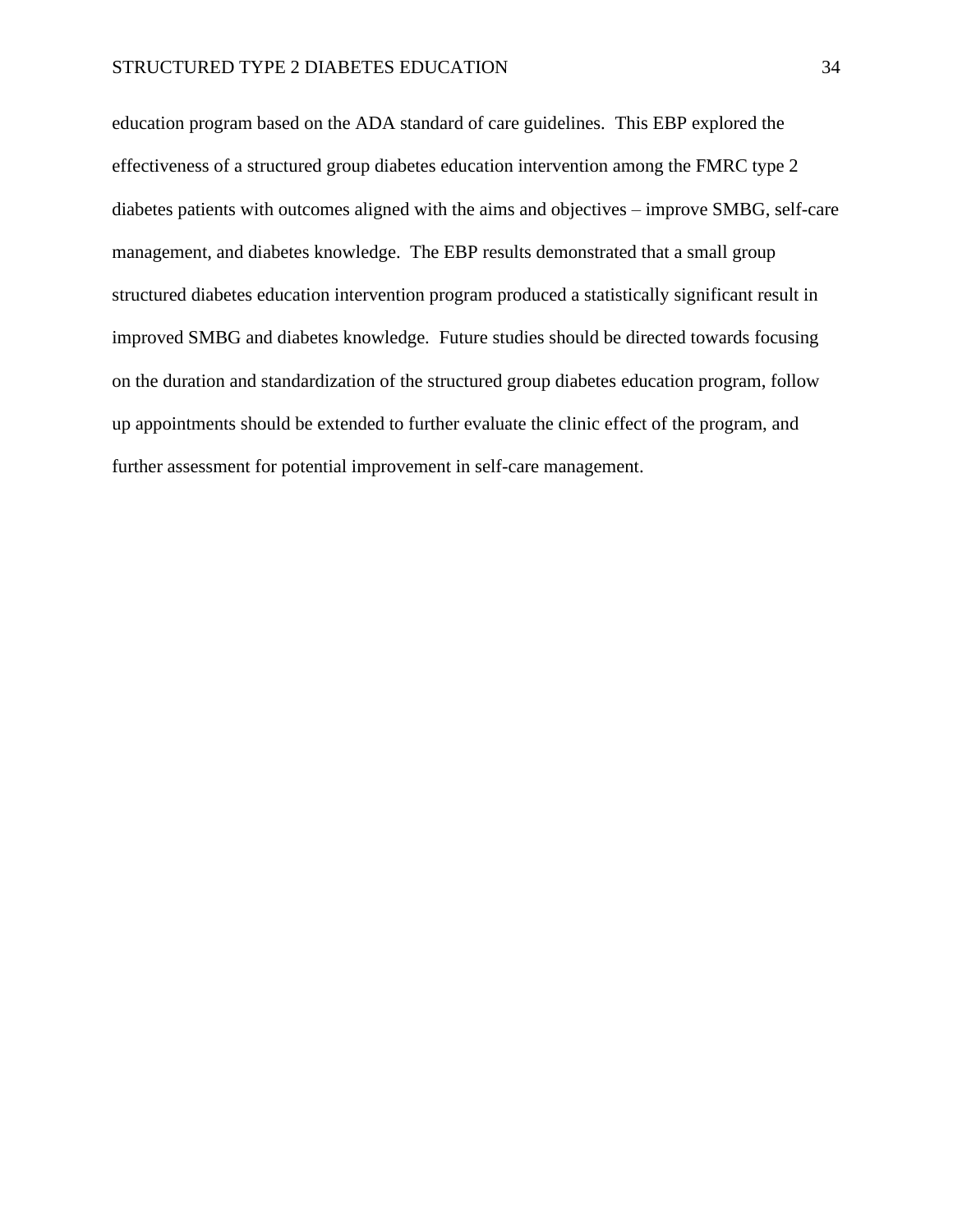education program based on the ADA standard of care guidelines.  This EBP explored the effectiveness of a structured group diabetes education intervention among the FMRC type 2 diabetes patients with outcomes aligned with the aims and objectives – improve SMBG, self-care management, and diabetes knowledge.  The EBP results demonstrated that a small group structured diabetes education intervention program produced a statistically significant result in improved SMBG and diabetes knowledge.  Future studies should be directed towards focusing on the duration and standardization of the structured group diabetes education program, follow up appointments should be extended to further evaluate the clinic effect of the program, and further assessment for potential improvement in self-care management.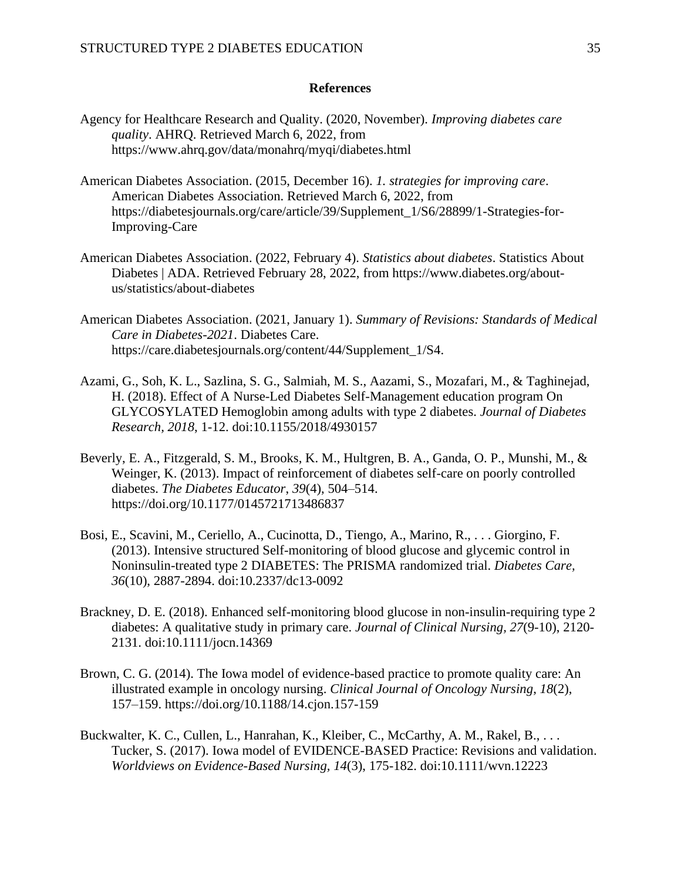**References**

Agency for Healthcare Research and Quality. (2020, November). *Improving diabetes care quality*. AHRQ. Retrieved March 6, 2022, from https://www.ahrq.gov/data/monahrq/myqi/diabetes.html

American Diabetes Association. (2015, December 16). *1. strategies for improving care*. American Diabetes Association. Retrieved March 6, 2022, from https://diabetesjournals.org/care/article/39/Supplement_1/S6/28899/1-Strategies-for-Improving-Care

American Diabetes Association. (2022, February 4). *Statistics about diabetes*. Statistics About Diabetes | ADA. Retrieved February 28, 2022, from https://www.diabetes.org/about-us/statistics/about-diabetes

American Diabetes Association. (2021, January 1). *Summary of Revisions: Standards of Medical Care in Diabetes-2021*. Diabetes Care. https://care.diabetesjournals.org/content/44/Supplement_1/S4.

Azami, G., Soh, K. L., Sazlina, S. G., Salmiah, M. S., Aazami, S., Mozafari, M., & Taghinejad, H. (2018). Effect of A Nurse-Led Diabetes Self-Management education program On GLYCOSYLATED Hemoglobin among adults with type 2 diabetes. *Journal of Diabetes Research, 2018*, 1-12. doi:10.1155/2018/4930157

Beverly, E. A., Fitzgerald, S. M., Brooks, K. M., Hultgren, B. A., Ganda, O. P., Munshi, M., & Weinger, K. (2013). Impact of reinforcement of diabetes self-care on poorly controlled diabetes. *The Diabetes Educator*, *39*(4), 504–514. https://doi.org/10.1177/0145721713486837

Bosi, E., Scavini, M., Ceriello, A., Cucinotta, D., Tiengo, A., Marino, R., . . . Giorgino, F. (2013). Intensive structured Self-monitoring of blood glucose and glycemic control in Noninsulin-treated type 2 DIABETES: The PRISMA randomized trial. *Diabetes Care, 36*(10), 2887-2894. doi:10.2337/dc13-0092

Brackney, D. E. (2018). Enhanced self-monitoring blood glucose in non-insulin-requiring type 2 diabetes: A qualitative study in primary care. *Journal of Clinical Nursing, 27*(9-10), 2120-2131. doi:10.1111/jocn.14369

Brown, C. G. (2014). The Iowa model of evidence-based practice to promote quality care: An illustrated example in oncology nursing. *Clinical Journal of Oncology Nursing*, *18*(2), 157–159. https://doi.org/10.1188/14.cjon.157-159

Buckwalter, K. C., Cullen, L., Hanrahan, K., Kleiber, C., McCarthy, A. M., Rakel, B., . . . Tucker, S. (2017). Iowa model of EVIDENCE-BASED Practice: Revisions and validation. *Worldviews on Evidence-Based Nursing, 14*(3), 175-182. doi:10.1111/wvn.12223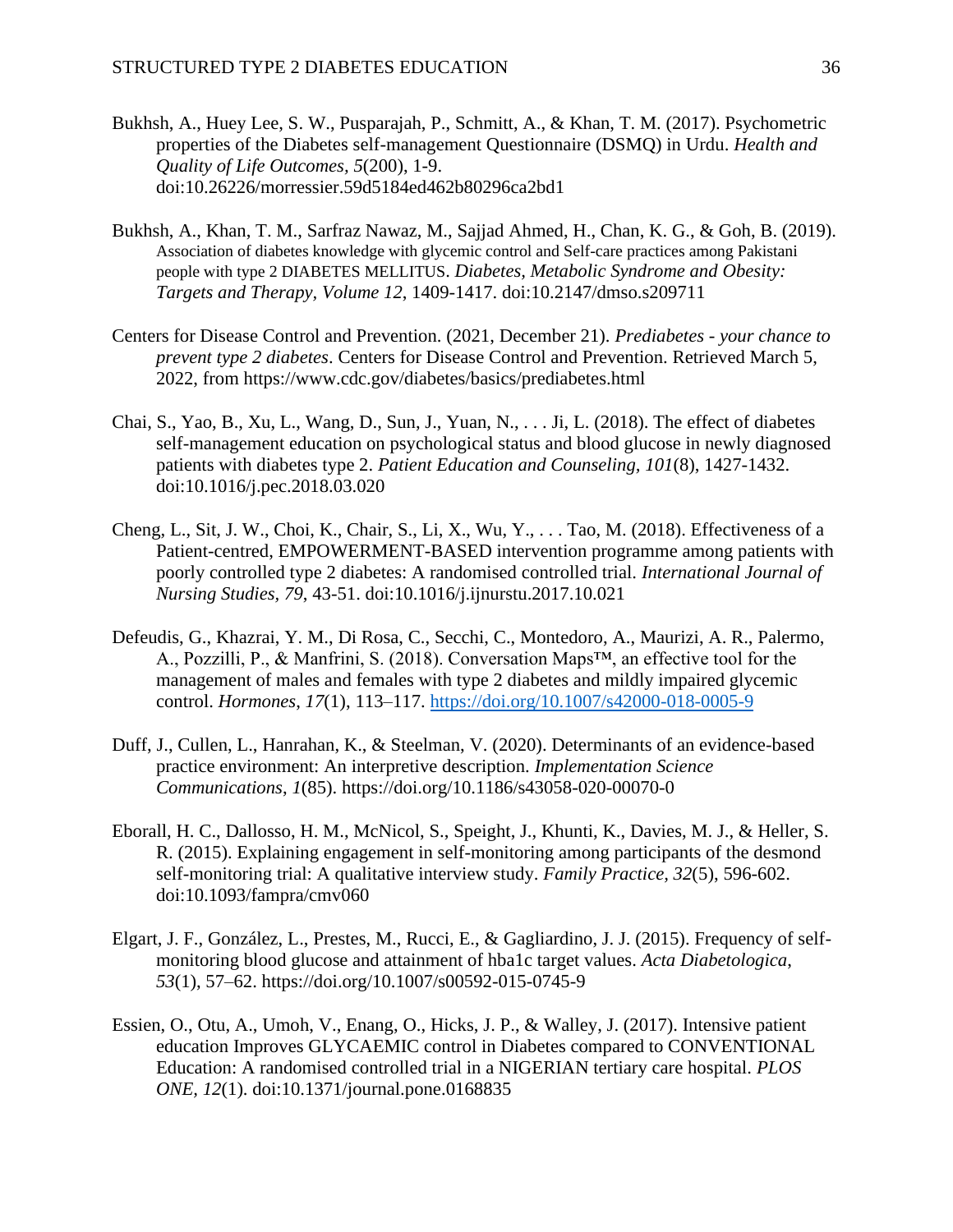Bukhsh, A., Huey Lee, S. W., Pusparajah, P., Schmitt, A., & Khan, T. M. (2017). Psychometric properties of the Diabetes self-management Questionnaire (DSMQ) in Urdu. *Health and Quality of Life Outcomes, 5*(200), 1-9. doi:10.26226/morressier.59d5184ed462b80296ca2bd1

Bukhsh, A., Khan, T. M., Sarfraz Nawaz, M., Sajjad Ahmed, H., Chan, K. G., & Goh, B. (2019). Association of diabetes knowledge with glycemic control and Self-care practices among Pakistani people with type 2 DIABETES MELLITUS. *Diabetes, Metabolic Syndrome and Obesity: Targets and Therapy, Volume 12*, 1409-1417. doi:10.2147/dmso.s209711

Centers for Disease Control and Prevention. (2021, December 21). *Prediabetes - your chance to prevent type 2 diabetes*. Centers for Disease Control and Prevention. Retrieved March 5, 2022, from https://www.cdc.gov/diabetes/basics/prediabetes.html

Chai, S., Yao, B., Xu, L., Wang, D., Sun, J., Yuan, N., . . . Ji, L. (2018). The effect of diabetes self-management education on psychological status and blood glucose in newly diagnosed patients with diabetes type 2. *Patient Education and Counseling, 101*(8), 1427-1432. doi:10.1016/j.pec.2018.03.020

Cheng, L., Sit, J. W., Choi, K., Chair, S., Li, X., Wu, Y., . . . Tao, M. (2018). Effectiveness of a Patient-centred, EMPOWERMENT-BASED intervention programme among patients with poorly controlled type 2 diabetes: A randomised controlled trial. *International Journal of Nursing Studies, 79*, 43-51. doi:10.1016/j.ijnurstu.2017.10.021

Defeudis, G., Khazrai, Y. M., Di Rosa, C., Secchi, C., Montedoro, A., Maurizi, A. R., Palermo, A., Pozzilli, P., & Manfrini, S. (2018). Conversation Maps™, an effective tool for the management of males and females with type 2 diabetes and mildly impaired glycemic control. *Hormones*, *17*(1), 113–117. https://doi.org/10.1007/s42000-018-0005-9

Duff, J., Cullen, L., Hanrahan, K., & Steelman, V. (2020). Determinants of an evidence-based practice environment: An interpretive description. *Implementation Science Communications*, *1*(85). https://doi.org/10.1186/s43058-020-00070-0

Eborall, H. C., Dallosso, H. M., McNicol, S., Speight, J., Khunti, K., Davies, M. J., & Heller, S. R. (2015). Explaining engagement in self-monitoring among participants of the desmond self-monitoring trial: A qualitative interview study. *Family Practice, 32*(5), 596-602. doi:10.1093/fampra/cmv060

Elgart, J. F., González, L., Prestes, M., Rucci, E., & Gagliardino, J. J. (2015). Frequency of self-monitoring blood glucose and attainment of hba1c target values. *Acta Diabetologica*, *53*(1), 57–62. https://doi.org/10.1007/s00592-015-0745-9

Essien, O., Otu, A., Umoh, V., Enang, O., Hicks, J. P., & Walley, J. (2017). Intensive patient education Improves GLYCAEMIC control in Diabetes compared to CONVENTIONAL Education: A randomised controlled trial in a NIGERIAN tertiary care hospital. *PLOS ONE, 12*(1). doi:10.1371/journal.pone.0168835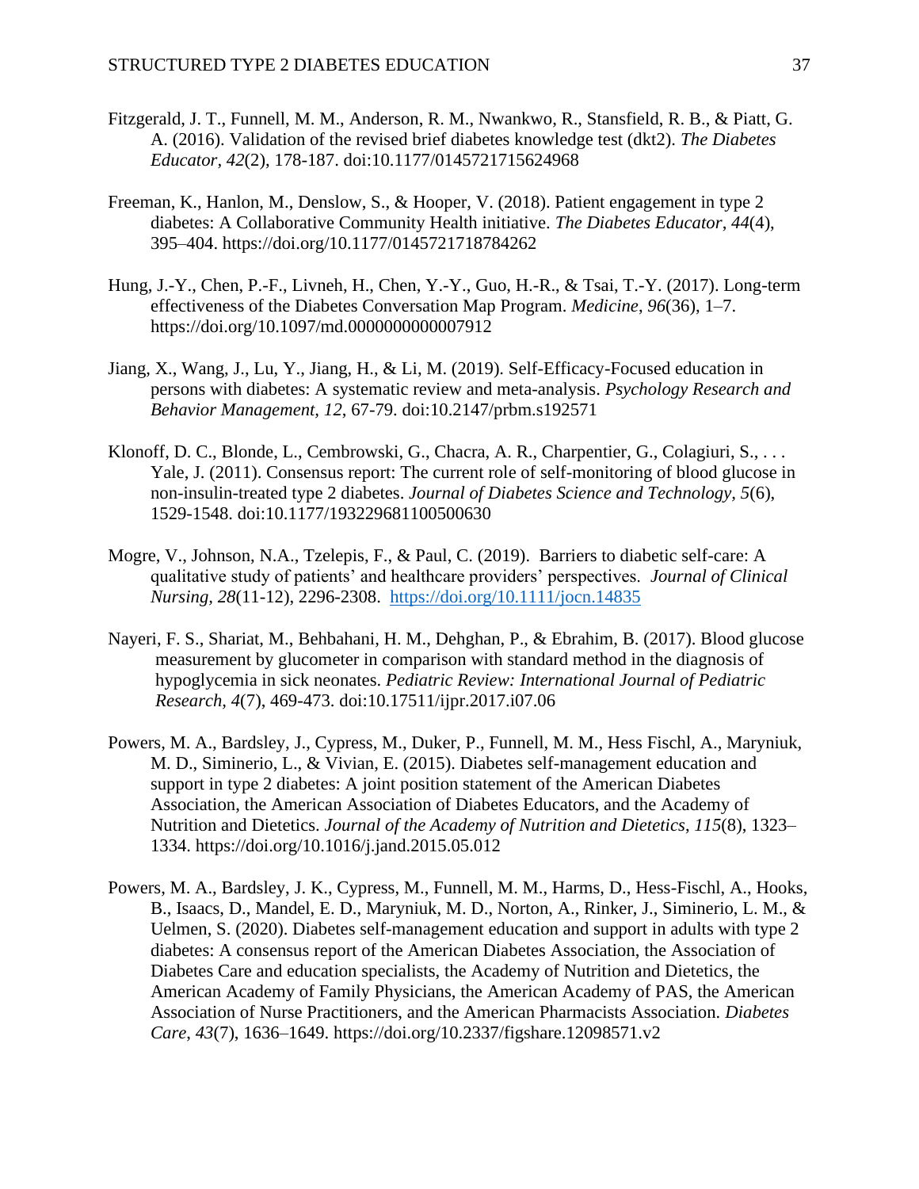Fitzgerald, J. T., Funnell, M. M., Anderson, R. M., Nwankwo, R., Stansfield, R. B., & Piatt, G. A. (2016). Validation of the revised brief diabetes knowledge test (dkt2). *The Diabetes Educator, 42*(2), 178-187. doi:10.1177/0145721715624968

Freeman, K., Hanlon, M., Denslow, S., & Hooper, V. (2018). Patient engagement in type 2 diabetes: A Collaborative Community Health initiative. *The Diabetes Educator*, *44*(4), 395–404. https://doi.org/10.1177/0145721718784262

Hung, J.-Y., Chen, P.-F., Livneh, H., Chen, Y.-Y., Guo, H.-R., & Tsai, T.-Y. (2017). Long-term effectiveness of the Diabetes Conversation Map Program. *Medicine*, *96*(36), 1–7. https://doi.org/10.1097/md.0000000000007912

Jiang, X., Wang, J., Lu, Y., Jiang, H., & Li, M. (2019). Self-Efficacy-Focused education in persons with diabetes: A systematic review and meta-analysis. *Psychology Research and Behavior Management, 12*, 67-79. doi:10.2147/prbm.s192571

Klonoff, D. C., Blonde, L., Cembrowski, G., Chacra, A. R., Charpentier, G., Colagiuri, S., . . . Yale, J. (2011). Consensus report: The current role of self-monitoring of blood glucose in non-insulin-treated type 2 diabetes. *Journal of Diabetes Science and Technology, 5*(6), 1529-1548. doi:10.1177/193229681100500630

Mogre, V., Johnson, N.A., Tzelepis, F., & Paul, C. (2019). Barriers to diabetic self-care: A qualitative study of patients' and healthcare providers' perspectives. *Journal of Clinical Nursing, 28*(11-12), 2296-2308. https://doi.org/10.1111/jocn.14835

Nayeri, F. S., Shariat, M., Behbahani, H. M., Dehghan, P., & Ebrahim, B. (2017). Blood glucose measurement by glucometer in comparison with standard method in the diagnosis of hypoglycemia in sick neonates. *Pediatric Review: International Journal of Pediatric Research, 4*(7), 469-473. doi:10.17511/ijpr.2017.i07.06

Powers, M. A., Bardsley, J., Cypress, M., Duker, P., Funnell, M. M., Hess Fischl, A., Maryniuk, M. D., Siminerio, L., & Vivian, E. (2015). Diabetes self-management education and support in type 2 diabetes: A joint position statement of the American Diabetes Association, the American Association of Diabetes Educators, and the Academy of Nutrition and Dietetics. *Journal of the Academy of Nutrition and Dietetics*, *115*(8), 1323–1334. https://doi.org/10.1016/j.jand.2015.05.012

Powers, M. A., Bardsley, J. K., Cypress, M., Funnell, M. M., Harms, D., Hess-Fischl, A., Hooks, B., Isaacs, D., Mandel, E. D., Maryniuk, M. D., Norton, A., Rinker, J., Siminerio, L. M., & Uelmen, S. (2020). Diabetes self-management education and support in adults with type 2 diabetes: A consensus report of the American Diabetes Association, the Association of Diabetes Care and education specialists, the Academy of Nutrition and Dietetics, the American Academy of Family Physicians, the American Academy of PAS, the American Association of Nurse Practitioners, and the American Pharmacists Association. *Diabetes Care*, *43*(7), 1636–1649. https://doi.org/10.2337/figshare.12098571.v2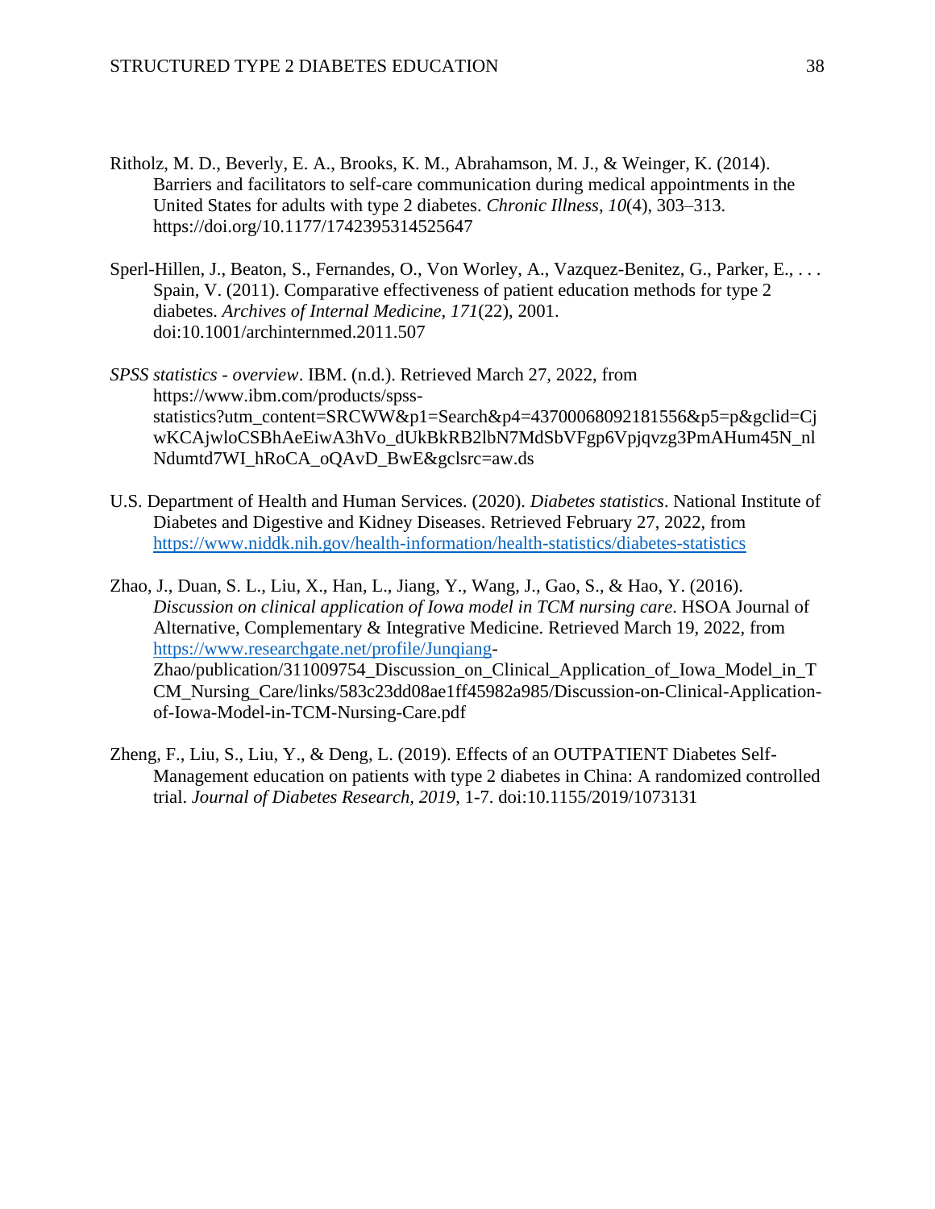Ritholz, M. D., Beverly, E. A., Brooks, K. M., Abrahamson, M. J., & Weinger, K. (2014). Barriers and facilitators to self-care communication during medical appointments in the United States for adults with type 2 diabetes. *Chronic Illness*, *10*(4), 303–313. https://doi.org/10.1177/1742395314525647

Sperl-Hillen, J., Beaton, S., Fernandes, O., Von Worley, A., Vazquez-Benitez, G., Parker, E., . . . Spain, V. (2011). Comparative effectiveness of patient education methods for type 2 diabetes. *Archives of Internal Medicine, 171*(22), 2001. doi:10.1001/archinternmed.2011.507

*SPSS statistics - overview*. IBM. (n.d.). Retrieved March 27, 2022, from https://www.ibm.com/products/spss-statistics?utm_content=SRCWW&p1=Search&p4=43700068092181556&p5=p&gclid=CjwKCAjwloCSBhAeEiwA3hVo_dUkBkRB2lbN7MdSbVFgp6Vpjqvzg3PmAHum45N_nlNdumtd7WI_hRoCA_oQAvD_BwE&gclsrc=aw.ds

U.S. Department of Health and Human Services. (2020). *Diabetes statistics*. National Institute of Diabetes and Digestive and Kidney Diseases. Retrieved February 27, 2022, from https://www.niddk.nih.gov/health-information/health-statistics/diabetes-statistics

Zhao, J., Duan, S. L., Liu, X., Han, L., Jiang, Y., Wang, J., Gao, S., & Hao, Y. (2016). *Discussion on clinical application of Iowa model in TCM nursing care*. HSOA Journal of Alternative, Complementary & Integrative Medicine. Retrieved March 19, 2022, from https://www.researchgate.net/profile/Junqiang-Zhao/publication/311009754_Discussion_on_Clinical_Application_of_Iowa_Model_in_TCM_Nursing_Care/links/583c23dd08ae1ff45982a985/Discussion-on-Clinical-Application-of-Iowa-Model-in-TCM-Nursing-Care.pdf

Zheng, F., Liu, S., Liu, Y., & Deng, L. (2019). Effects of an OUTPATIENT Diabetes Self-Management education on patients with type 2 diabetes in China: A randomized controlled trial. *Journal of Diabetes Research, 2019*, 1-7. doi:10.1155/2019/1073131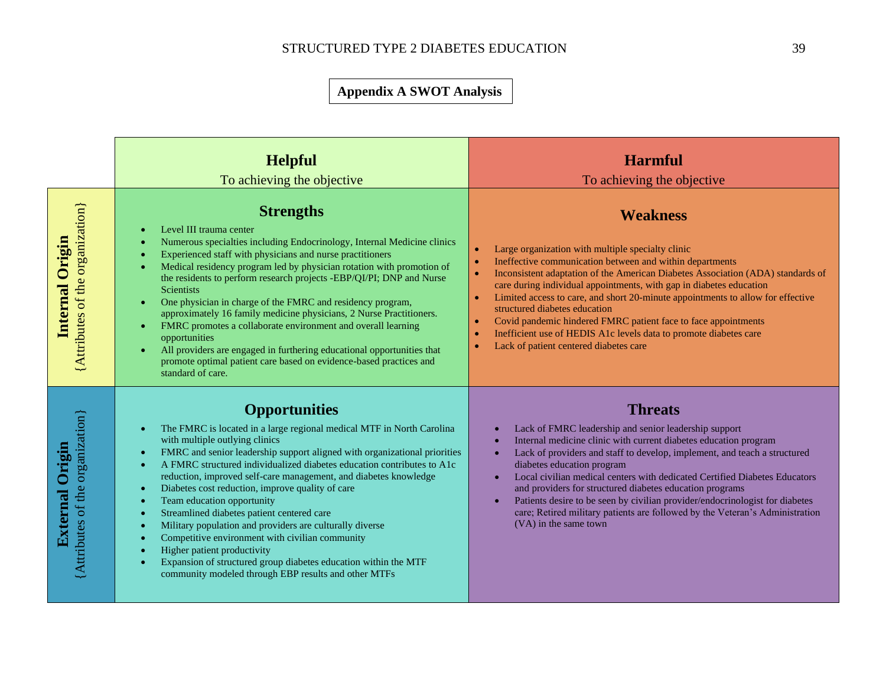## Appendix A SWOT Analysis

| | **Helpful** To achieving the objective | **Harmful** To achieving the objective |
|---|---|---|
| **Internal Origin** {Attributes of the organization} | **Strengths**<br>• Level III trauma center<br>• Numerous specialties including Endocrinology, Internal Medicine clinics<br>• Experienced staff with physicians and nurse practitioners<br>• Medical residency program led by physician rotation with promotion of the residents to perform research projects -EBP/QI/PI; DNP and Nurse Scientists<br>• One physician in charge of the FMRC and residency program, approximately 16 family medicine physicians, 2 Nurse Practitioners.<br>• FMRC promotes a collaborate environment and overall learning opportunities<br>• All providers are engaged in furthering educational opportunities that promote optimal patient care based on evidence-based practices and standard of care. | **Weakness**<br>• Large organization with multiple specialty clinic<br>• Ineffective communication between and within departments<br>• Inconsistent adaptation of the American Diabetes Association (ADA) standards of care during individual appointments, with gap in diabetes education<br>• Limited access to care, and short 20-minute appointments to allow for effective structured diabetes education<br>• Covid pandemic hindered FMRC patient face to face appointments<br>• Inefficient use of HEDIS A1c levels data to promote diabetes care<br>• Lack of patient centered diabetes care |
| **External Origin** {Attributes of the organization} | **Opportunities**<br>• The FMRC is located in a large regional medical MTF in North Carolina with multiple outlying clinics<br>• FMRC and senior leadership support aligned with organizational priorities<br>• A FMRC structured individualized diabetes education contributes to A1c reduction, improved self-care management, and diabetes knowledge<br>• Diabetes cost reduction, improve quality of care<br>• Team education opportunity<br>• Streamlined diabetes patient centered care<br>• Military population and providers are culturally diverse<br>• Competitive environment with civilian community<br>• Higher patient productivity<br>• Expansion of structured group diabetes education within the MTF community modeled through EBP results and other MTFs | **Threats**<br>• Lack of FMRC leadership and senior leadership support<br>• Internal medicine clinic with current diabetes education program<br>• Lack of providers and staff to develop, implement, and teach a structured diabetes education program<br>• Local civilian medical centers with dedicated Certified Diabetes Educators and providers for structured diabetes education programs<br>• Patients desire to be seen by civilian provider/endocrinologist for diabetes care; Retired military patients are followed by the Veteran's Administration (VA) in the same town |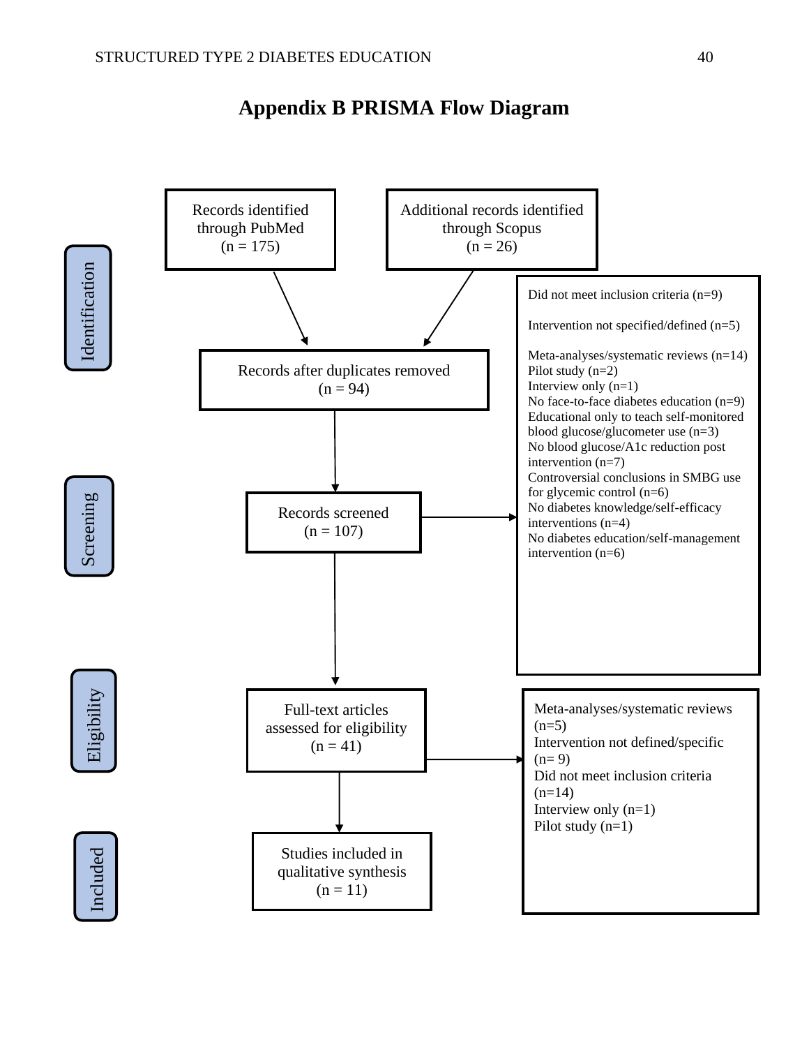# Appendix B PRISMA Flow Diagram

Identification

Records identified through PubMed
(n = 175)

Additional records identified through Scopus
(n = 26)

Records after duplicates removed
(n = 94)

Screening

Records screened
(n = 107)

Did not meet inclusion criteria (n=9)

Intervention not specified/defined (n=5)

Meta-analyses/systematic reviews (n=14)
Pilot study (n=2)
Interview only (n=1)
No face-to-face diabetes education (n=9)
Educational only to teach self-monitored blood glucose/glucometer use (n=3)
No blood glucose/A1c reduction post intervention (n=7)
Controversial conclusions in SMBG use for glycemic control (n=6)
No diabetes knowledge/self-efficacy interventions (n=4)
No diabetes education/self-management intervention (n=6)

Eligibility

Full-text articles assessed for eligibility
(n = 41)

Meta-analyses/systematic reviews (n=5)
Intervention not defined/specific (n= 9)
Did not meet inclusion criteria (n=14)
Interview only (n=1)
Pilot study (n=1)

Included

Studies included in qualitative synthesis
(n = 11)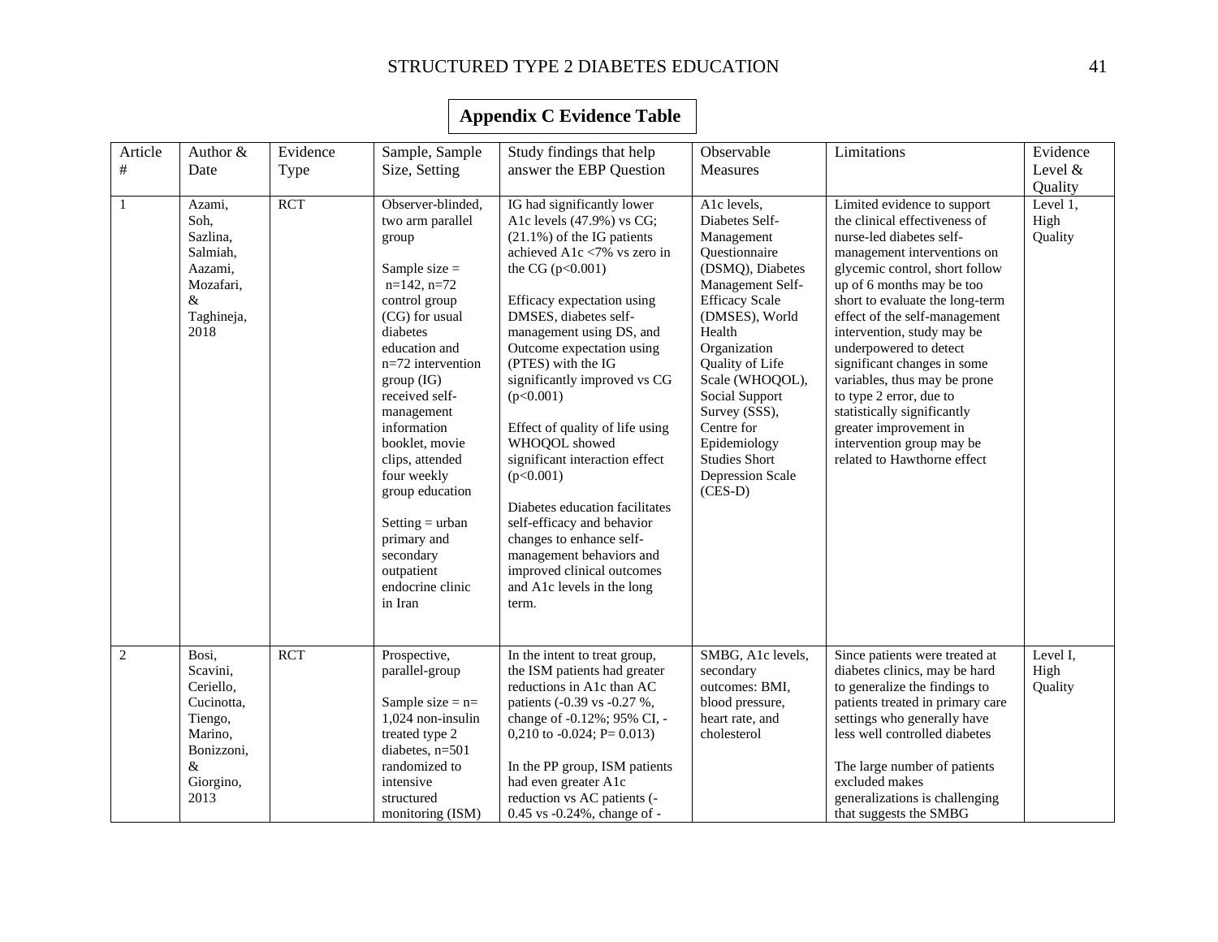## Appendix C Evidence Table

| Article # | Author & Date | Evidence Type | Sample, Sample Size, Setting | Study findings that help answer the EBP Question | Observable Measures | Limitations | Evidence Level & Quality |
|---|---|---|---|---|---|---|---|
| 1 | Azami, Soh, Sazlina, Salmiah, Aazami, Mozafari, & Taghineja, 2018 | RCT | Observer-blinded, two arm parallel group<br><br>Sample size = n=142, n=72 control group (CG) for usual diabetes education and n=72 intervention group (IG) received self-management information booklet, movie clips, attended four weekly group education<br><br>Setting = urban primary and secondary outpatient endocrine clinic in Iran | IG had significantly lower A1c levels (47.9%) vs CG; (21.1%) of the IG patients achieved A1c <7% vs zero in the CG ($p<0.001$)<br><br>Efficacy expectation using DMSES, diabetes self-management using DS, and Outcome expectation using (PTES) with the IG significantly improved vs CG ($p<0.001$)<br><br>Effect of quality of life using WHOQOL showed significant interaction effect ($p<0.001$)<br><br>Diabetes education facilitates self-efficacy and behavior changes to enhance self-management behaviors and improved clinical outcomes and A1c levels in the long term. | A1c levels, Diabetes Self-Management Questionnaire (DSMQ), Diabetes Management Self-Efficacy Scale (DMSES), World Health Organization Quality of Life Scale (WHOQOL), Social Support Survey (SSS), Centre for Epidemiology Studies Short Depression Scale (CES-D) | Limited evidence to support the clinical effectiveness of nurse-led diabetes self-management interventions on glycemic control, short follow up of 6 months may be too short to evaluate the long-term effect of the self-management intervention, study may be underpowered to detect significant changes in some variables, thus may be prone to type 2 error, due to statistically significantly greater improvement in intervention group may be related to Hawthorne effect | Level 1, High Quality |
| 2 | Bosi, Scavini, Ceriello, Cucinotta, Tiengo, Marino, Bonizzoni, & Giorgino, 2013 | RCT | Prospective, parallel-group<br><br>Sample size = n= 1,024 non-insulin treated type 2 diabetes, n=501 randomized to intensive structured monitoring (ISM) | In the intent to treat group, the ISM patients had greater reductions in A1c than AC patients (-0.39 vs -0.27 %, change of -0.12%; 95% CI, -0,210 to -0.024; P= 0.013)<br><br>In the PP group, ISM patients had even greater A1c reduction vs AC patients (-0.45 vs -0.24%, change of - | SMBG, A1c levels, secondary outcomes: BMI, blood pressure, heart rate, and cholesterol | Since patients were treated at diabetes clinics, may be hard to generalize the findings to patients treated in primary care settings who generally have less well controlled diabetes<br><br>The large number of patients excluded makes generalizations is challenging that suggests the SMBG | Level I, High Quality |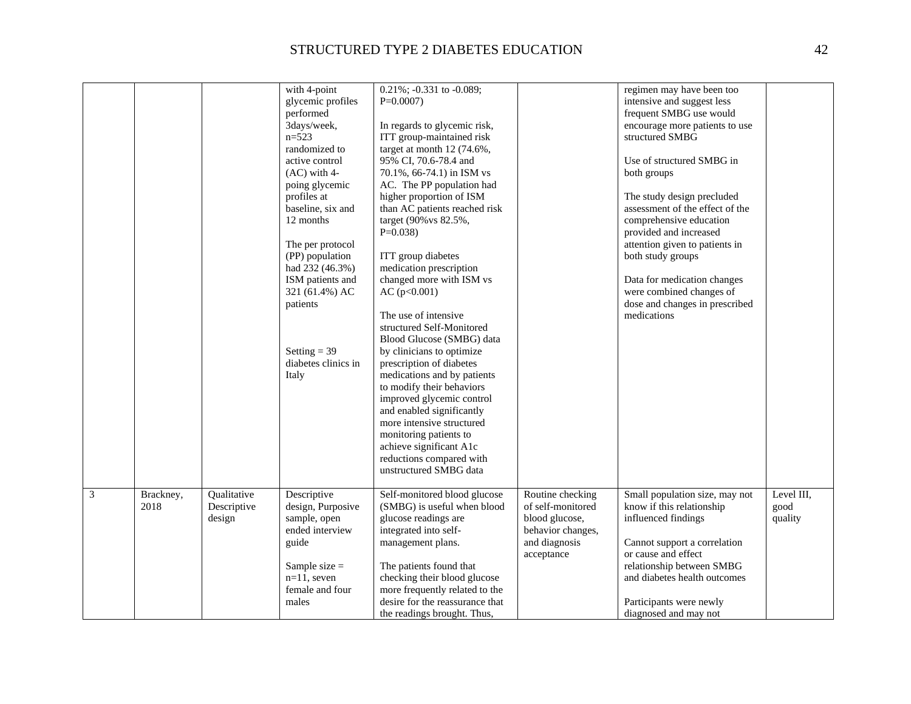| | | | | | | | |
|---|---|---|---|---|---|---|---|
| | | | with 4-point glycemic profiles performed 3days/week, n=523 randomized to active control (AC) with 4-poing glycemic profiles at baseline, six and 12 months<br><br>The per protocol (PP) population had 232 (46.3%) ISM patients and 321 (61.4%) AC patients<br><br>Setting = 39 diabetes clinics in Italy | 0.21%; -0.331 to -0.089; P=0.0007)<br><br>In regards to glycemic risk, ITT group-maintained risk target at month 12 (74.6%, 95% CI, 70.6-78.4 and 70.1%, 66-74.1) in ISM vs AC. The PP population had higher proportion of ISM than AC patients reached risk target (90%vs 82.5%, P=0.038)<br><br>ITT group diabetes medication prescription changed more with ISM vs AC (p<0.001)<br><br>The use of intensive structured Self-Monitored Blood Glucose (SMBG) data by clinicians to optimize prescription of diabetes medications and by patients to modify their behaviors improved glycemic control and enabled significantly more intensive structured monitoring patients to achieve significant A1c reductions compared with unstructured SMBG data | | regimen may have been too intensive and suggest less frequent SMBG use would encourage more patients to use structured SMBG<br><br>Use of structured SMBG in both groups<br><br>The study design precluded assessment of the effect of the comprehensive education provided and increased attention given to patients in both study groups<br><br>Data for medication changes were combined changes of dose and changes in prescribed medications | |
| 3 | Brackney, 2018 | Qualitative Descriptive design | Descriptive design, Purposive sample, open ended interview guide<br><br>Sample size = n=11, seven female and four males | Self-monitored blood glucose (SMBG) is useful when blood glucose readings are integrated into self-management plans.<br><br>The patients found that checking their blood glucose more frequently related to the desire for the reassurance that the readings brought. Thus, | Routine checking of self-monitored blood glucose, behavior changes, and diagnosis acceptance | Small population size, may not know if this relationship influenced findings<br><br>Cannot support a correlation or cause and effect relationship between SMBG and diabetes health outcomes<br><br>Participants were newly diagnosed and may not | Level III, good quality |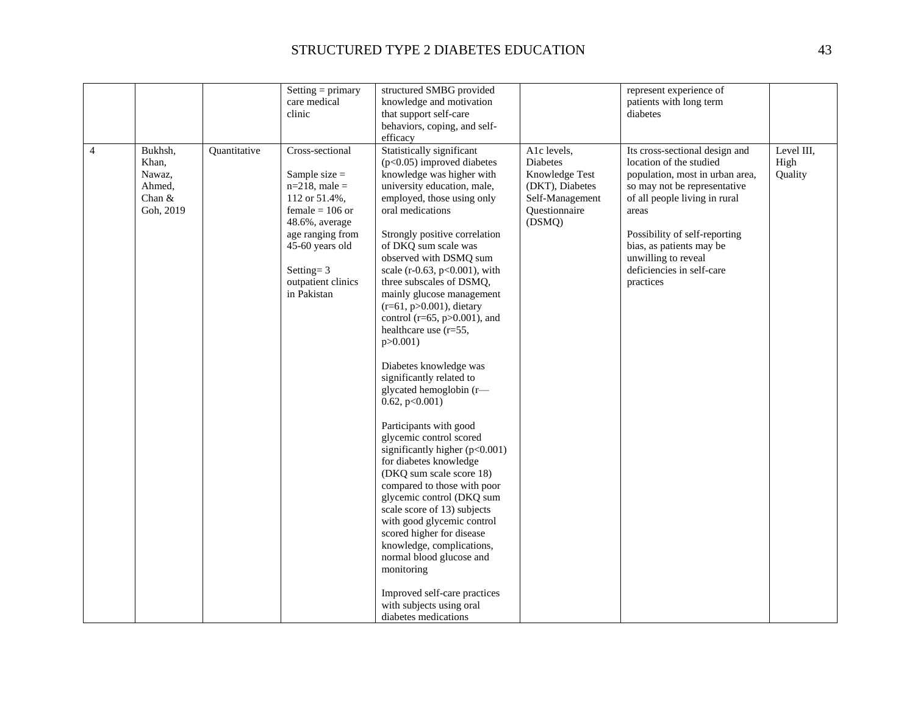| | | | | | | | |
|---|---|---|---|---|---|---|---|
| | | | Setting = primary care medical clinic | structured SMBG provided knowledge and motivation that support self-care behaviors, coping, and self-efficacy | | represent experience of patients with long term diabetes | |
| 4 | Bukhsh, Khan, Nawaz, Ahmed, Chan & Goh, 2019 | Quantitative | Cross-sectional<br><br>Sample size = n=218, male = 112 or 51.4%, female = 106 or 48.6%, average age ranging from 45-60 years old<br><br>Setting= 3 outpatient clinics in Pakistan | Statistically significant ($p<0.05$) improved diabetes knowledge was higher with university education, male, employed, those using only oral medications<br><br>Strongly positive correlation of DKQ sum scale was observed with DSMQ sum scale (r-0.63, $p<0.001$), with three subscales of DSMQ, mainly glucose management (r=61, $p>0.001$), dietary control (r=65, $p>0.001$), and healthcare use (r=55, $p>0.001$)<br><br>Diabetes knowledge was significantly related to glycated hemoglobin (r—0.62, $p<0.001$)<br><br>Participants with good glycemic control scored significantly higher ($p<0.001$) for diabetes knowledge (DKQ sum scale score 18) compared to those with poor glycemic control (DKQ sum scale score of 13) subjects with good glycemic control scored higher for disease knowledge, complications, normal blood glucose and monitoring<br><br>Improved self-care practices with subjects using oral diabetes medications | A1c levels, Diabetes Knowledge Test (DKT), Diabetes Self-Management Questionnaire (DSMQ) | Its cross-sectional design and location of the studied population, most in urban area, so may not be representative of all people living in rural areas<br><br>Possibility of self-reporting bias, as patients may be unwilling to reveal deficiencies in self-care practices | Level III, High Quality |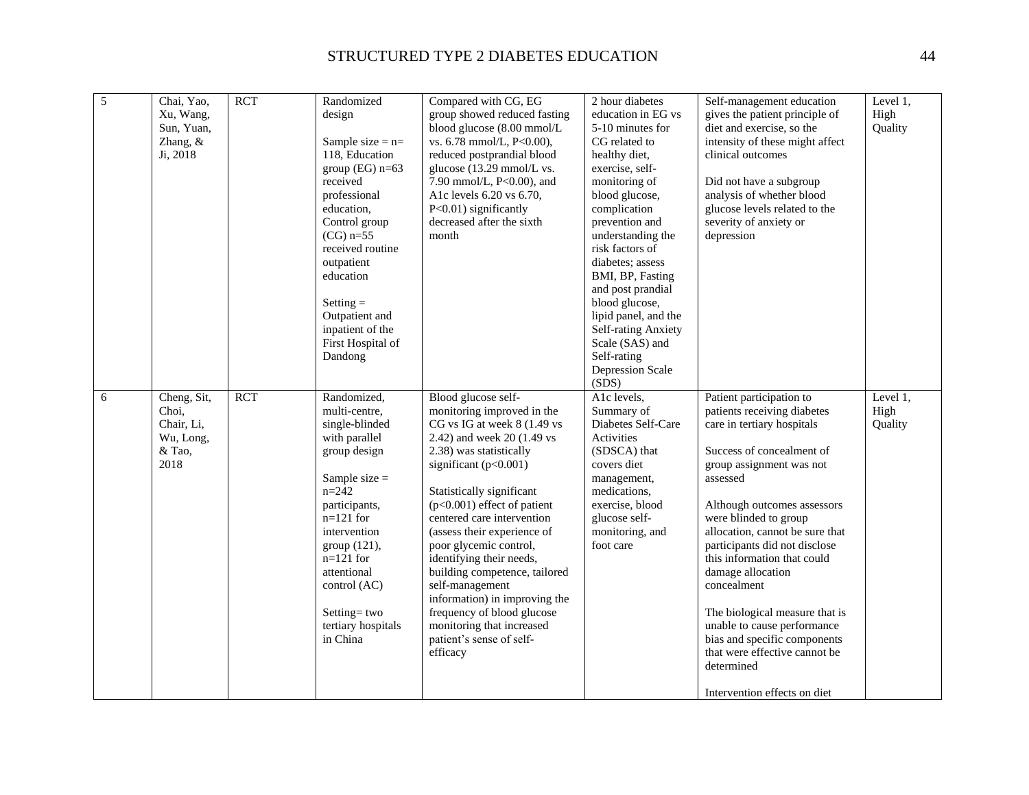| | | | | | | | |
|---|---|---|---|---|---|---|---|
| 5 | Chai, Yao, Xu, Wang, Sun, Yuan, Zhang, & Ji, 2018 | RCT | Randomized design<br><br>Sample size = n= 118, Education group (EG) n=63 received professional education, Control group (CG) n=55 received routine outpatient education<br><br>Setting = Outpatient and inpatient of the First Hospital of Dandong | Compared with CG, EG group showed reduced fasting blood glucose (8.00 mmol/L vs. 6.78 mmol/L, P<0.00), reduced postprandial blood glucose (13.29 mmol/L vs. 7.90 mmol/L, P<0.00), and A1c levels 6.20 vs 6.70, P<0.01) significantly decreased after the sixth month | 2 hour diabetes education in EG vs 5-10 minutes for CG related to healthy diet, exercise, self-monitoring of blood glucose, complication prevention and understanding the risk factors of diabetes; assess BMI, BP, Fasting and post prandial blood glucose, lipid panel, and the Self-rating Anxiety Scale (SAS) and Self-rating Depression Scale (SDS) | Self-management education gives the patient principle of diet and exercise, so the intensity of these might affect clinical outcomes<br><br>Did not have a subgroup analysis of whether blood glucose levels related to the severity of anxiety or depression | Level 1, High Quality |
| 6 | Cheng, Sit, Choi, Chair, Li, Wu, Long, & Tao, 2018 | RCT | Randomized, multi-centre, single-blinded with parallel group design<br><br>Sample size = n=242 participants, n=121 for intervention group (121), n=121 for attentional control (AC)<br><br>Setting= two tertiary hospitals in China | Blood glucose self-monitoring improved in the CG vs IG at week 8 (1.49 vs 2.42) and week 20 (1.49 vs 2.38) was statistically significant (p<0.001)<br><br>Statistically significant (p<0.001) effect of patient centered care intervention (assess their experience of poor glycemic control, identifying their needs, building competence, tailored self-management information) in improving the frequency of blood glucose monitoring that increased patient's sense of self-efficacy | A1c levels, Summary of Diabetes Self-Care Activities (SDSCA) that covers diet management, medications, exercise, blood glucose self-monitoring, and foot care | Patient participation to patients receiving diabetes care in tertiary hospitals<br><br>Success of concealment of group assignment was not assessed<br><br>Although outcomes assessors were blinded to group allocation, cannot be sure that participants did not disclose this information that could damage allocation concealment<br><br>The biological measure that is unable to cause performance bias and specific components that were effective cannot be determined<br><br>Intervention effects on diet | Level 1, High Quality |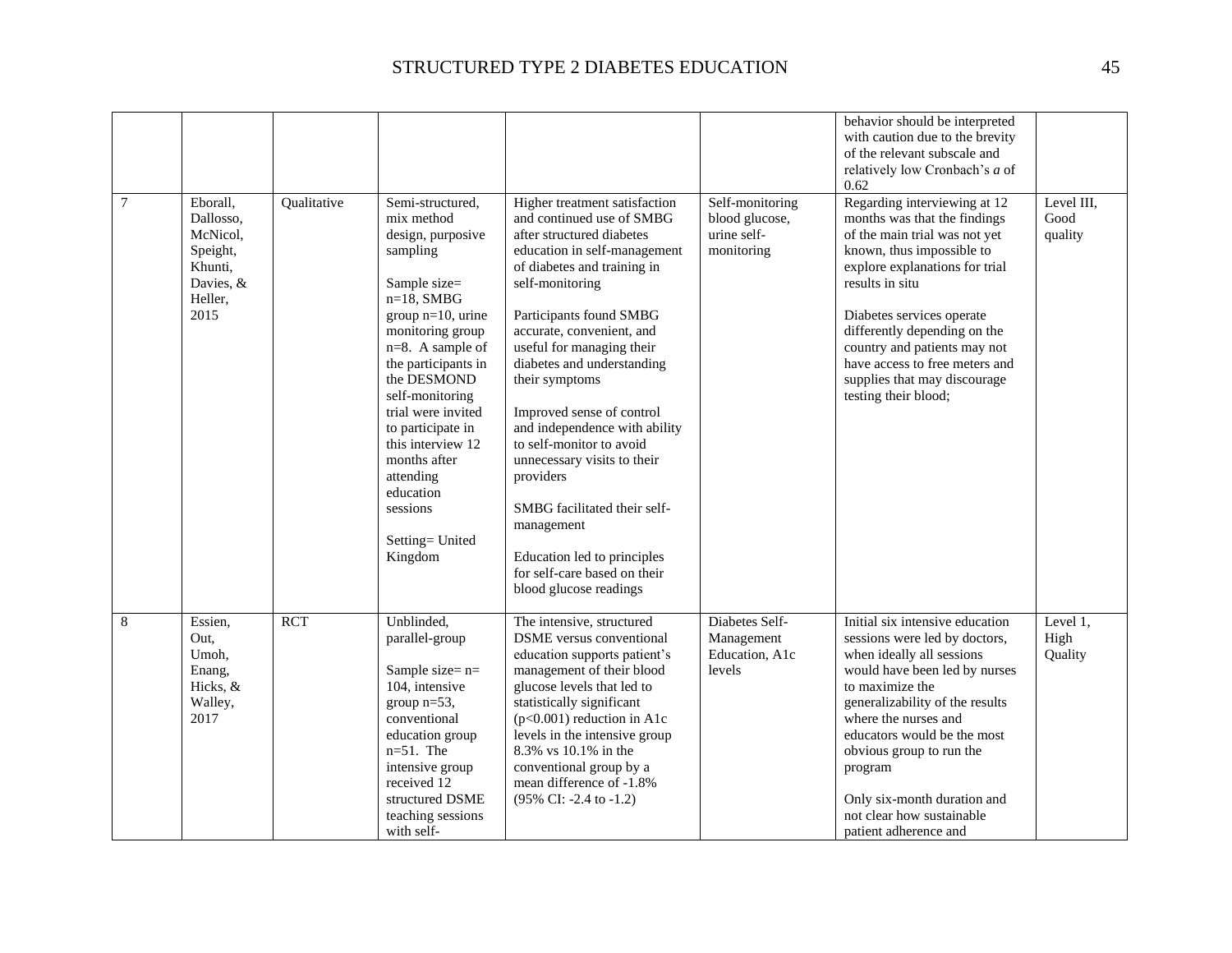| | | | | | | | |
|---|---|---|---|---|---|---|---|
| | | | | | | behavior should be interpreted with caution due to the brevity of the relevant subscale and relatively low Cronbach's *a* of 0.62 | |
| 7 | Eborall, Dallosso, McNicol, Speight, Khunti, Davies, & Heller, 2015 | Qualitative | Semi-structured, mix method design, purposive sampling<br><br>Sample size= n=18, SMBG group n=10, urine monitoring group n=8. A sample of the participants in the DESMOND self-monitoring trial were invited to participate in this interview 12 months after attending education sessions<br><br>Setting= United Kingdom | Higher treatment satisfaction and continued use of SMBG after structured diabetes education in self-management of diabetes and training in self-monitoring<br><br>Participants found SMBG accurate, convenient, and useful for managing their diabetes and understanding their symptoms<br><br>Improved sense of control and independence with ability to self-monitor to avoid unnecessary visits to their providers<br><br>SMBG facilitated their self-management<br><br>Education led to principles for self-care based on their blood glucose readings | Self-monitoring blood glucose, urine self-monitoring | Regarding interviewing at 12 months was that the findings of the main trial was not yet known, thus impossible to explore explanations for trial results in situ<br><br>Diabetes services operate differently depending on the country and patients may not have access to free meters and supplies that may discourage testing their blood; | Level III, Good quality |
| 8 | Essien, Out, Umoh, Enang, Hicks, & Walley, 2017 | RCT | Unblinded, parallel-group<br><br>Sample size= n= 104, intensive group n=53, conventional education group n=51. The intensive group received 12 structured DSME teaching sessions with self- | The intensive, structured DSME versus conventional education supports patient's management of their blood glucose levels that led to statistically significant ($p<0.001$) reduction in A1c levels in the intensive group 8.3% vs 10.1% in the conventional group by a mean difference of -1.8% (95% CI: -2.4 to -1.2) | Diabetes Self-Management Education, A1c levels | Initial six intensive education sessions were led by doctors, when ideally all sessions would have been led by nurses to maximize the generalizability of the results where the nurses and educators would be the most obvious group to run the program<br><br>Only six-month duration and not clear how sustainable patient adherence and | Level 1, High Quality |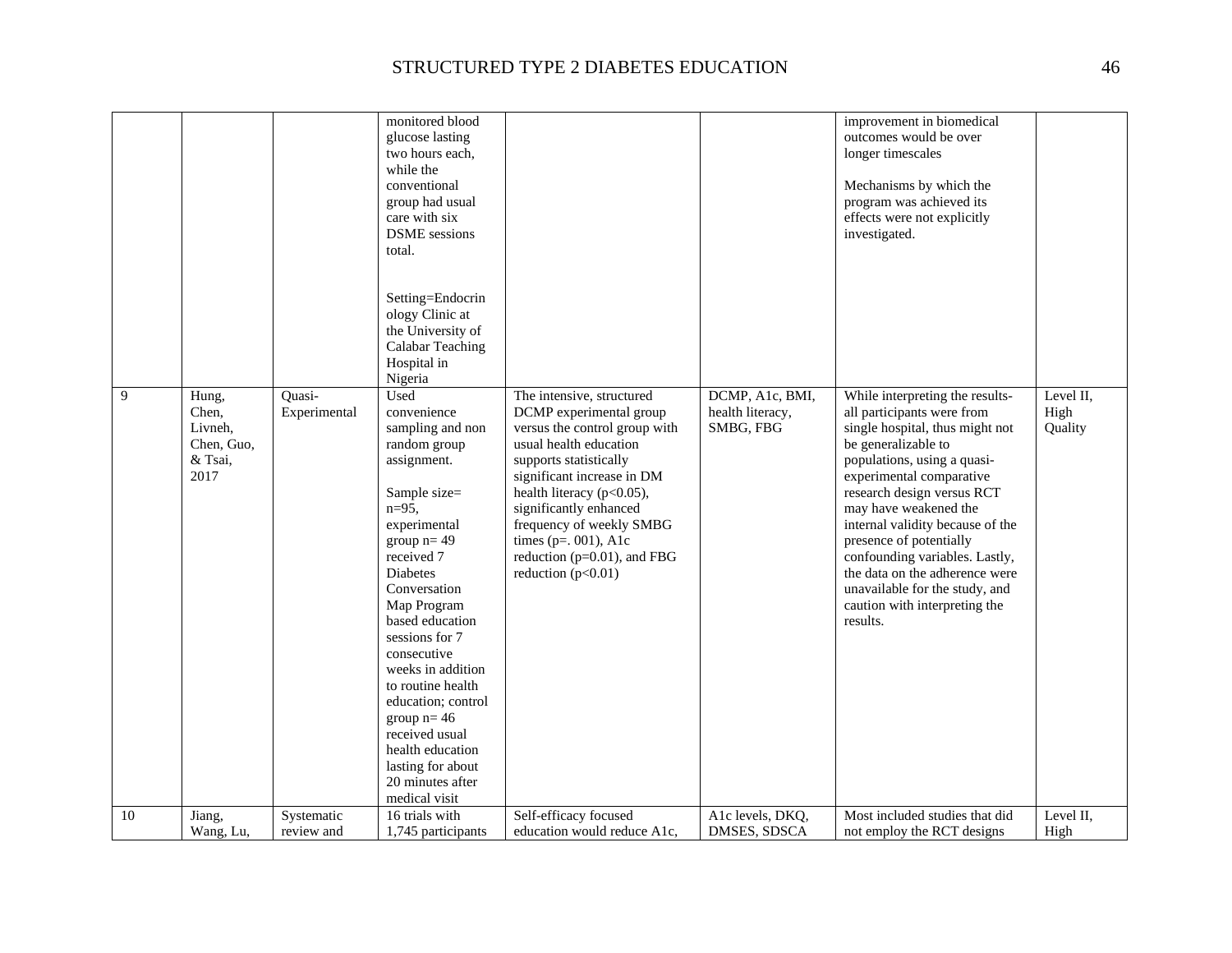|  |  |  |  |  |  |  |  |
|---|---|---|---|---|---|---|---|
|  |  |  | monitored blood glucose lasting two hours each, while the conventional group had usual care with six DSME sessions total.<br><br>Setting=Endocrinology Clinic at the University of Calabar Teaching Hospital in Nigeria |  |  | improvement in biomedical outcomes would be over longer timescales<br><br>Mechanisms by which the program was achieved its effects were not explicitly investigated. |  |
| 9 | Hung, Chen, Livneh, Chen, Guo, & Tsai, 2017 | Quasi-Experimental | Used convenience sampling and non random group assignment.<br><br>Sample size= n=95, experimental group n= 49 received 7 Diabetes Conversation Map Program based education sessions for 7 consecutive weeks in addition to routine health education; control group n= 46 received usual health education lasting for about 20 minutes after medical visit | The intensive, structured DCMP experimental group versus the control group with usual health education supports statistically significant increase in DM health literacy ($p<0.05$), significantly enhanced frequency of weekly SMBG times ($p=.001$), A1c reduction ($p=0.01$), and FBG reduction ($p<0.01$) | DCMP, A1c, BMI, health literacy, SMBG, FBG | While interpreting the results- all participants were from single hospital, thus might not be generalizable to populations, using a quasi-experimental comparative research design versus RCT may have weakened the internal validity because of the presence of potentially confounding variables. Lastly, the data on the adherence were unavailable for the study, and caution with interpreting the results. | Level II, High Quality |
| 10 | Jiang, Wang, Lu, | Systematic review and | 16 trials with 1,745 participants | Self-efficacy focused education would reduce A1c, | A1c levels, DKQ, DMSES, SDSCA | Most included studies that did not employ the RCT designs | Level II, High |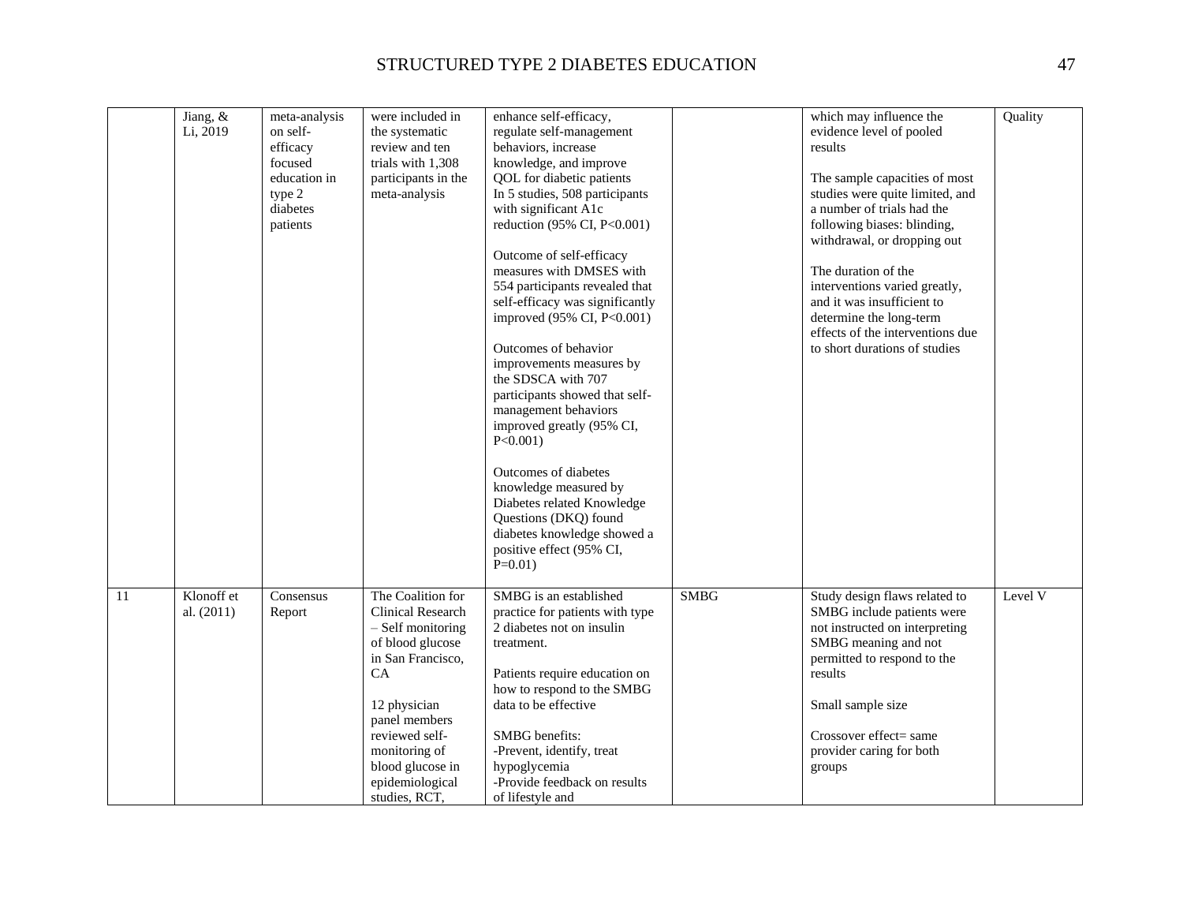| | | | | | | | |
|---|---|---|---|---|---|---|---|
| | Jiang, & Li, 2019 | meta-analysis on self-efficacy focused education in type 2 diabetes patients | were included in the systematic review and ten trials with 1,308 participants in the meta-analysis | enhance self-efficacy, regulate self-management behaviors, increase knowledge, and improve QOL for diabetic patients<br>In 5 studies, 508 participants with significant A1c reduction (95% CI, P<0.001)<br><br>Outcome of self-efficacy measures with DMSES with 554 participants revealed that self-efficacy was significantly improved (95% CI, P<0.001)<br><br>Outcomes of behavior improvements measures by the SDSCA with 707 participants showed that self-management behaviors improved greatly (95% CI, P<0.001)<br><br>Outcomes of diabetes knowledge measured by Diabetes related Knowledge Questions (DKQ) found diabetes knowledge showed a positive effect (95% CI, P=0.01) | | which may influence the evidence level of pooled results<br><br>The sample capacities of most studies were quite limited, and a number of trials had the following biases: blinding, withdrawal, or dropping out<br><br>The duration of the interventions varied greatly, and it was insufficient to determine the long-term effects of the interventions due to short durations of studies | Quality |
| 11 | Klonoff et al. (2011) | Consensus Report | The Coalition for Clinical Research – Self monitoring of blood glucose in San Francisco, CA<br><br>12 physician panel members reviewed self-monitoring of blood glucose in epidemiological studies, RCT, | SMBG is an established practice for patients with type 2 diabetes not on insulin treatment.<br><br>Patients require education on how to respond to the SMBG data to be effective<br><br>SMBG benefits:<br>-Prevent, identify, treat hypoglycemia<br>-Provide feedback on results of lifestyle and | SMBG | Study design flaws related to SMBG include patients were not instructed on interpreting SMBG meaning and not permitted to respond to the results<br><br>Small sample size<br><br>Crossover effect= same provider caring for both groups | Level V |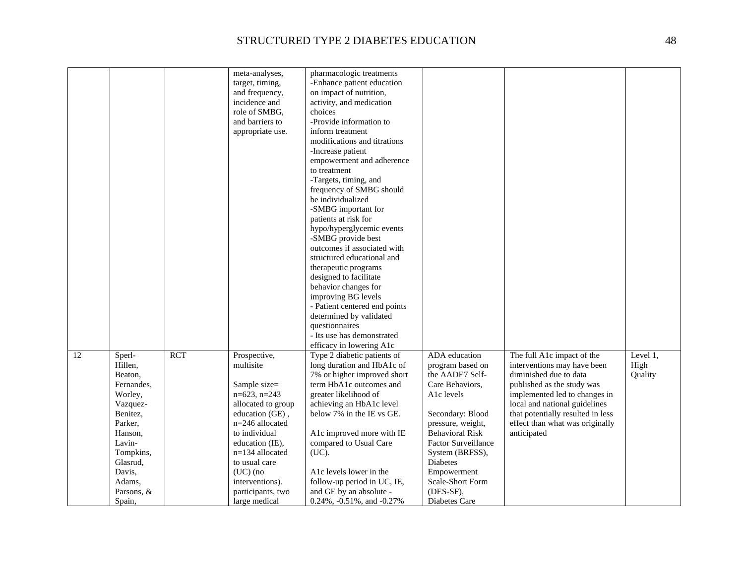| | | | | | | | |
|---|---|---|---|---|---|---|---|
| | | | meta-analyses, target, timing, and frequency, incidence and role of SMBG, and barriers to appropriate use. | pharmacologic treatments<br>-Enhance patient education on impact of nutrition, activity, and medication choices<br>-Provide information to inform treatment modifications and titrations<br>-Increase patient empowerment and adherence to treatment<br>-Targets, timing, and frequency of SMBG should be individualized<br>-SMBG important for patients at risk for hypo/hyperglycemic events<br>-SMBG provide best outcomes if associated with structured educational and therapeutic programs designed to facilitate behavior changes for improving BG levels<br>- Patient centered end points determined by validated questionnaires<br>- Its use has demonstrated efficacy in lowering A1c | | | |
| 12 | Sperl-Hillen, Beaton, Fernandes, Worley, Vazquez-Benitez, Parker, Hanson, Lavin-Tompkins, Glasrud, Davis, Adams, Parsons, & Spain, | RCT | Prospective, multisite<br><br>Sample size= n=623, n=243 allocated to group education (GE) , n=246 allocated to individual education (IE), n=134 allocated to usual care (UC) (no interventions). participants, two large medical | Type 2 diabetic patients of long duration and HbA1c of 7% or higher improved short term HbA1c outcomes and greater likelihood of achieving an HbA1c level below 7% in the IE vs GE.<br><br>A1c improved more with IE compared to Usual Care (UC).<br><br>A1c levels lower in the follow-up period in UC, IE, and GE by an absolute -0.24%, -0.51%, and -0.27% | ADA education program based on the AADE7 Self-Care Behaviors, A1c levels<br><br>Secondary: Blood pressure, weight, Behavioral Risk Factor Surveillance System (BRFSS), Diabetes Empowerment Scale-Short Form (DES-SF), Diabetes Care | The full A1c impact of the interventions may have been diminished due to data published as the study was implemented led to changes in local and national guidelines that potentially resulted in less effect than what was originally anticipated | Level 1, High Quality |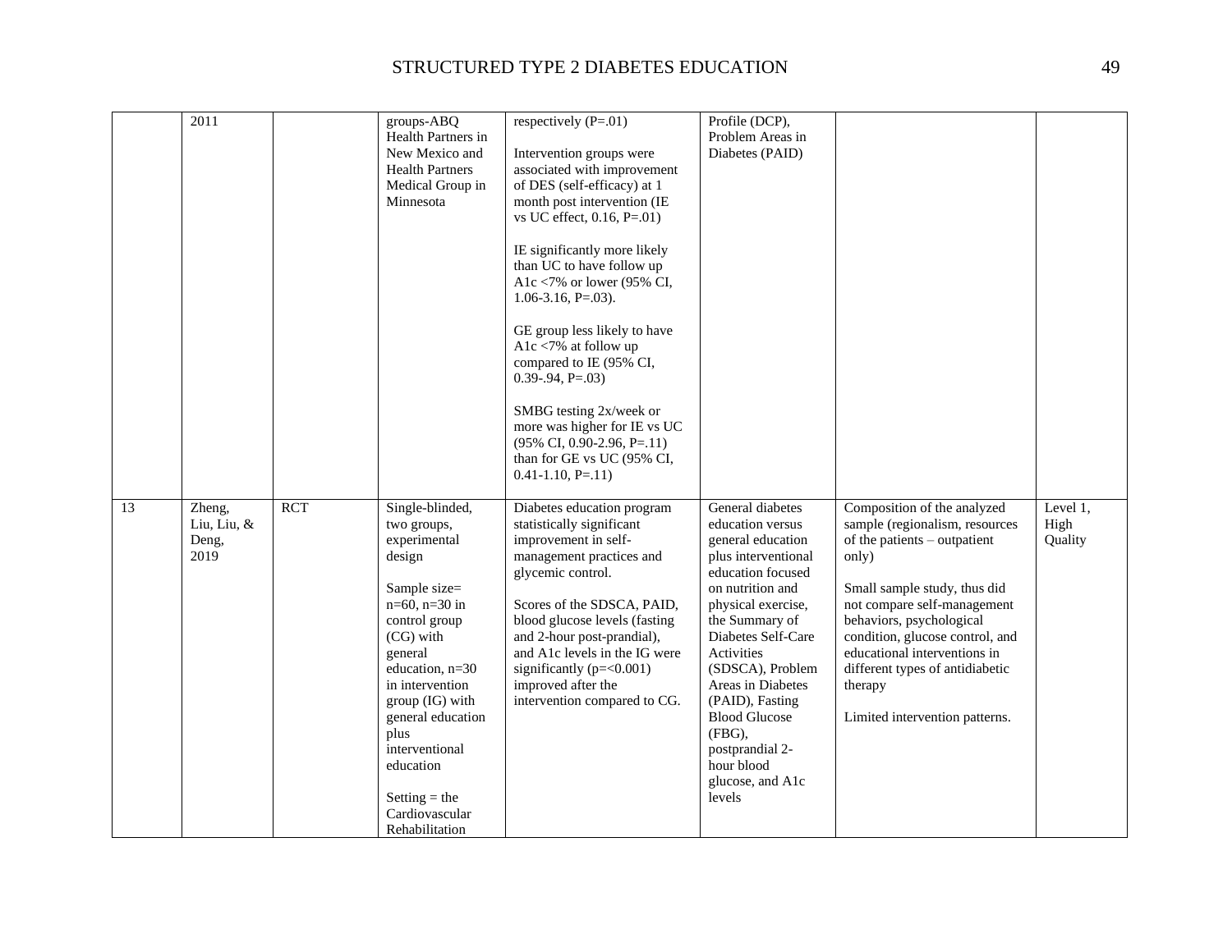| | | | | | | | |
|---|---|---|---|---|---|---|---|
| | 2011 | | groups-ABQ Health Partners in New Mexico and Health Partners Medical Group in Minnesota | respectively (P=.01)<br><br>Intervention groups were associated with improvement of DES (self-efficacy) at 1 month post intervention (IE vs UC effect, 0.16, P=.01)<br><br>IE significantly more likely than UC to have follow up A1c <7% or lower (95% CI, 1.06-3.16, P=.03).<br><br>GE group less likely to have A1c <7% at follow up compared to IE (95% CI, 0.39-.94, P=.03)<br><br>SMBG testing 2x/week or more was higher for IE vs UC (95% CI, 0.90-2.96, P=.11) than for GE vs UC (95% CI, 0.41-1.10, P=.11) | Profile (DCP), Problem Areas in Diabetes (PAID) | | |
| 13 | Zheng, Liu, Liu, & Deng, 2019 | RCT | Single-blinded, two groups, experimental design<br><br>Sample size= n=60, n=30 in control group (CG) with general education, n=30 in intervention group (IG) with general education plus interventional education<br><br>Setting = the Cardiovascular Rehabilitation | Diabetes education program statistically significant improvement in self-management practices and glycemic control.<br><br>Scores of the SDSCA, PAID, blood glucose levels (fasting and 2-hour post-prandial), and A1c levels in the IG were significantly (p=<0.001) improved after the intervention compared to CG. | General diabetes education versus general education plus interventional education focused on nutrition and physical exercise, the Summary of Diabetes Self-Care Activities (SDSCA), Problem Areas in Diabetes (PAID), Fasting Blood Glucose (FBG), postprandial 2-hour blood glucose, and A1c levels | Composition of the analyzed sample (regionalism, resources of the patients – outpatient only)<br><br>Small sample study, thus did not compare self-management behaviors, psychological condition, glucose control, and educational interventions in different types of antidiabetic therapy<br><br>Limited intervention patterns. | Level 1, High Quality |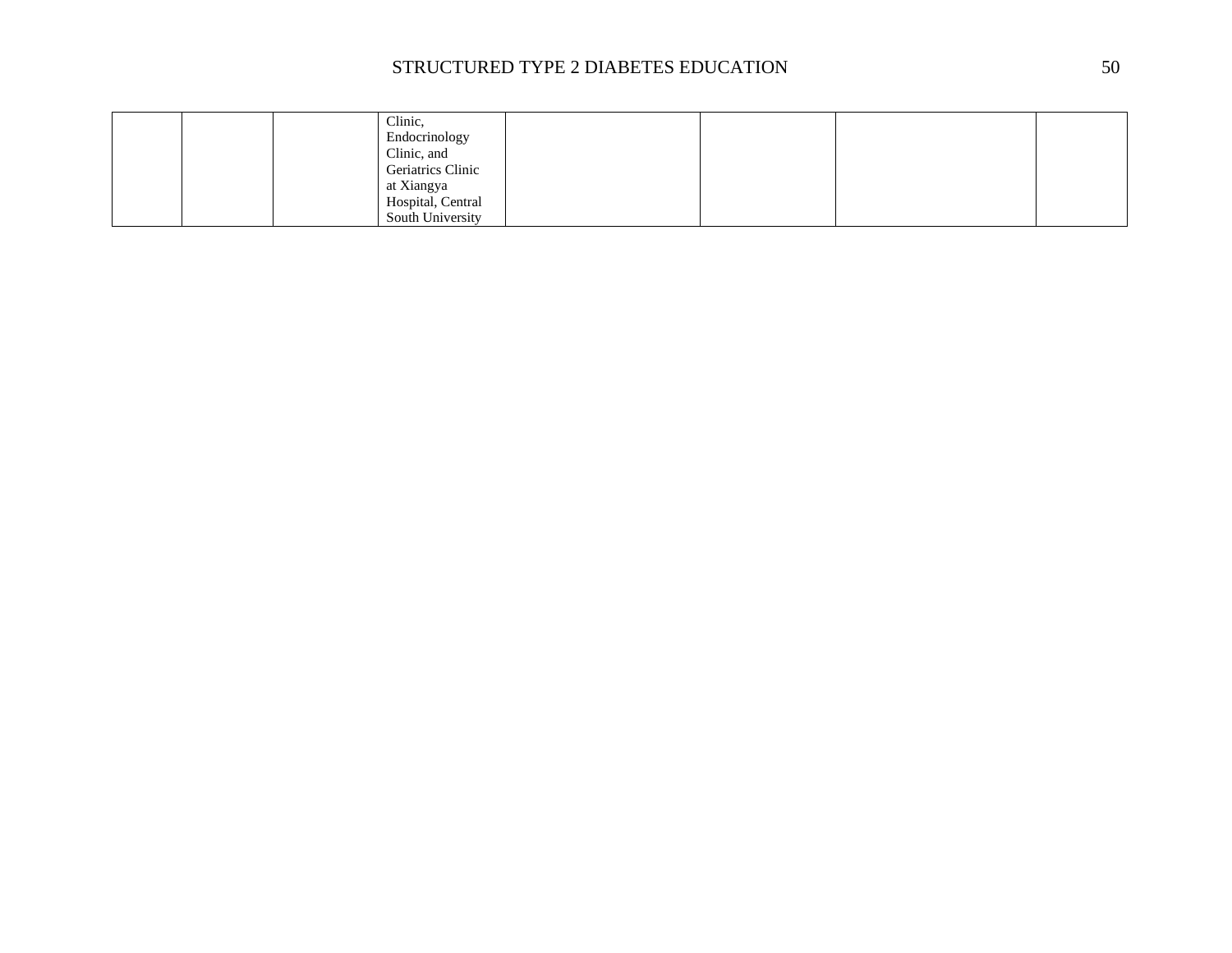| | | | | | | | |
|---|---|---|---|---|---|---|---|
| | | | Clinic, Endocrinology Clinic, and Geriatrics Clinic at Xiangya Hospital, Central South University | | | | |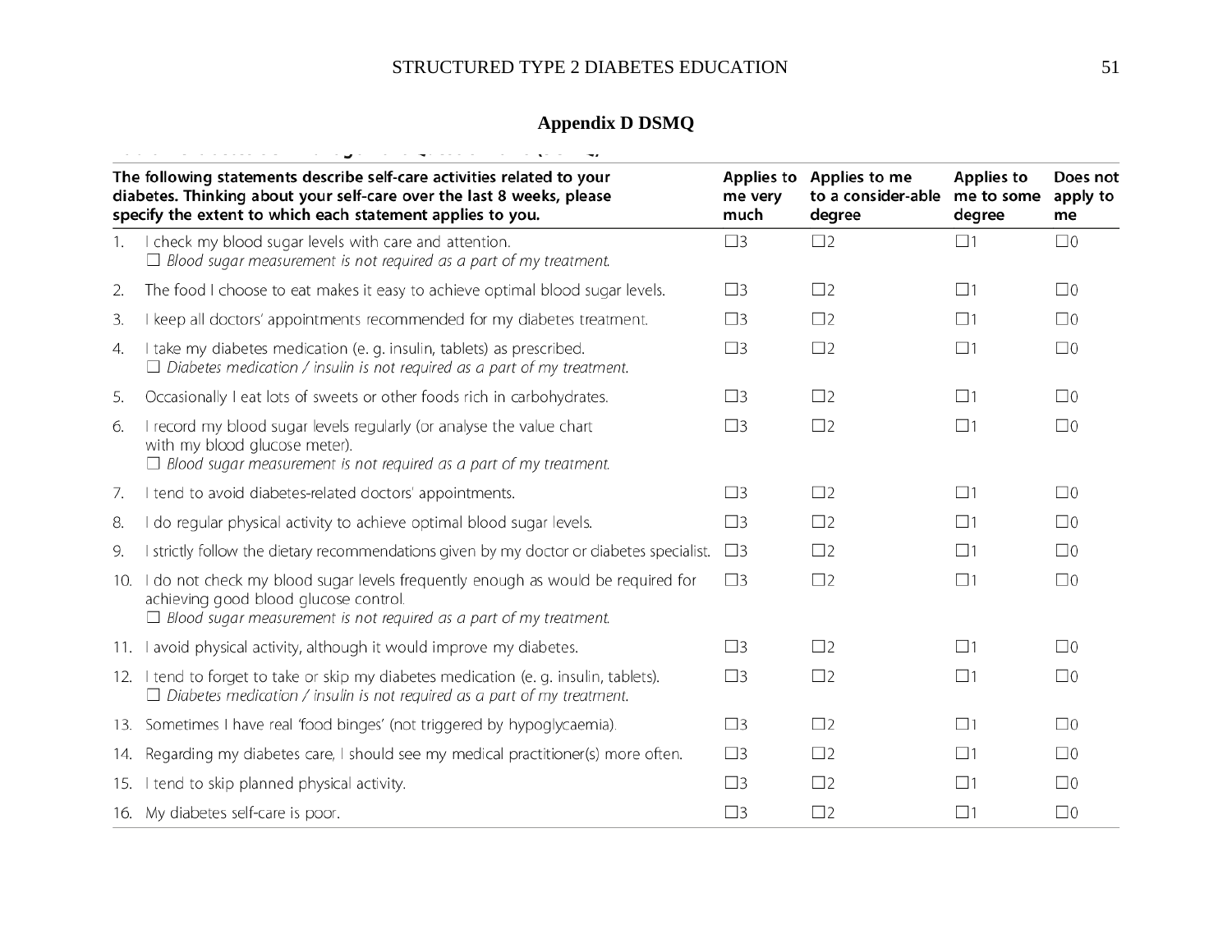## Appendix D DSMQ

| The following statements describe self-care activities related to your diabetes. Thinking about your self-care over the last 8 weeks, please specify the extent to which each statement applies to you. | Applies to me very much | Applies to me to a consider-able degree | Applies to me to some degree | Does not apply to me |
|---|---|---|---|---|
| 1. I check my blood sugar levels with care and attention. ☐ *Blood sugar measurement is not required as a part of my treatment.* | ☐3 | ☐2 | ☐1 | ☐0 |
| 2. The food I choose to eat makes it easy to achieve optimal blood sugar levels. | ☐3 | ☐2 | ☐1 | ☐0 |
| 3. I keep all doctors' appointments recommended for my diabetes treatment. | ☐3 | ☐2 | ☐1 | ☐0 |
| 4. I take my diabetes medication (e. g. insulin, tablets) as prescribed. ☐ *Diabetes medication / insulin is not required as a part of my treatment.* | ☐3 | ☐2 | ☐1 | ☐0 |
| 5. Occasionally I eat lots of sweets or other foods rich in carbohydrates. | ☐3 | ☐2 | ☐1 | ☐0 |
| 6. I record my blood sugar levels regularly (or analyse the value chart with my blood glucose meter). ☐ *Blood sugar measurement is not required as a part of my treatment.* | ☐3 | ☐2 | ☐1 | ☐0 |
| 7. I tend to avoid diabetes-related doctors' appointments. | ☐3 | ☐2 | ☐1 | ☐0 |
| 8. I do regular physical activity to achieve optimal blood sugar levels. | ☐3 | ☐2 | ☐1 | ☐0 |
| 9. I strictly follow the dietary recommendations given by my doctor or diabetes specialist. | ☐3 | ☐2 | ☐1 | ☐0 |
| 10. I do not check my blood sugar levels frequently enough as would be required for achieving good blood glucose control. ☐ *Blood sugar measurement is not required as a part of my treatment.* | ☐3 | ☐2 | ☐1 | ☐0 |
| 11. I avoid physical activity, although it would improve my diabetes. | ☐3 | ☐2 | ☐1 | ☐0 |
| 12. I tend to forget to take or skip my diabetes medication (e. g. insulin, tablets). ☐ *Diabetes medication / insulin is not required as a part of my treatment.* | ☐3 | ☐2 | ☐1 | ☐0 |
| 13. Sometimes I have real 'food binges' (not triggered by hypoglycaemia). | ☐3 | ☐2 | ☐1 | ☐0 |
| 14. Regarding my diabetes care, I should see my medical practitioner(s) more often. | ☐3 | ☐2 | ☐1 | ☐0 |
| 15. I tend to skip planned physical activity. | ☐3 | ☐2 | ☐1 | ☐0 |
| 16. My diabetes self-care is poor. | ☐3 | ☐2 | ☐1 | ☐0 |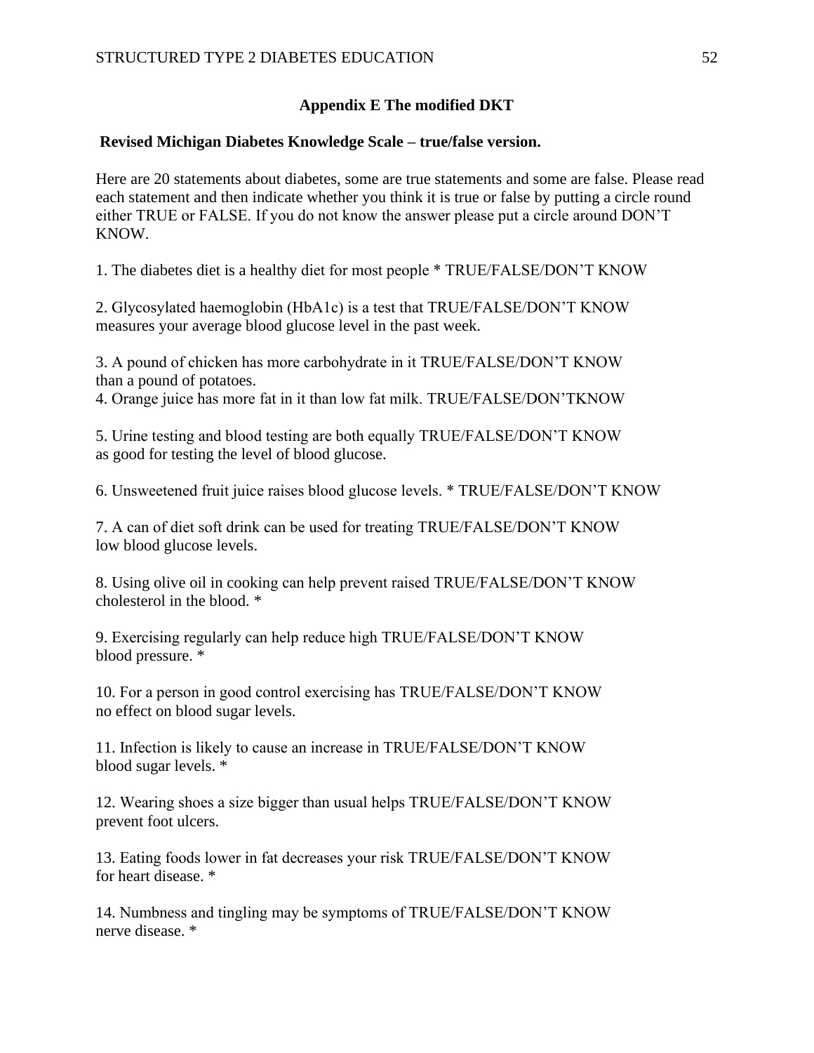**Appendix E The modified DKT**

**Revised Michigan Diabetes Knowledge Scale – true/false version.**

Here are 20 statements about diabetes, some are true statements and some are false. Please read each statement and then indicate whether you think it is true or false by putting a circle round either TRUE or FALSE. If you do not know the answer please put a circle around DON'T KNOW.

1. The diabetes diet is a healthy diet for most people * TRUE/FALSE/DON'T KNOW

2. Glycosylated haemoglobin (HbA1c) is a test that measures your average blood glucose level in the past week. TRUE/FALSE/DON'T KNOW

3. A pound of chicken has more carbohydrate in it than a pound of potatoes. TRUE/FALSE/DON'T KNOW

4. Orange juice has more fat in it than low fat milk. TRUE/FALSE/DON'TKNOW

5. Urine testing and blood testing are both equally as good for testing the level of blood glucose. TRUE/FALSE/DON'T KNOW

6. Unsweetened fruit juice raises blood glucose levels. * TRUE/FALSE/DON'T KNOW

7. A can of diet soft drink can be used for treating low blood glucose levels. TRUE/FALSE/DON'T KNOW

8. Using olive oil in cooking can help prevent raised cholesterol in the blood. * TRUE/FALSE/DON'T KNOW

9. Exercising regularly can help reduce high blood pressure. * TRUE/FALSE/DON'T KNOW

10. For a person in good control exercising has no effect on blood sugar levels. TRUE/FALSE/DON'T KNOW

11. Infection is likely to cause an increase in blood sugar levels. * TRUE/FALSE/DON'T KNOW

12. Wearing shoes a size bigger than usual helps prevent foot ulcers. TRUE/FALSE/DON'T KNOW

13. Eating foods lower in fat decreases your risk for heart disease. * TRUE/FALSE/DON'T KNOW

14. Numbness and tingling may be symptoms of nerve disease. * TRUE/FALSE/DON'T KNOW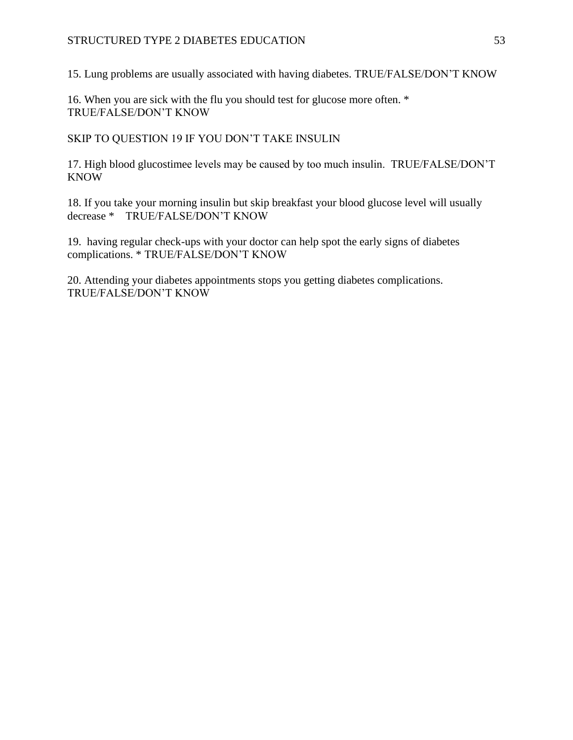15. Lung problems are usually associated with having diabetes. TRUE/FALSE/DON'T KNOW

16. When you are sick with the flu you should test for glucose more often. * TRUE/FALSE/DON'T KNOW

SKIP TO QUESTION 19 IF YOU DON'T TAKE INSULIN

17. High blood glucostimee levels may be caused by too much insulin. TRUE/FALSE/DON'T KNOW

18. If you take your morning insulin but skip breakfast your blood glucose level will usually decrease * TRUE/FALSE/DON'T KNOW

19. having regular check-ups with your doctor can help spot the early signs of diabetes complications. * TRUE/FALSE/DON'T KNOW

20. Attending your diabetes appointments stops you getting diabetes complications. TRUE/FALSE/DON'T KNOW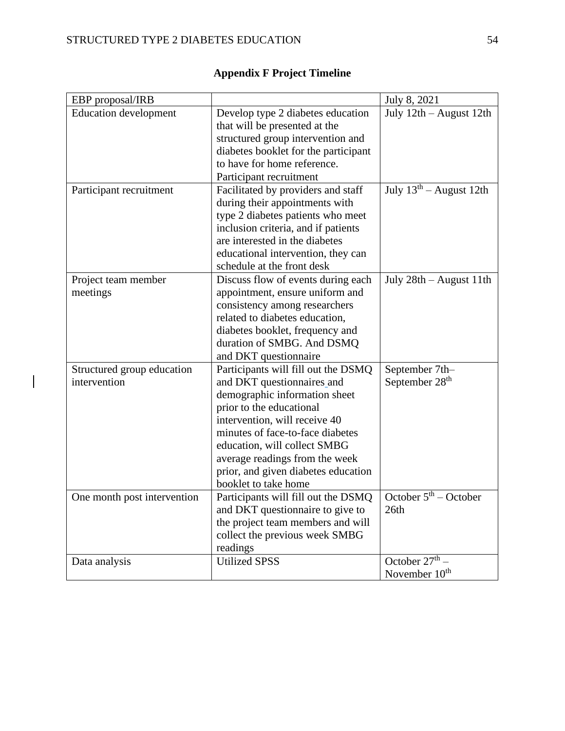**Appendix F Project Timeline**

| | | |
|---|---|---|
| EBP proposal/IRB | | July 8, 2021 |
| Education development | Develop type 2 diabetes education that will be presented at the structured group intervention and diabetes booklet for the participant to have for home reference. Participant recruitment | July 12th – August 12th |
| Participant recruitment | Facilitated by providers and staff during their appointments with type 2 diabetes patients who meet inclusion criteria, and if patients are interested in the diabetes educational intervention, they can schedule at the front desk | July 13th – August 12th |
| Project team member meetings | Discuss flow of events during each appointment, ensure uniform and consistency among researchers related to diabetes education, diabetes booklet, frequency and duration of SMBG. And DSMQ and DKT questionnaire | July 28th – August 11th |
| Structured group education intervention | Participants will fill out the DSMQ and DKT questionnaires and demographic information sheet prior to the educational intervention, will receive 40 minutes of face-to-face diabetes education, will collect SMBG average readings from the week prior, and given diabetes education booklet to take home | September 7th– September 28th |
| One month post intervention | Participants will fill out the DSMQ and DKT questionnaire to give to the project team members and will collect the previous week SMBG readings | October 5th – October 26th |
| Data analysis | Utilized SPSS | October 27th – November 10th |